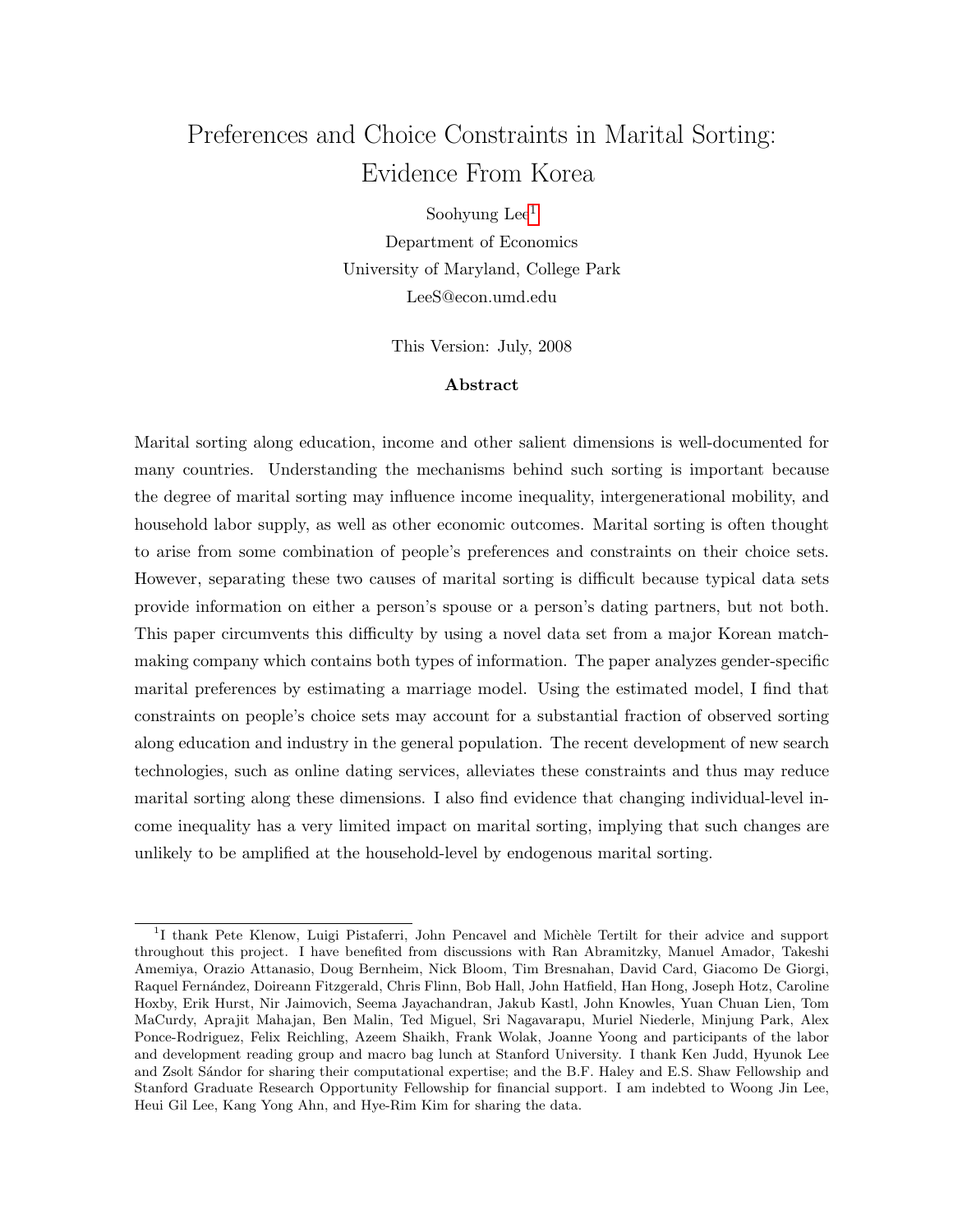# Preferences and Choice Constraints in Marital Sorting: Evidence From Korea

Soohyung Lee[1]

Department of Economics

University of Maryland, College Park

LeeS@econ.umd.edu

This Version: July, 2008

### Abstract

Marital sorting along education, income and other salient dimensions is well-documented for many countries. Understanding the mechanisms behind such sorting is important because the degree of marital sorting may influence income inequality, intergenerational mobility, and household labor supply, as well as other economic outcomes. Marital sorting is often thought to arise from some combination of people's preferences and constraints on their choice sets. However, separating these two causes of marital sorting is difficult because typical data sets provide information on either a person's spouse or a person's dating partners, but not both. This paper circumvents this difficulty by using a novel data set from a major Korean match-making company which contains both types of information. The paper analyzes gender-specific marital preferences by estimating a marriage model. Using the estimated model, I find that constraints on people's choice sets may account for a substantial fraction of observed sorting along education and industry in the general population. The recent development of new search technologies, such as online dating services, alleviates these constraints and thus may reduce marital sorting along these dimensions. I also find evidence that changing individual-level income inequality has a very limited impact on marital sorting, implying that such changes are unlikely to be amplified at the household-level by endogenous marital sorting.

---

[1] I thank Pete Klenow, Luigi Pistaferri, John Pencavel and Michèle Tertilt for their advice and support throughout this project. I have benefited from discussions with Ran Abramitzky, Manuel Amador, Takeshi Amemiya, Orazio Attanasio, Doug Bernheim, Nick Bloom, Tim Bresnahan, David Card, Giacomo De Giorgi, Raquel Fernández, Doireann Fitzgerald, Chris Flinn, Bob Hall, John Hatfield, Han Hong, Joseph Hotz, Caroline Hoxby, Erik Hurst, Nir Jaimovich, Seema Jayachandran, Jakub Kastl, John Knowles, Yuan Chuan Lien, Tom MaCurdy, Aprajit Mahajan, Ben Malin, Ted Miguel, Sri Nagavarapu, Muriel Niederle, Minjung Park, Alex Ponce-Rodriguez, Felix Reichling, Azeem Shaikh, Frank Wolak, Joanne Yoong and participants of the labor and development reading group and macro bag lunch at Stanford University. I thank Ken Judd, Hyunok Lee and Zsolt Sándor for sharing their computational expertise; and the B.F. Haley and E.S. Shaw Fellowship and Stanford Graduate Research Opportunity Fellowship for financial support. I am indebted to Woong Jin Lee, Heui Gil Lee, Kang Yong Ahn, and Hye-Rim Kim for sharing the data.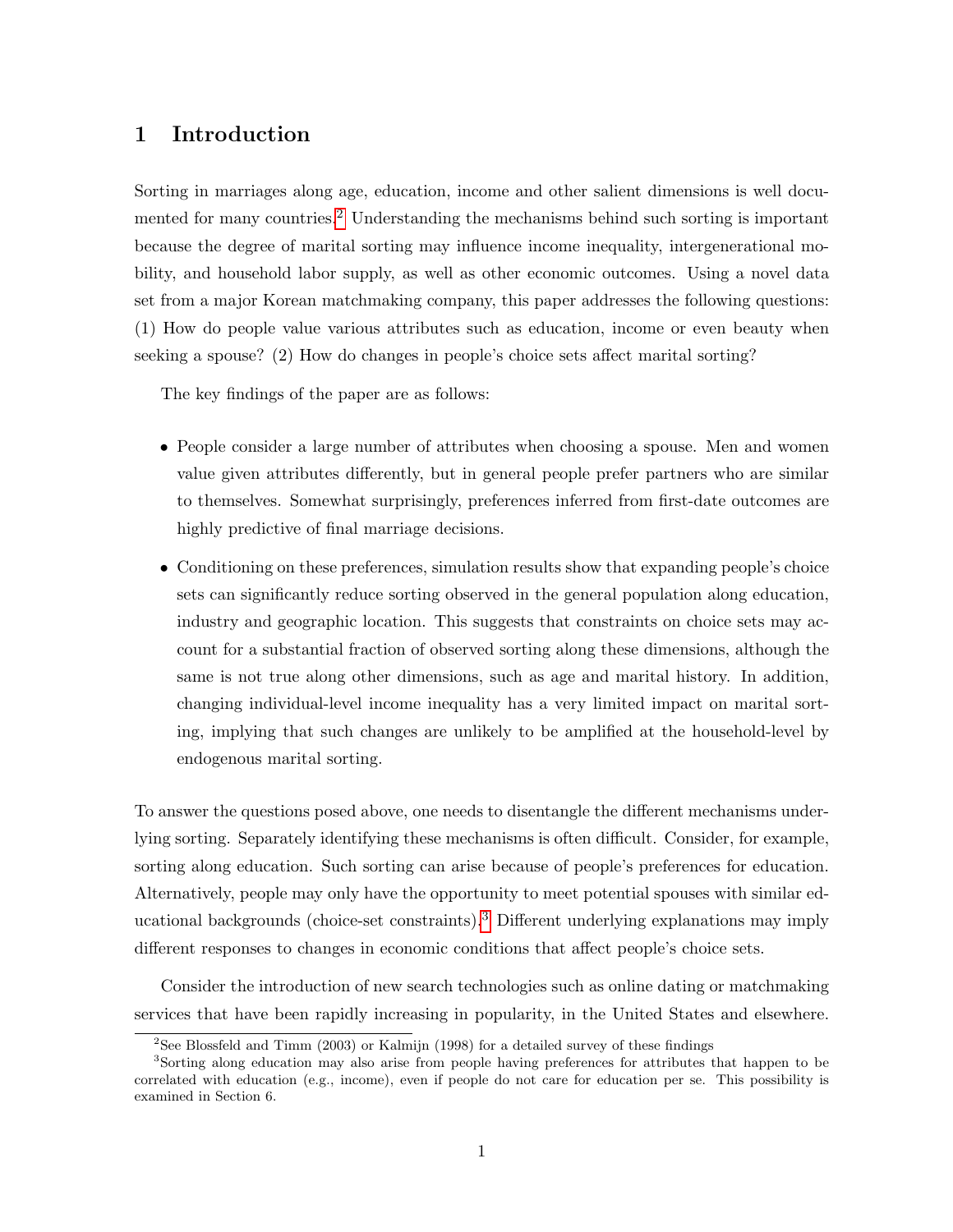# 1 Introduction

Sorting in marriages along age, education, income and other salient dimensions is well documented for many countries.[2] Understanding the mechanisms behind such sorting is important because the degree of marital sorting may influence income inequality, intergenerational mobility, and household labor supply, as well as other economic outcomes. Using a novel data set from a major Korean matchmaking company, this paper addresses the following questions: (1) How do people value various attributes such as education, income or even beauty when seeking a spouse? (2) How do changes in people's choice sets affect marital sorting?

The key findings of the paper are as follows:

- People consider a large number of attributes when choosing a spouse. Men and women value given attributes differently, but in general people prefer partners who are similar to themselves. Somewhat surprisingly, preferences inferred from first-date outcomes are highly predictive of final marriage decisions.
- Conditioning on these preferences, simulation results show that expanding people's choice sets can significantly reduce sorting observed in the general population along education, industry and geographic location. This suggests that constraints on choice sets may account for a substantial fraction of observed sorting along these dimensions, although the same is not true along other dimensions, such as age and marital history. In addition, changing individual-level income inequality has a very limited impact on marital sorting, implying that such changes are unlikely to be amplified at the household-level by endogenous marital sorting.

To answer the questions posed above, one needs to disentangle the different mechanisms underlying sorting. Separately identifying these mechanisms is often difficult. Consider, for example, sorting along education. Such sorting can arise because of people's preferences for education. Alternatively, people may only have the opportunity to meet potential spouses with similar educational backgrounds (choice-set constraints).[3] Different underlying explanations may imply different responses to changes in economic conditions that affect people's choice sets.

Consider the introduction of new search technologies such as online dating or matchmaking services that have been rapidly increasing in popularity, in the United States and elsewhere.

[2] See Blossfeld and Timm (2003) or Kalmijn (1998) for a detailed survey of these findings

[3] Sorting along education may also arise from people having preferences for attributes that happen to be correlated with education (e.g., income), even if people do not care for education per se. This possibility is examined in Section 6.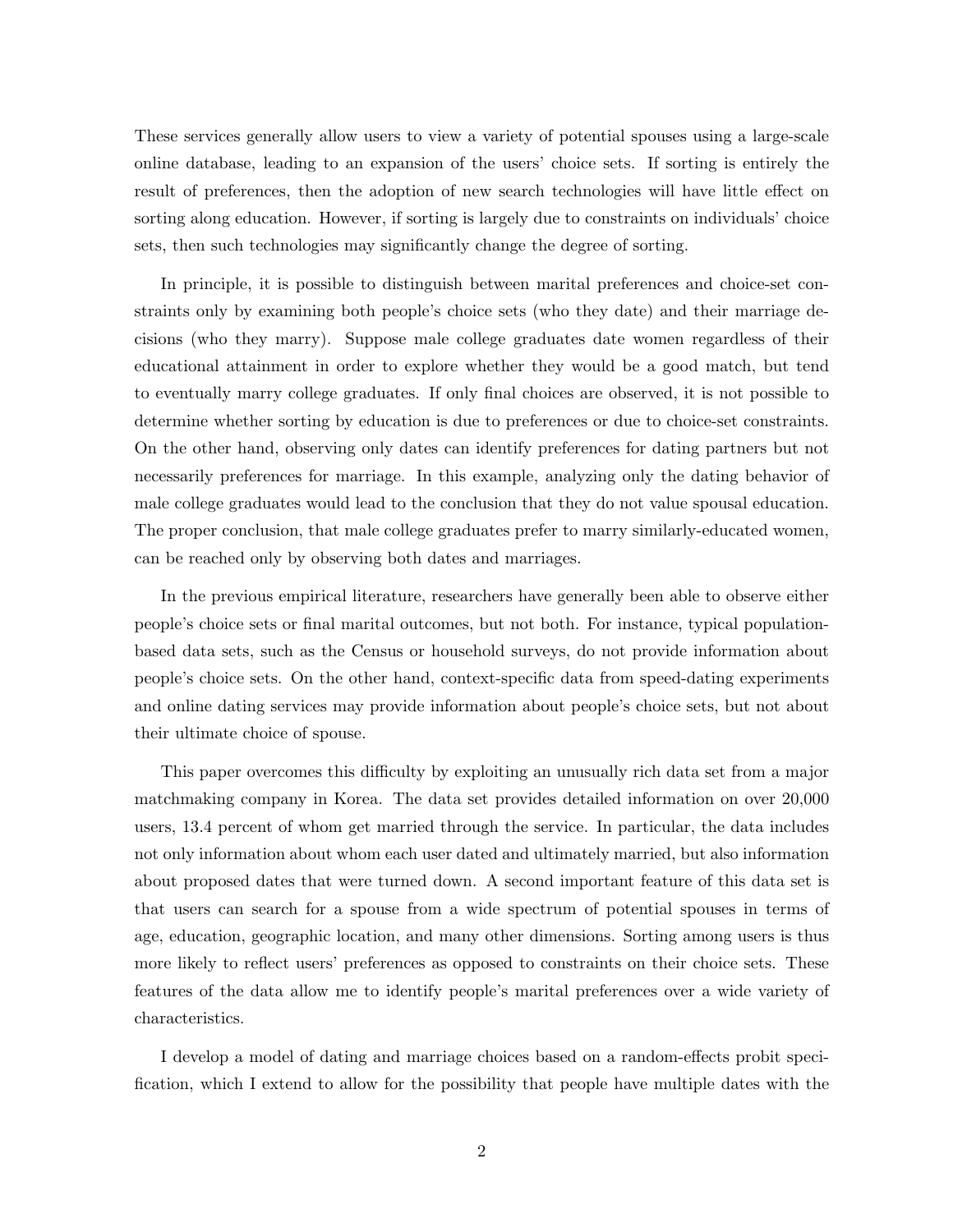These services generally allow users to view a variety of potential spouses using a large-scale online database, leading to an expansion of the users' choice sets. If sorting is entirely the result of preferences, then the adoption of new search technologies will have little effect on sorting along education. However, if sorting is largely due to constraints on individuals' choice sets, then such technologies may significantly change the degree of sorting.

In principle, it is possible to distinguish between marital preferences and choice-set constraints only by examining both people's choice sets (who they date) and their marriage decisions (who they marry). Suppose male college graduates date women regardless of their educational attainment in order to explore whether they would be a good match, but tend to eventually marry college graduates. If only final choices are observed, it is not possible to determine whether sorting by education is due to preferences or due to choice-set constraints. On the other hand, observing only dates can identify preferences for dating partners but not necessarily preferences for marriage. In this example, analyzing only the dating behavior of male college graduates would lead to the conclusion that they do not value spousal education. The proper conclusion, that male college graduates prefer to marry similarly-educated women, can be reached only by observing both dates and marriages.

In the previous empirical literature, researchers have generally been able to observe either people's choice sets or final marital outcomes, but not both. For instance, typical population-based data sets, such as the Census or household surveys, do not provide information about people's choice sets. On the other hand, context-specific data from speed-dating experiments and online dating services may provide information about people's choice sets, but not about their ultimate choice of spouse.

This paper overcomes this difficulty by exploiting an unusually rich data set from a major matchmaking company in Korea. The data set provides detailed information on over 20,000 users, 13.4 percent of whom get married through the service. In particular, the data includes not only information about whom each user dated and ultimately married, but also information about proposed dates that were turned down. A second important feature of this data set is that users can search for a spouse from a wide spectrum of potential spouses in terms of age, education, geographic location, and many other dimensions. Sorting among users is thus more likely to reflect users' preferences as opposed to constraints on their choice sets. These features of the data allow me to identify people's marital preferences over a wide variety of characteristics.

I develop a model of dating and marriage choices based on a random-effects probit specification, which I extend to allow for the possibility that people have multiple dates with the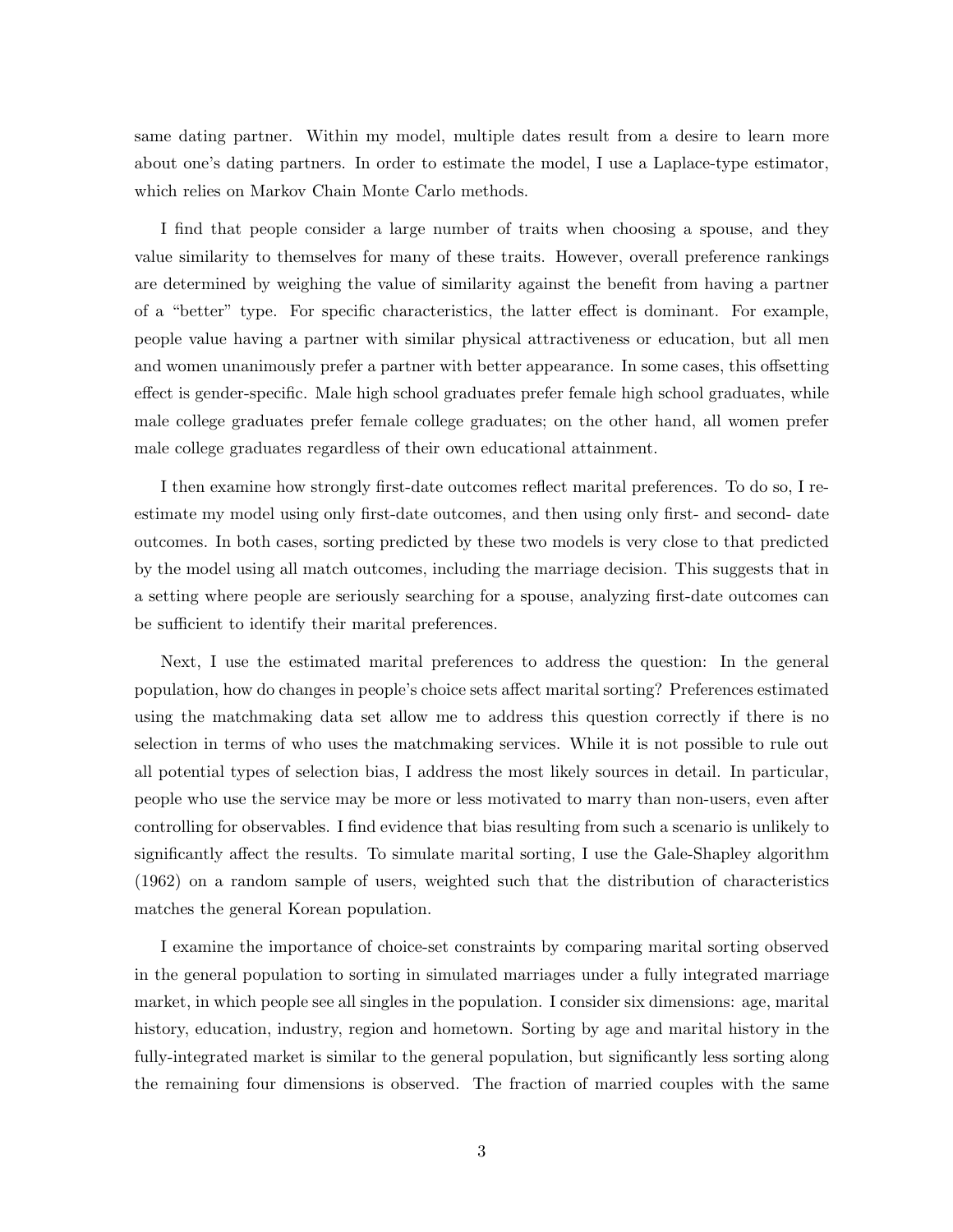same dating partner. Within my model, multiple dates result from a desire to learn more about one's dating partners. In order to estimate the model, I use a Laplace-type estimator, which relies on Markov Chain Monte Carlo methods.

I find that people consider a large number of traits when choosing a spouse, and they value similarity to themselves for many of these traits. However, overall preference rankings are determined by weighing the value of similarity against the benefit from having a partner of a "better" type. For specific characteristics, the latter effect is dominant. For example, people value having a partner with similar physical attractiveness or education, but all men and women unanimously prefer a partner with better appearance. In some cases, this offsetting effect is gender-specific. Male high school graduates prefer female high school graduates, while male college graduates prefer female college graduates; on the other hand, all women prefer male college graduates regardless of their own educational attainment.

I then examine how strongly first-date outcomes reflect marital preferences. To do so, I re-estimate my model using only first-date outcomes, and then using only first- and second- date outcomes. In both cases, sorting predicted by these two models is very close to that predicted by the model using all match outcomes, including the marriage decision. This suggests that in a setting where people are seriously searching for a spouse, analyzing first-date outcomes can be sufficient to identify their marital preferences.

Next, I use the estimated marital preferences to address the question: In the general population, how do changes in people's choice sets affect marital sorting? Preferences estimated using the matchmaking data set allow me to address this question correctly if there is no selection in terms of who uses the matchmaking services. While it is not possible to rule out all potential types of selection bias, I address the most likely sources in detail. In particular, people who use the service may be more or less motivated to marry than non-users, even after controlling for observables. I find evidence that bias resulting from such a scenario is unlikely to significantly affect the results. To simulate marital sorting, I use the Gale-Shapley algorithm (1962) on a random sample of users, weighted such that the distribution of characteristics matches the general Korean population.

I examine the importance of choice-set constraints by comparing marital sorting observed in the general population to sorting in simulated marriages under a fully integrated marriage market, in which people see all singles in the population. I consider six dimensions: age, marital history, education, industry, region and hometown. Sorting by age and marital history in the fully-integrated market is similar to the general population, but significantly less sorting along the remaining four dimensions is observed. The fraction of married couples with the same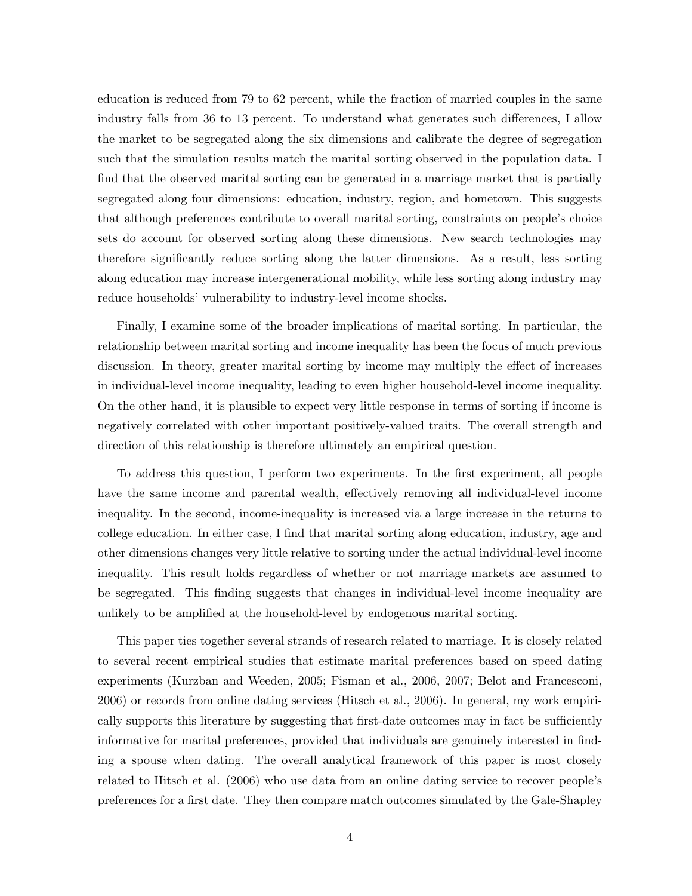education is reduced from 79 to 62 percent, while the fraction of married couples in the same industry falls from 36 to 13 percent. To understand what generates such differences, I allow the market to be segregated along the six dimensions and calibrate the degree of segregation such that the simulation results match the marital sorting observed in the population data. I find that the observed marital sorting can be generated in a marriage market that is partially segregated along four dimensions: education, industry, region, and hometown. This suggests that although preferences contribute to overall marital sorting, constraints on people's choice sets do account for observed sorting along these dimensions. New search technologies may therefore significantly reduce sorting along the latter dimensions. As a result, less sorting along education may increase intergenerational mobility, while less sorting along industry may reduce households' vulnerability to industry-level income shocks.

Finally, I examine some of the broader implications of marital sorting. In particular, the relationship between marital sorting and income inequality has been the focus of much previous discussion. In theory, greater marital sorting by income may multiply the effect of increases in individual-level income inequality, leading to even higher household-level income inequality. On the other hand, it is plausible to expect very little response in terms of sorting if income is negatively correlated with other important positively-valued traits. The overall strength and direction of this relationship is therefore ultimately an empirical question.

To address this question, I perform two experiments. In the first experiment, all people have the same income and parental wealth, effectively removing all individual-level income inequality. In the second, income-inequality is increased via a large increase in the returns to college education. In either case, I find that marital sorting along education, industry, age and other dimensions changes very little relative to sorting under the actual individual-level income inequality. This result holds regardless of whether or not marriage markets are assumed to be segregated. This finding suggests that changes in individual-level income inequality are unlikely to be amplified at the household-level by endogenous marital sorting.

This paper ties together several strands of research related to marriage. It is closely related to several recent empirical studies that estimate marital preferences based on speed dating experiments (Kurzban and Weeden, 2005; Fisman et al., 2006, 2007; Belot and Francesconi, 2006) or records from online dating services (Hitsch et al., 2006). In general, my work empirically supports this literature by suggesting that first-date outcomes may in fact be sufficiently informative for marital preferences, provided that individuals are genuinely interested in finding a spouse when dating. The overall analytical framework of this paper is most closely related to Hitsch et al. (2006) who use data from an online dating service to recover people's preferences for a first date. They then compare match outcomes simulated by the Gale-Shapley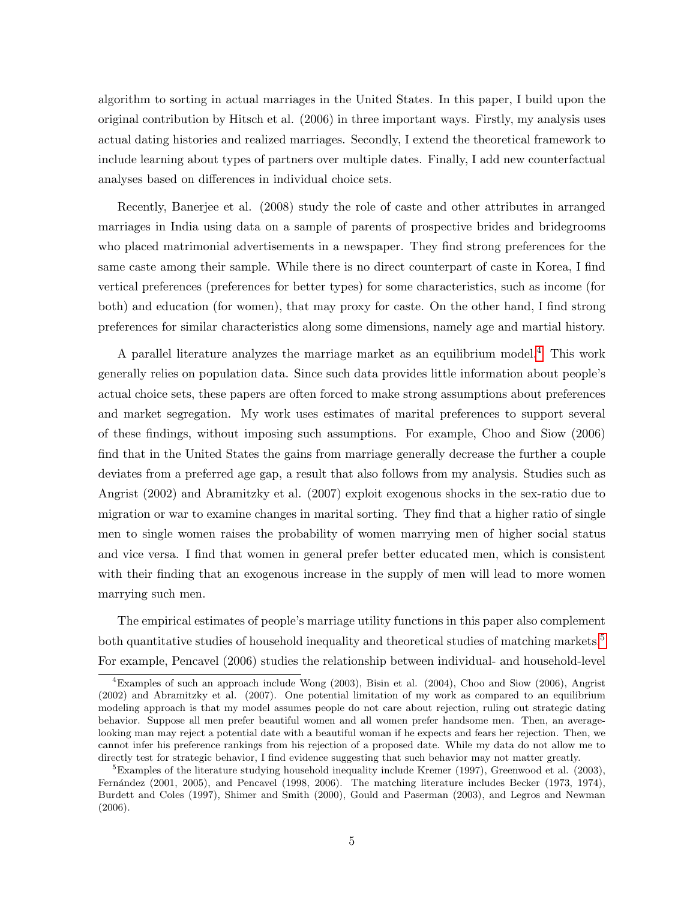algorithm to sorting in actual marriages in the United States. In this paper, I build upon the original contribution by Hitsch et al. (2006) in three important ways. Firstly, my analysis uses actual dating histories and realized marriages. Secondly, I extend the theoretical framework to include learning about types of partners over multiple dates. Finally, I add new counterfactual analyses based on differences in individual choice sets.

Recently, Banerjee et al. (2008) study the role of caste and other attributes in arranged marriages in India using data on a sample of parents of prospective brides and bridegrooms who placed matrimonial advertisements in a newspaper. They find strong preferences for the same caste among their sample. While there is no direct counterpart of caste in Korea, I find vertical preferences (preferences for better types) for some characteristics, such as income (for both) and education (for women), that may proxy for caste. On the other hand, I find strong preferences for similar characteristics along some dimensions, namely age and martial history.

A parallel literature analyzes the marriage market as an equilibrium model.[4] This work generally relies on population data. Since such data provides little information about people's actual choice sets, these papers are often forced to make strong assumptions about preferences and market segregation. My work uses estimates of marital preferences to support several of these findings, without imposing such assumptions. For example, Choo and Siow (2006) find that in the United States the gains from marriage generally decrease the further a couple deviates from a preferred age gap, a result that also follows from my analysis. Studies such as Angrist (2002) and Abramitzky et al. (2007) exploit exogenous shocks in the sex-ratio due to migration or war to examine changes in marital sorting. They find that a higher ratio of single men to single women raises the probability of women marrying men of higher social status and vice versa. I find that women in general prefer better educated men, which is consistent with their finding that an exogenous increase in the supply of men will lead to more women marrying such men.

The empirical estimates of people's marriage utility functions in this paper also complement both quantitative studies of household inequality and theoretical studies of matching markets.[5] For example, Pencavel (2006) studies the relationship between individual- and household-level

[4] Examples of such an approach include Wong (2003), Bisin et al. (2004), Choo and Siow (2006), Angrist (2002) and Abramitzky et al. (2007). One potential limitation of my work as compared to an equilibrium modeling approach is that my model assumes people do not care about rejection, ruling out strategic dating behavior. Suppose all men prefer beautiful women and all women prefer handsome men. Then, an average-looking man may reject a potential date with a beautiful woman if he expects and fears her rejection. Then, we cannot infer his preference rankings from his rejection of a proposed date. While my data do not allow me to directly test for strategic behavior, I find evidence suggesting that such behavior may not matter greatly.

[5] Examples of the literature studying household inequality include Kremer (1997), Greenwood et al. (2003), Fernández (2001, 2005), and Pencavel (1998, 2006). The matching literature includes Becker (1973, 1974), Burdett and Coles (1997), Shimer and Smith (2000), Gould and Paserman (2003), and Legros and Newman (2006).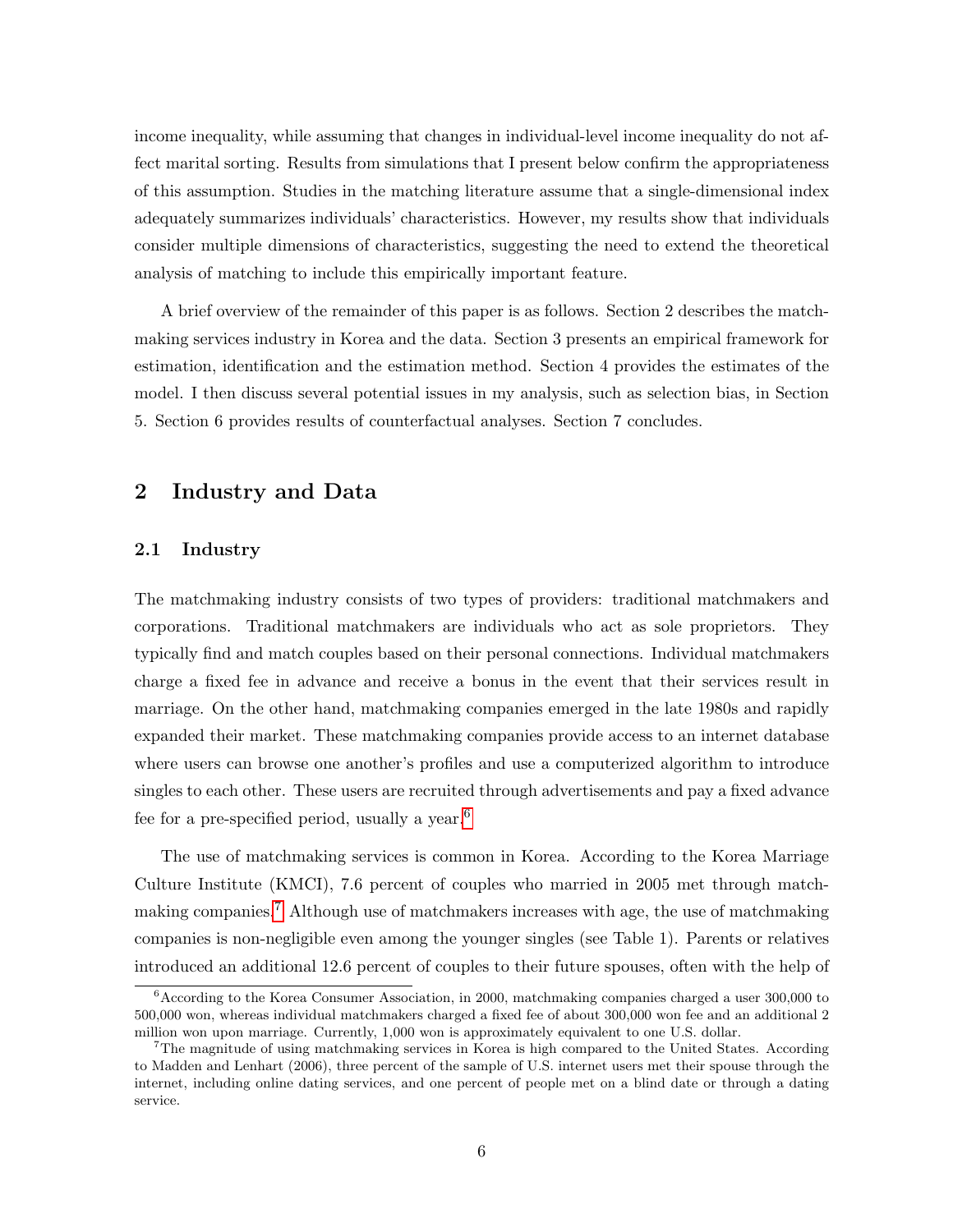income inequality, while assuming that changes in individual-level income inequality do not affect marital sorting. Results from simulations that I present below confirm the appropriateness of this assumption. Studies in the matching literature assume that a single-dimensional index adequately summarizes individuals' characteristics. However, my results show that individuals consider multiple dimensions of characteristics, suggesting the need to extend the theoretical analysis of matching to include this empirically important feature.

A brief overview of the remainder of this paper is as follows. Section 2 describes the matchmaking services industry in Korea and the data. Section 3 presents an empirical framework for estimation, identification and the estimation method. Section 4 provides the estimates of the model. I then discuss several potential issues in my analysis, such as selection bias, in Section 5. Section 6 provides results of counterfactual analyses. Section 7 concludes.

## 2 Industry and Data

### 2.1 Industry

The matchmaking industry consists of two types of providers: traditional matchmakers and corporations. Traditional matchmakers are individuals who act as sole proprietors. They typically find and match couples based on their personal connections. Individual matchmakers charge a fixed fee in advance and receive a bonus in the event that their services result in marriage. On the other hand, matchmaking companies emerged in the late 1980s and rapidly expanded their market. These matchmaking companies provide access to an internet database where users can browse one another's profiles and use a computerized algorithm to introduce singles to each other. These users are recruited through advertisements and pay a fixed advance fee for a pre-specified period, usually a year.[6]

The use of matchmaking services is common in Korea. According to the Korea Marriage Culture Institute (KMCI), 7.6 percent of couples who married in 2005 met through matchmaking companies.[7] Although use of matchmakers increases with age, the use of matchmaking companies is non-negligible even among the younger singles (see Table 1). Parents or relatives introduced an additional 12.6 percent of couples to their future spouses, often with the help of

[6] According to the Korea Consumer Association, in 2000, matchmaking companies charged a user 300,000 to 500,000 won, whereas individual matchmakers charged a fixed fee of about 300,000 won fee and an additional 2 million won upon marriage. Currently, 1,000 won is approximately equivalent to one U.S. dollar.

[7] The magnitude of using matchmaking services in Korea is high compared to the United States. According to Madden and Lenhart (2006), three percent of the sample of U.S. internet users met their spouse through the internet, including online dating services, and one percent of people met on a blind date or through a dating service.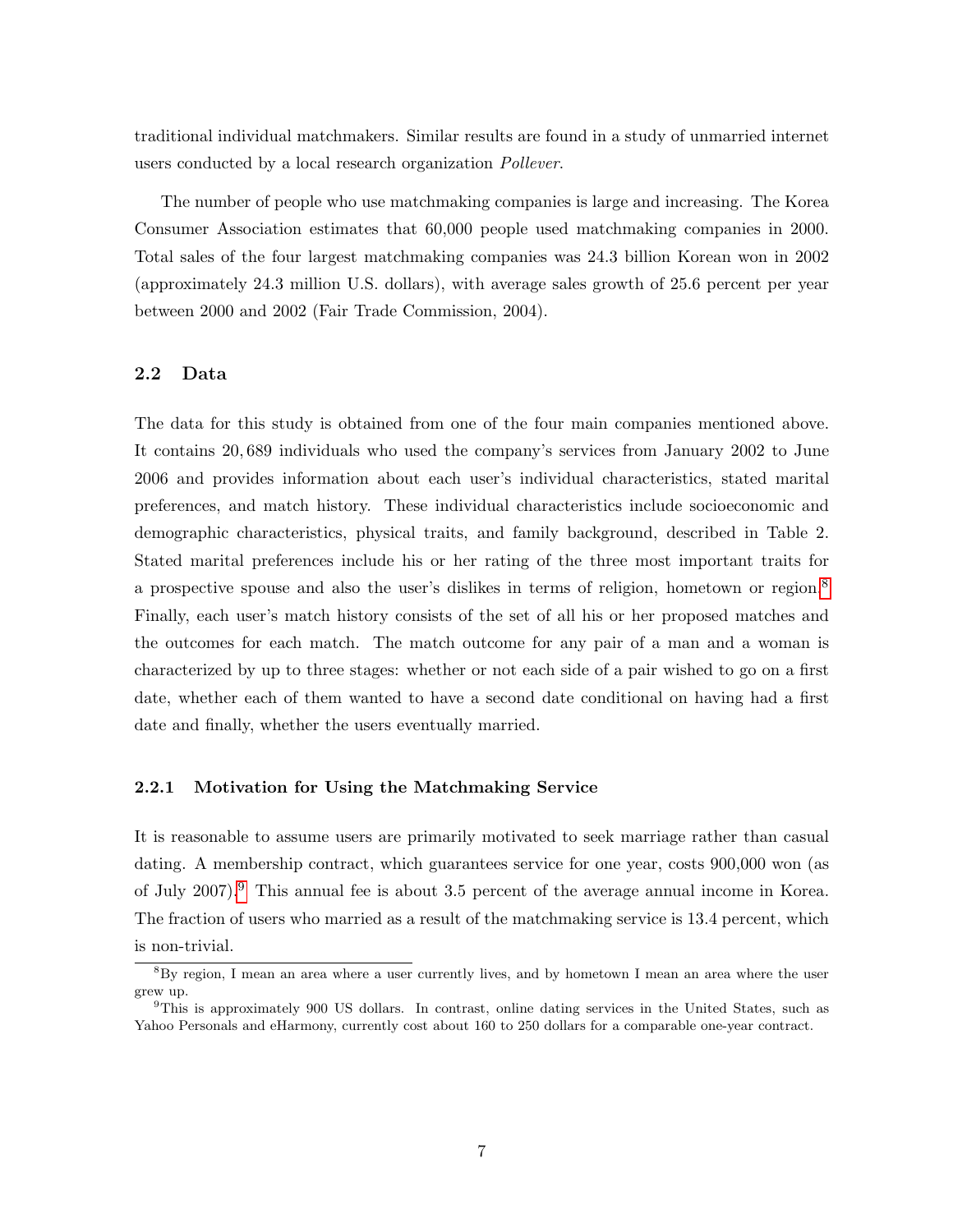traditional individual matchmakers. Similar results are found in a study of unmarried internet users conducted by a local research organization *Pollever*.

The number of people who use matchmaking companies is large and increasing. The Korea Consumer Association estimates that 60,000 people used matchmaking companies in 2000. Total sales of the four largest matchmaking companies was 24.3 billion Korean won in 2002 (approximately 24.3 million U.S. dollars), with average sales growth of 25.6 percent per year between 2000 and 2002 (Fair Trade Commission, 2004).

## 2.2 Data

The data for this study is obtained from one of the four main companies mentioned above. It contains 20,689 individuals who used the company's services from January 2002 to June 2006 and provides information about each user's individual characteristics, stated marital preferences, and match history. These individual characteristics include socioeconomic and demographic characteristics, physical traits, and family background, described in Table 2. Stated marital preferences include his or her rating of the three most important traits for a prospective spouse and also the user's dislikes in terms of religion, hometown or region.[8] Finally, each user's match history consists of the set of all his or her proposed matches and the outcomes for each match. The match outcome for any pair of a man and a woman is characterized by up to three stages: whether or not each side of a pair wished to go on a first date, whether each of them wanted to have a second date conditional on having had a first date and finally, whether the users eventually married.

### 2.2.1 Motivation for Using the Matchmaking Service

It is reasonable to assume users are primarily motivated to seek marriage rather than casual dating. A membership contract, which guarantees service for one year, costs 900,000 won (as of July 2007).[9] This annual fee is about 3.5 percent of the average annual income in Korea. The fraction of users who married as a result of the matchmaking service is 13.4 percent, which is non-trivial.

[8] By region, I mean an area where a user currently lives, and by hometown I mean an area where the user grew up.

[9] This is approximately 900 US dollars. In contrast, online dating services in the United States, such as Yahoo Personals and eHarmony, currently cost about 160 to 250 dollars for a comparable one-year contract.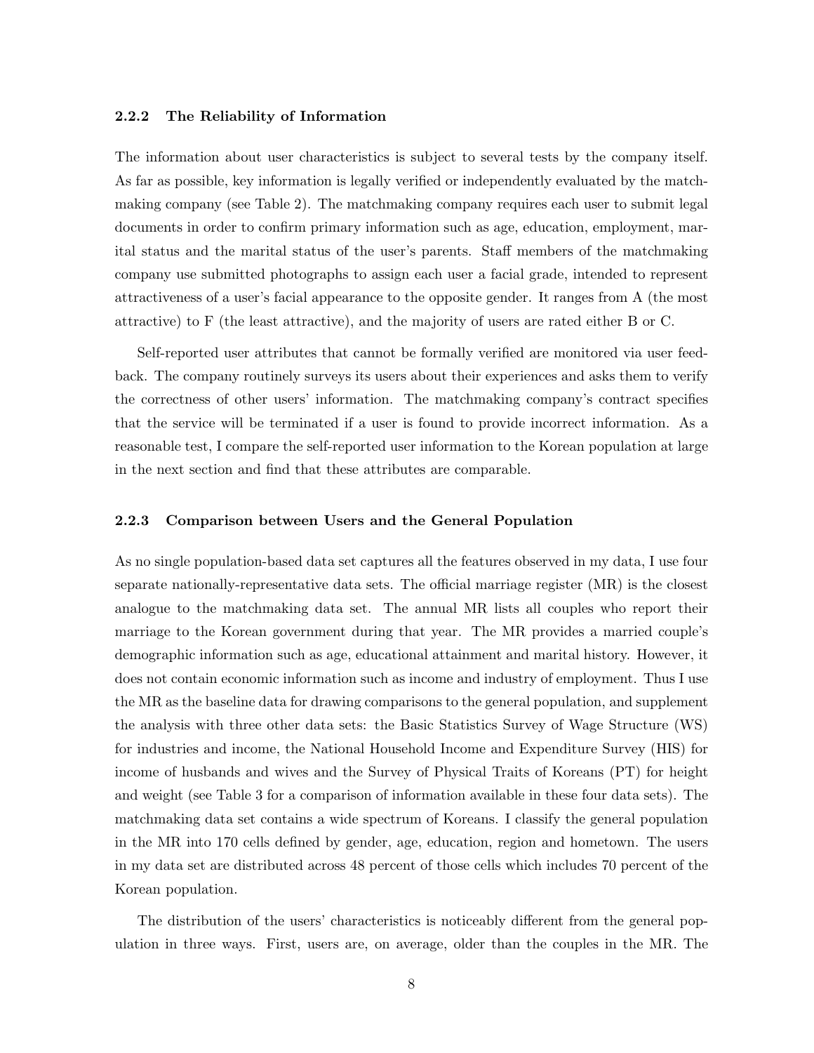### 2.2.2 The Reliability of Information

The information about user characteristics is subject to several tests by the company itself. As far as possible, key information is legally verified or independently evaluated by the matchmaking company (see Table 2). The matchmaking company requires each user to submit legal documents in order to confirm primary information such as age, education, employment, marital status and the marital status of the user's parents. Staff members of the matchmaking company use submitted photographs to assign each user a facial grade, intended to represent attractiveness of a user's facial appearance to the opposite gender. It ranges from A (the most attractive) to F (the least attractive), and the majority of users are rated either B or C.

Self-reported user attributes that cannot be formally verified are monitored via user feedback. The company routinely surveys its users about their experiences and asks them to verify the correctness of other users' information. The matchmaking company's contract specifies that the service will be terminated if a user is found to provide incorrect information. As a reasonable test, I compare the self-reported user information to the Korean population at large in the next section and find that these attributes are comparable.

### 2.2.3 Comparison between Users and the General Population

As no single population-based data set captures all the features observed in my data, I use four separate nationally-representative data sets. The official marriage register (MR) is the closest analogue to the matchmaking data set. The annual MR lists all couples who report their marriage to the Korean government during that year. The MR provides a married couple's demographic information such as age, educational attainment and marital history. However, it does not contain economic information such as income and industry of employment. Thus I use the MR as the baseline data for drawing comparisons to the general population, and supplement the analysis with three other data sets: the Basic Statistics Survey of Wage Structure (WS) for industries and income, the National Household Income and Expenditure Survey (HIS) for income of husbands and wives and the Survey of Physical Traits of Koreans (PT) for height and weight (see Table 3 for a comparison of information available in these four data sets). The matchmaking data set contains a wide spectrum of Koreans. I classify the general population in the MR into 170 cells defined by gender, age, education, region and hometown. The users in my data set are distributed across 48 percent of those cells which includes 70 percent of the Korean population.

The distribution of the users' characteristics is noticeably different from the general population in three ways. First, users are, on average, older than the couples in the MR. The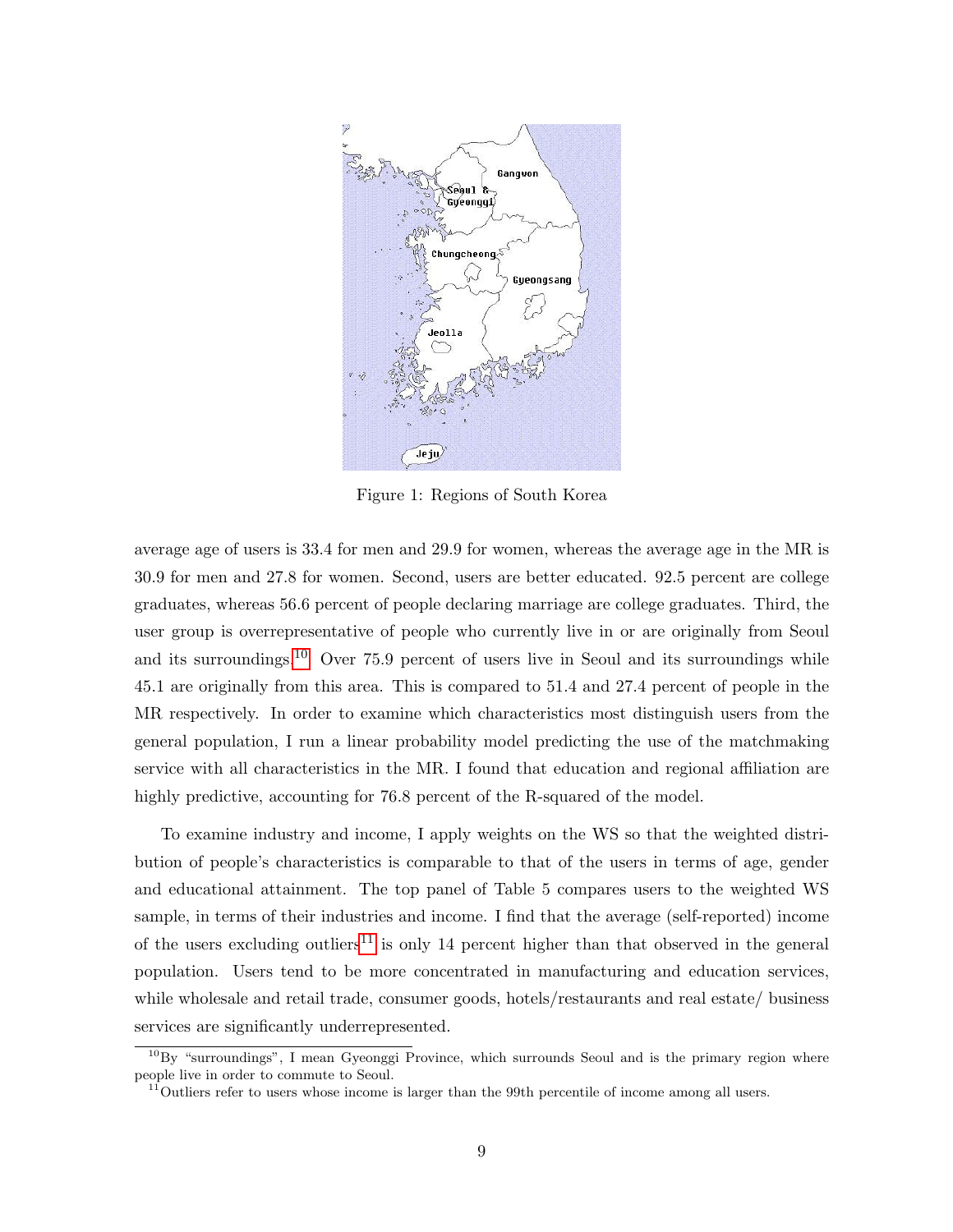Figure 1: Regions of South Korea

average age of users is 33.4 for men and 29.9 for women, whereas the average age in the MR is 30.9 for men and 27.8 for women. Second, users are better educated. 92.5 percent are college graduates, whereas 56.6 percent of people declaring marriage are college graduates. Third, the user group is overrepresentative of people who currently live in or are originally from Seoul and its surroundings.[10] Over 75.9 percent of users live in Seoul and its surroundings while 45.1 are originally from this area. This is compared to 51.4 and 27.4 percent of people in the MR respectively. In order to examine which characteristics most distinguish users from the general population, I run a linear probability model predicting the use of the matchmaking service with all characteristics in the MR. I found that education and regional affiliation are highly predictive, accounting for 76.8 percent of the R-squared of the model.

To examine industry and income, I apply weights on the WS so that the weighted distribution of people's characteristics is comparable to that of the users in terms of age, gender and educational attainment. The top panel of Table 5 compares users to the weighted WS sample, in terms of their industries and income. I find that the average (self-reported) income of the users excluding outliers[11] is only 14 percent higher than that observed in the general population. Users tend to be more concentrated in manufacturing and education services, while wholesale and retail trade, consumer goods, hotels/restaurants and real estate/ business services are significantly underrepresented.

[10] By "surroundings", I mean Gyeonggi Province, which surrounds Seoul and is the primary region where people live in order to commute to Seoul.

[11] Outliers refer to users whose income is larger than the 99th percentile of income among all users.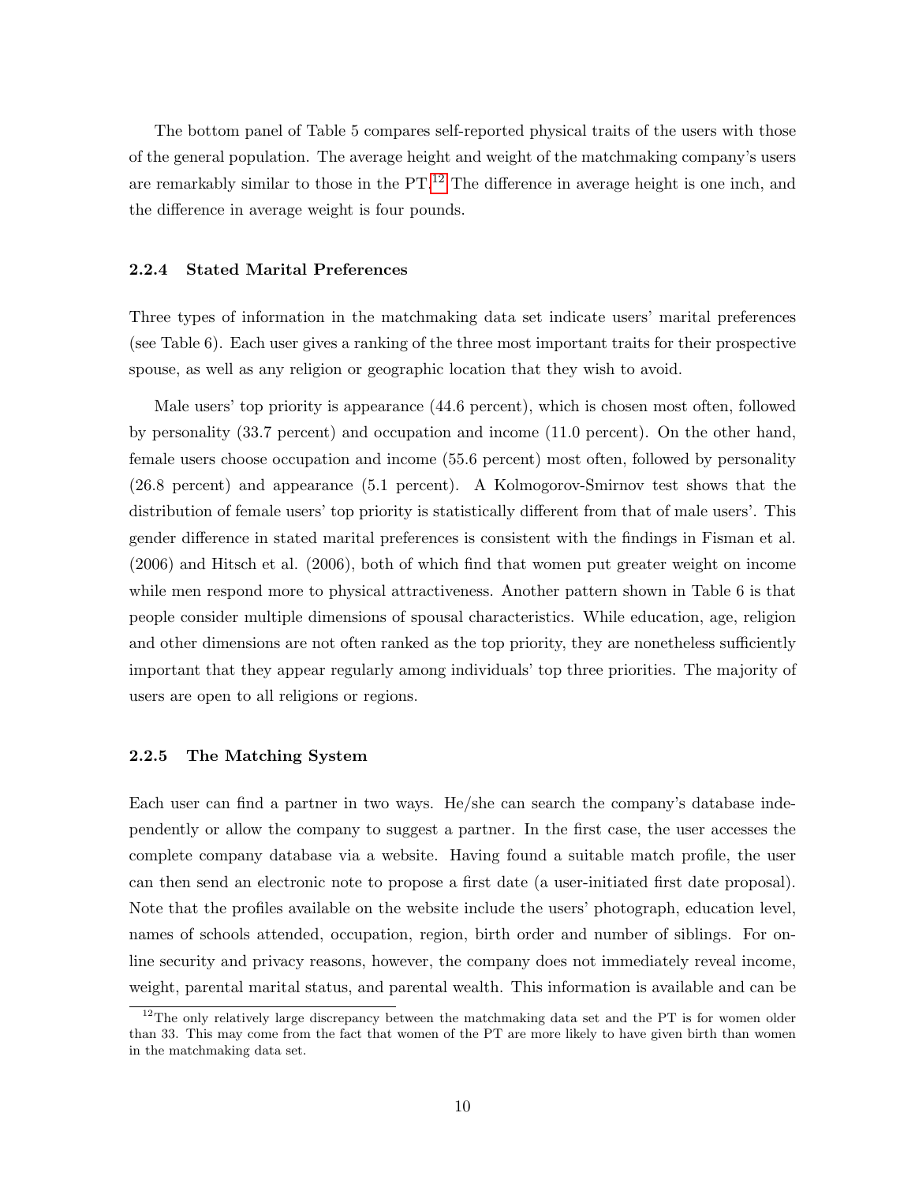The bottom panel of Table 5 compares self-reported physical traits of the users with those of the general population. The average height and weight of the matchmaking company's users are remarkably similar to those in the PT.[12] The difference in average height is one inch, and the difference in average weight is four pounds.

### 2.2.4 Stated Marital Preferences

Three types of information in the matchmaking data set indicate users' marital preferences (see Table 6). Each user gives a ranking of the three most important traits for their prospective spouse, as well as any religion or geographic location that they wish to avoid.

Male users' top priority is appearance (44.6 percent), which is chosen most often, followed by personality (33.7 percent) and occupation and income (11.0 percent). On the other hand, female users choose occupation and income (55.6 percent) most often, followed by personality (26.8 percent) and appearance (5.1 percent). A Kolmogorov-Smirnov test shows that the distribution of female users' top priority is statistically different from that of male users'. This gender difference in stated marital preferences is consistent with the findings in Fisman et al. (2006) and Hitsch et al. (2006), both of which find that women put greater weight on income while men respond more to physical attractiveness. Another pattern shown in Table 6 is that people consider multiple dimensions of spousal characteristics. While education, age, religion and other dimensions are not often ranked as the top priority, they are nonetheless sufficiently important that they appear regularly among individuals' top three priorities. The majority of users are open to all religions or regions.

### 2.2.5 The Matching System

Each user can find a partner in two ways. He/she can search the company's database independently or allow the company to suggest a partner. In the first case, the user accesses the complete company database via a website. Having found a suitable match profile, the user can then send an electronic note to propose a first date (a user-initiated first date proposal). Note that the profiles available on the website include the users' photograph, education level, names of schools attended, occupation, region, birth order and number of siblings. For online security and privacy reasons, however, the company does not immediately reveal income, weight, parental marital status, and parental wealth. This information is available and can be

[12] The only relatively large discrepancy between the matchmaking data set and the PT is for women older than 33. This may come from the fact that women of the PT are more likely to have given birth than women in the matchmaking data set.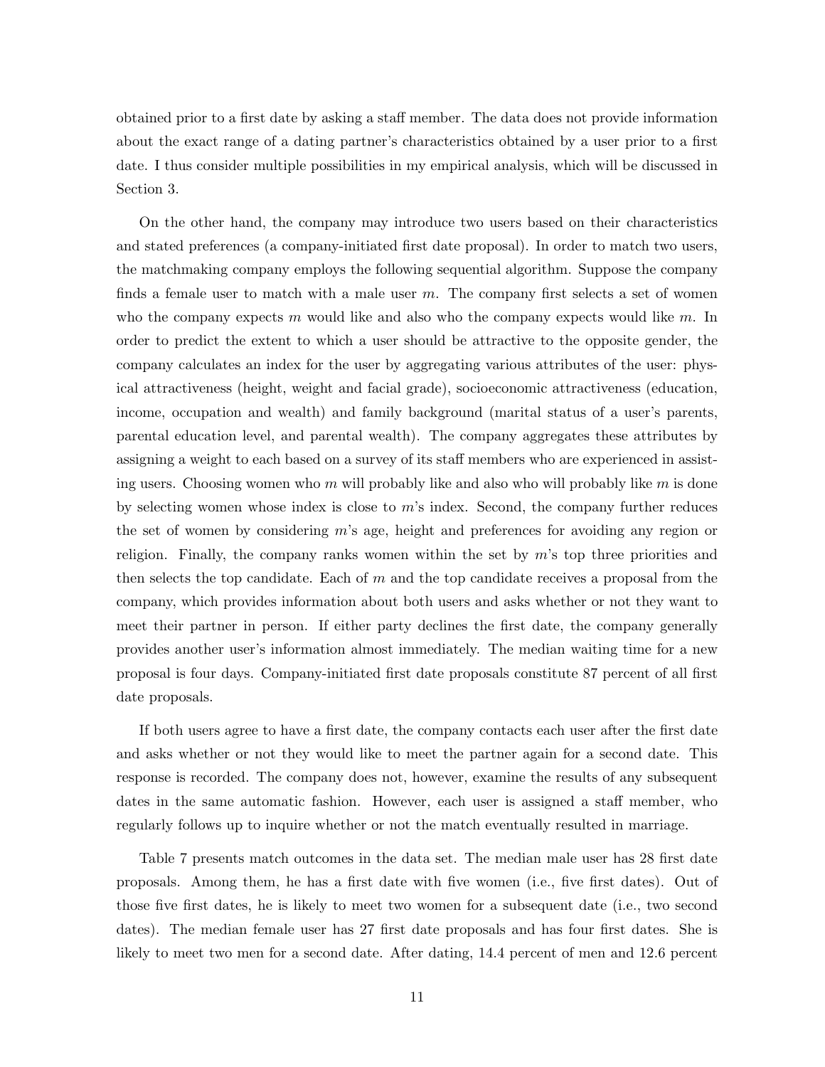obtained prior to a first date by asking a staff member. The data does not provide information about the exact range of a dating partner's characteristics obtained by a user prior to a first date. I thus consider multiple possibilities in my empirical analysis, which will be discussed in Section 3.

On the other hand, the company may introduce two users based on their characteristics and stated preferences (a company-initiated first date proposal). In order to match two users, the matchmaking company employs the following sequential algorithm. Suppose the company finds a female user to match with a male user $m$. The company first selects a set of women who the company expects $m$ would like and also who the company expects would like $m$. In order to predict the extent to which a user should be attractive to the opposite gender, the company calculates an index for the user by aggregating various attributes of the user: physical attractiveness (height, weight and facial grade), socioeconomic attractiveness (education, income, occupation and wealth) and family background (marital status of a user's parents, parental education level, and parental wealth). The company aggregates these attributes by assigning a weight to each based on a survey of its staff members who are experienced in assisting users. Choosing women who $m$ will probably like and also who will probably like $m$ is done by selecting women whose index is close to $m$'s index. Second, the company further reduces the set of women by considering $m$'s age, height and preferences for avoiding any region or religion. Finally, the company ranks women within the set by $m$'s top three priorities and then selects the top candidate. Each of $m$ and the top candidate receives a proposal from the company, which provides information about both users and asks whether or not they want to meet their partner in person. If either party declines the first date, the company generally provides another user's information almost immediately. The median waiting time for a new proposal is four days. Company-initiated first date proposals constitute 87 percent of all first date proposals.

If both users agree to have a first date, the company contacts each user after the first date and asks whether or not they would like to meet the partner again for a second date. This response is recorded. The company does not, however, examine the results of any subsequent dates in the same automatic fashion. However, each user is assigned a staff member, who regularly follows up to inquire whether or not the match eventually resulted in marriage.

Table 7 presents match outcomes in the data set. The median male user has 28 first date proposals. Among them, he has a first date with five women (i.e., five first dates). Out of those five first dates, he is likely to meet two women for a subsequent date (i.e., two second dates). The median female user has 27 first date proposals and has four first dates. She is likely to meet two men for a second date. After dating, 14.4 percent of men and 12.6 percent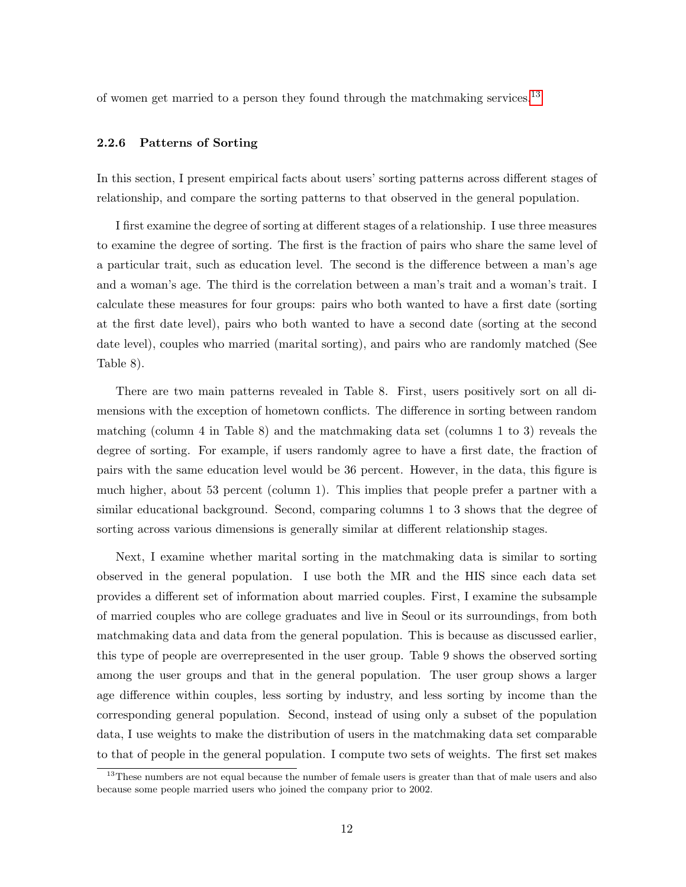of women get married to a person they found through the matchmaking services.[13]

### 2.2.6 Patterns of Sorting

In this section, I present empirical facts about users' sorting patterns across different stages of relationship, and compare the sorting patterns to that observed in the general population.

I first examine the degree of sorting at different stages of a relationship. I use three measures to examine the degree of sorting. The first is the fraction of pairs who share the same level of a particular trait, such as education level. The second is the difference between a man's age and a woman's age. The third is the correlation between a man's trait and a woman's trait. I calculate these measures for four groups: pairs who both wanted to have a first date (sorting at the first date level), pairs who both wanted to have a second date (sorting at the second date level), couples who married (marital sorting), and pairs who are randomly matched (See Table 8).

There are two main patterns revealed in Table 8. First, users positively sort on all dimensions with the exception of hometown conflicts. The difference in sorting between random matching (column 4 in Table 8) and the matchmaking data set (columns 1 to 3) reveals the degree of sorting. For example, if users randomly agree to have a first date, the fraction of pairs with the same education level would be 36 percent. However, in the data, this figure is much higher, about 53 percent (column 1). This implies that people prefer a partner with a similar educational background. Second, comparing columns 1 to 3 shows that the degree of sorting across various dimensions is generally similar at different relationship stages.

Next, I examine whether marital sorting in the matchmaking data is similar to sorting observed in the general population. I use both the MR and the HIS since each data set provides a different set of information about married couples. First, I examine the subsample of married couples who are college graduates and live in Seoul or its surroundings, from both matchmaking data and data from the general population. This is because as discussed earlier, this type of people are overrepresented in the user group. Table 9 shows the observed sorting among the user groups and that in the general population. The user group shows a larger age difference within couples, less sorting by industry, and less sorting by income than the corresponding general population. Second, instead of using only a subset of the population data, I use weights to make the distribution of users in the matchmaking data set comparable to that of people in the general population. I compute two sets of weights. The first set makes

[13] These numbers are not equal because the number of female users is greater than that of male users and also because some people married users who joined the company prior to 2002.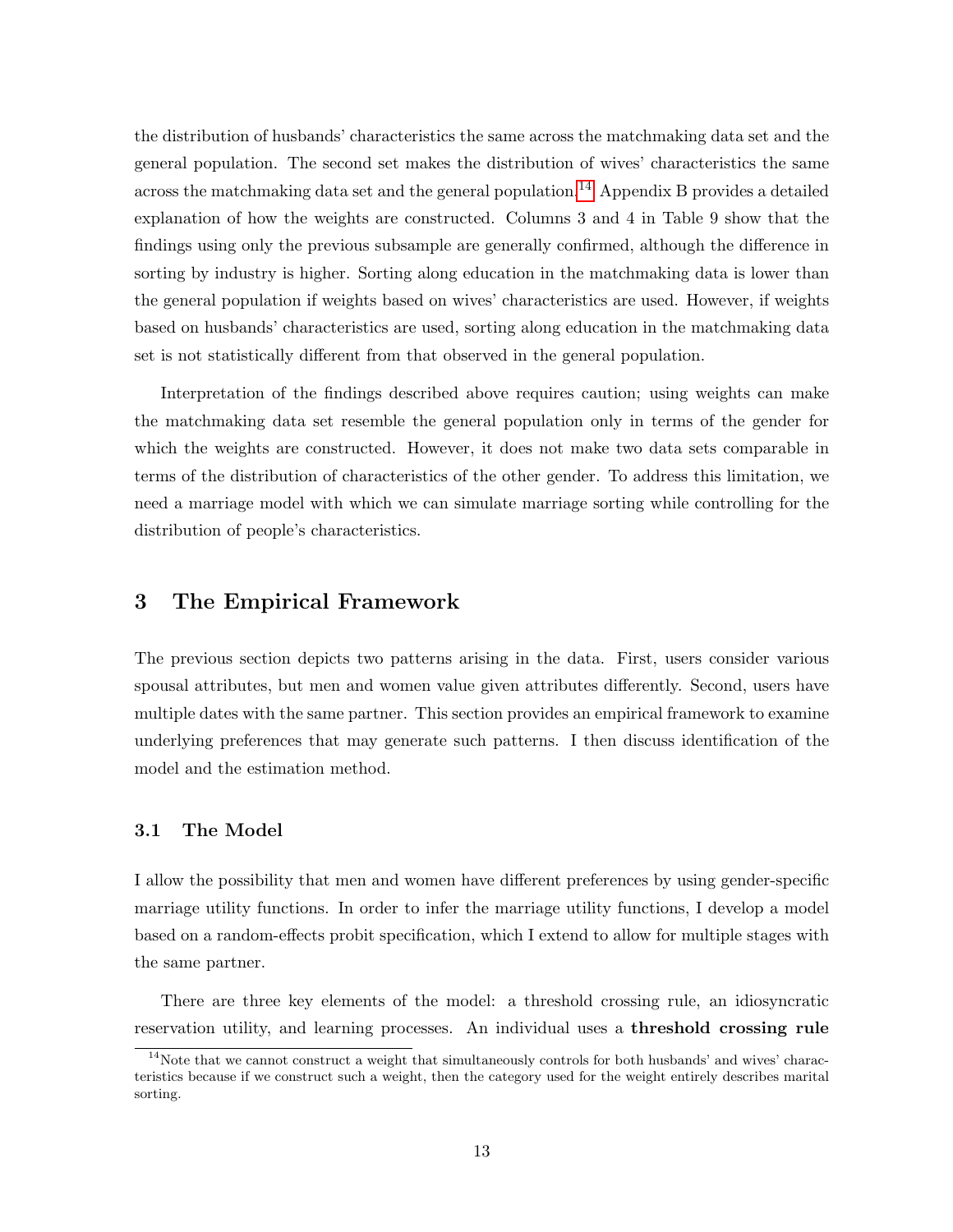the distribution of husbands' characteristics the same across the matchmaking data set and the general population. The second set makes the distribution of wives' characteristics the same across the matchmaking data set and the general population.[14] Appendix B provides a detailed explanation of how the weights are constructed. Columns 3 and 4 in Table 9 show that the findings using only the previous subsample are generally confirmed, although the difference in sorting by industry is higher. Sorting along education in the matchmaking data is lower than the general population if weights based on wives' characteristics are used. However, if weights based on husbands' characteristics are used, sorting along education in the matchmaking data set is not statistically different from that observed in the general population.

Interpretation of the findings described above requires caution; using weights can make the matchmaking data set resemble the general population only in terms of the gender for which the weights are constructed. However, it does not make two data sets comparable in terms of the distribution of characteristics of the other gender. To address this limitation, we need a marriage model with which we can simulate marriage sorting while controlling for the distribution of people's characteristics.

# 3 The Empirical Framework

The previous section depicts two patterns arising in the data. First, users consider various spousal attributes, but men and women value given attributes differently. Second, users have multiple dates with the same partner. This section provides an empirical framework to examine underlying preferences that may generate such patterns. I then discuss identification of the model and the estimation method.

## 3.1 The Model

I allow the possibility that men and women have different preferences by using gender-specific marriage utility functions. In order to infer the marriage utility functions, I develop a model based on a random-effects probit specification, which I extend to allow for multiple stages with the same partner.

There are three key elements of the model: a threshold crossing rule, an idiosyncratic reservation utility, and learning processes. An individual uses a **threshold crossing rule**

[14] Note that we cannot construct a weight that simultaneously controls for both husbands' and wives' characteristics because if we construct such a weight, then the category used for the weight entirely describes marital sorting.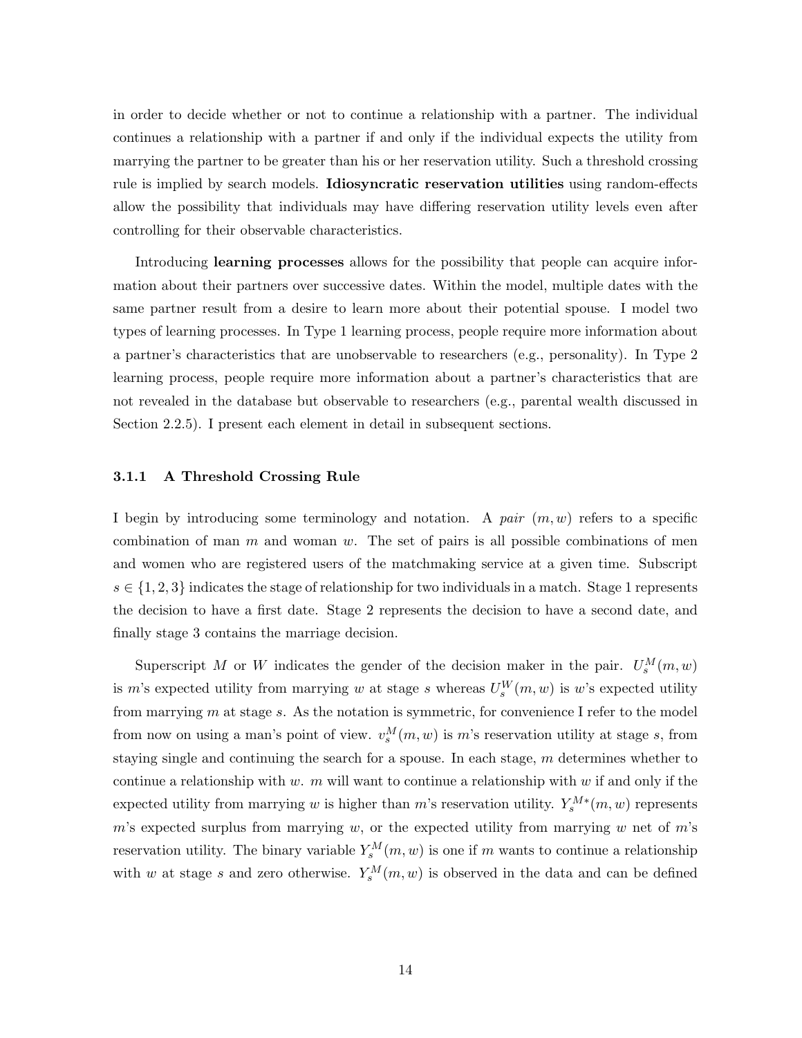in order to decide whether or not to continue a relationship with a partner. The individual continues a relationship with a partner if and only if the individual expects the utility from marrying the partner to be greater than his or her reservation utility. Such a threshold crossing rule is implied by search models. **Idiosyncratic reservation utilities** using random-effects allow the possibility that individuals may have differing reservation utility levels even after controlling for their observable characteristics.

Introducing **learning processes** allows for the possibility that people can acquire information about their partners over successive dates. Within the model, multiple dates with the same partner result from a desire to learn more about their potential spouse. I model two types of learning processes. In Type 1 learning process, people require more information about a partner's characteristics that are unobservable to researchers (e.g., personality). In Type 2 learning process, people require more information about a partner's characteristics that are not revealed in the database but observable to researchers (e.g., parental wealth discussed in Section 2.2.5). I present each element in detail in subsequent sections.

### 3.1.1 A Threshold Crossing Rule

I begin by introducing some terminology and notation. A *pair* $(m, w)$ refers to a specific combination of man $m$ and woman $w$. The set of pairs is all possible combinations of men and women who are registered users of the matchmaking service at a given time. Subscript $s \in \{1, 2, 3\}$ indicates the stage of relationship for two individuals in a match. Stage 1 represents the decision to have a first date. Stage 2 represents the decision to have a second date, and finally stage 3 contains the marriage decision.

Superscript $M$ or $W$ indicates the gender of the decision maker in the pair. $U_s^M(m, w)$ is $m$'s expected utility from marrying $w$ at stage $s$ whereas $U_s^W(m, w)$ is $w$'s expected utility from marrying $m$ at stage $s$. As the notation is symmetric, for convenience I refer to the model from now on using a man's point of view. $v_s^M(m, w)$ is $m$'s reservation utility at stage $s$, from staying single and continuing the search for a spouse. In each stage, $m$ determines whether to continue a relationship with $w$. $m$ will want to continue a relationship with $w$ if and only if the expected utility from marrying $w$ is higher than $m$'s reservation utility. $Y_s^{M*}(m, w)$ represents $m$'s expected surplus from marrying $w$, or the expected utility from marrying $w$ net of $m$'s reservation utility. The binary variable $Y_s^M(m, w)$ is one if $m$ wants to continue a relationship with $w$ at stage $s$ and zero otherwise. $Y_s^M(m, w)$ is observed in the data and can be defined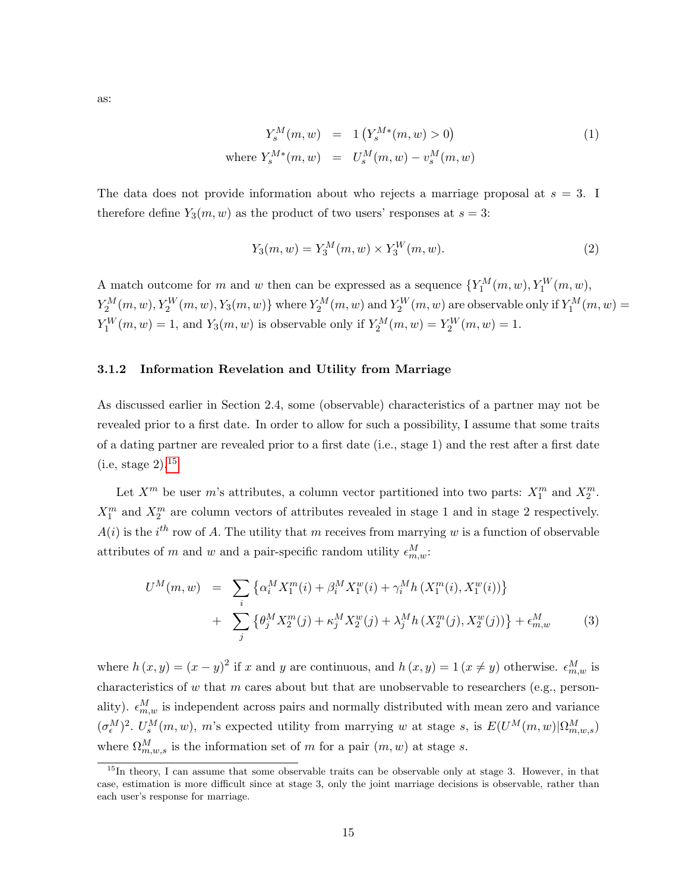as:

$$
\begin{aligned}
Y_s^M(m,w) &= 1\left(Y_s^{M*}(m,w) > 0\right) \\
\text{where } Y_s^{M*}(m,w) &= U_s^M(m,w) - v_s^M(m,w)
\end{aligned}
\tag{1}
$$

The data does not provide information about who rejects a marriage proposal at $s = 3$. I therefore define $Y_3(m,w)$ as the product of two users' responses at $s = 3$:

$$
Y_3(m,w) = Y_3^M(m,w) \times Y_3^W(m,w). \tag{2}
$$

A match outcome for $m$ and $w$ then can be expressed as a sequence $\{Y_1^M(m,w), Y_1^W(m,w), Y_2^M(m,w), Y_2^W(m,w), Y_3(m,w)\}$ where $Y_2^M(m,w)$ and $Y_2^W(m,w)$ are observable only if $Y_1^M(m,w) = Y_1^W(m,w) = 1$, and $Y_3(m,w)$ is observable only if $Y_2^M(m,w) = Y_2^W(m,w) = 1$.

### 3.1.2 Information Revelation and Utility from Marriage

As discussed earlier in Section 2.4, some (observable) characteristics of a partner may not be revealed prior to a first date. In order to allow for such a possibility, I assume that some traits of a dating partner are revealed prior to a first date (i.e., stage 1) and the rest after a first date (i.e, stage 2).[15]

Let $X^m$ be user $m$'s attributes, a column vector partitioned into two parts: $X_1^m$ and $X_2^m$. $X_1^m$ and $X_2^m$ are column vectors of attributes revealed in stage 1 and in stage 2 respectively. $A(i)$ is the $i^{th}$ row of $A$. The utility that $m$ receives from marrying $w$ is a function of observable attributes of $m$ and $w$ and a pair-specific random utility $\epsilon_{m,w}^M$:

$$
\begin{aligned}
U^M(m,w) &= \sum_i \left\{\alpha_i^M X_1^m(i) + \beta_i^M X_1^w(i) + \gamma_i^M h\left(X_1^m(i), X_1^w(i)\right)\right\} \\
&+ \sum_j \left\{\theta_j^M X_2^m(j) + \kappa_j^M X_2^w(j) + \lambda_j^M h\left(X_2^m(j), X_2^w(j)\right)\right\} + \epsilon_{m,w}^M
\end{aligned}
\tag{3}
$$

where $h(x,y) = (x-y)^2$ if $x$ and $y$ are continuous, and $h(x,y) = 1(x \neq y)$ otherwise. $\epsilon_{m,w}^M$ is characteristics of $w$ that $m$ cares about but that are unobservable to researchers (e.g., personality). $\epsilon_{m,w}^M$ is independent across pairs and normally distributed with mean zero and variance $(\sigma_\epsilon^M)^2$. $U_s^M(m,w)$, $m$'s expected utility from marrying $w$ at stage $s$, is $E(U^M(m,w)|\Omega_{m,w,s}^M)$ where $\Omega_{m,w,s}^M$ is the information set of $m$ for a pair $(m,w)$ at stage $s$.

[15] In theory, I can assume that some observable traits can be observable only at stage 3. However, in that case, estimation is more difficult since at stage 3, only the joint marriage decisions is observable, rather than each user's response for marriage.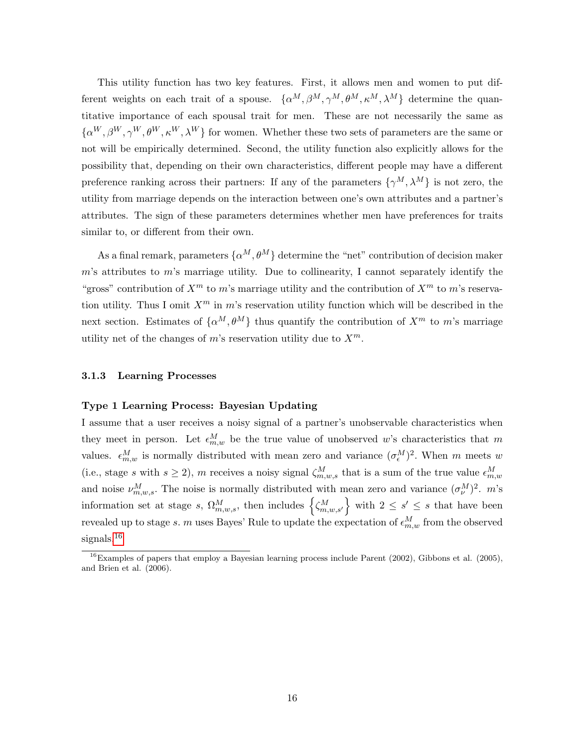This utility function has two key features. First, it allows men and women to put different weights on each trait of a spouse. $\{\alpha^M, \beta^M, \gamma^M, \theta^M, \kappa^M, \lambda^M\}$ determine the quantitative importance of each spousal trait for men. These are not necessarily the same as $\{\alpha^W, \beta^W, \gamma^W, \theta^W, \kappa^W, \lambda^W\}$ for women. Whether these two sets of parameters are the same or not will be empirically determined. Second, the utility function also explicitly allows for the possibility that, depending on their own characteristics, different people may have a different preference ranking across their partners: If any of the parameters $\{\gamma^M, \lambda^M\}$ is not zero, the utility from marriage depends on the interaction between one's own attributes and a partner's attributes. The sign of these parameters determines whether men have preferences for traits similar to, or different from their own.

As a final remark, parameters $\{\alpha^M, \theta^M\}$ determine the "net" contribution of decision maker $m$'s attributes to $m$'s marriage utility. Due to collinearity, I cannot separately identify the "gross" contribution of $X^m$ to $m$'s marriage utility and the contribution of $X^m$ to $m$'s reservation utility. Thus I omit $X^m$ in $m$'s reservation utility function which will be described in the next section. Estimates of $\{\alpha^M, \theta^M\}$ thus quantify the contribution of $X^m$ to $m$'s marriage utility net of the changes of $m$'s reservation utility due to $X^m$.

### 3.1.3 Learning Processes

**Type 1 Learning Process: Bayesian Updating**

I assume that a user receives a noisy signal of a partner's unobservable characteristics when they meet in person. Let $\epsilon^M_{m,w}$ be the true value of unobserved $w$'s characteristics that $m$ values. $\epsilon^M_{m,w}$ is normally distributed with mean zero and variance $(\sigma^M_\epsilon)^2$. When $m$ meets $w$ (i.e., stage $s$ with $s \geq 2$), $m$ receives a noisy signal $\zeta^M_{m,w,s}$ that is a sum of the true value $\epsilon^M_{m,w}$ and noise $\nu^M_{m,w,s}$. The noise is normally distributed with mean zero and variance $(\sigma^M_\nu)^2$. $m$'s information set at stage $s$, $\Omega^M_{m,w,s}$, then includes $\left\{\zeta^M_{m,w,s'}\right\}$ with $2 \leq s' \leq s$ that have been revealed up to stage $s$. $m$ uses Bayes' Rule to update the expectation of $\epsilon^M_{m,w}$ from the observed signals.[16]

[16] Examples of papers that employ a Bayesian learning process include Parent (2002), Gibbons et al. (2005), and Brien et al. (2006).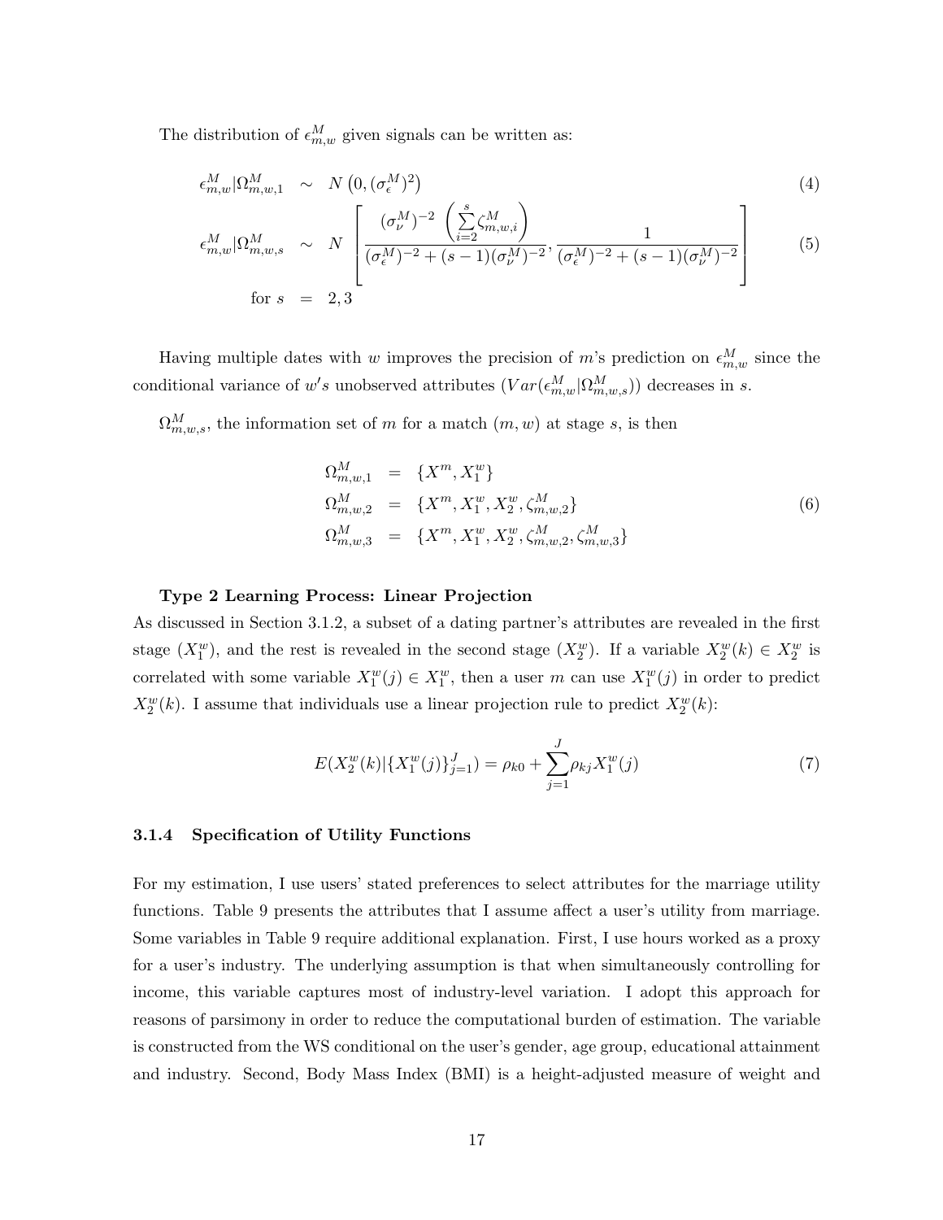The distribution of $\epsilon^M_{m,w}$ given signals can be written as:

$$
\begin{aligned}
\epsilon^M_{m,w}|\Omega^M_{m,w,1} &\sim N\left(0, (\sigma^M_\epsilon)^2\right) \qquad (4)\\
\epsilon^M_{m,w}|\Omega^M_{m,w,s} &\sim N\left[\frac{(\sigma^M_\nu)^{-2}\left(\sum_{i=2}^{s}\zeta^M_{m,w,i}\right)}{(\sigma^M_\epsilon)^{-2}+(s-1)(\sigma^M_\nu)^{-2}}, \frac{1}{(\sigma^M_\epsilon)^{-2}+(s-1)(\sigma^M_\nu)^{-2}}\right] \qquad (5)\\
\text{for } s &= 2,3
\end{aligned}
$$

Having multiple dates with $w$ improves the precision of $m$'s prediction on $\epsilon^M_{m,w}$ since the conditional variance of $w's$ unobserved attributes ($Var(\epsilon^M_{m,w}|\Omega^M_{m,w,s})$) decreases in $s$.

$\Omega^M_{m,w,s}$, the information set of $m$ for a match $(m,w)$ at stage $s$, is then

$$
\begin{aligned}
\Omega^M_{m,w,1} &= \{X^m, X^w_1\}\\
\Omega^M_{m,w,2} &= \{X^m, X^w_1, X^w_2, \zeta^M_{m,w,2}\} \qquad (6)\\
\Omega^M_{m,w,3} &= \{X^m, X^w_1, X^w_2, \zeta^M_{m,w,2}, \zeta^M_{m,w,3}\}
\end{aligned}
$$

**Type 2 Learning Process: Linear Projection**

As discussed in Section 3.1.2, a subset of a dating partner's attributes are revealed in the first stage ($X^w_1$), and the rest is revealed in the second stage ($X^w_2$). If a variable $X^w_2(k) \in X^w_2$ is correlated with some variable $X^w_1(j) \in X^w_1$, then a user $m$ can use $X^w_1(j)$ in order to predict $X^w_2(k)$. I assume that individuals use a linear projection rule to predict $X^w_2(k)$:

$$
E(X^w_2(k)|\{X^w_1(j)\}^J_{j=1}) = \rho_{k0} + \sum_{j=1}^{J}\rho_{kj}X^w_1(j) \qquad (7)
$$

### 3.1.4 Specification of Utility Functions

For my estimation, I use users' stated preferences to select attributes for the marriage utility functions. Table 9 presents the attributes that I assume affect a user's utility from marriage. Some variables in Table 9 require additional explanation. First, I use hours worked as a proxy for a user's industry. The underlying assumption is that when simultaneously controlling for income, this variable captures most of industry-level variation. I adopt this approach for reasons of parsimony in order to reduce the computational burden of estimation. The variable is constructed from the WS conditional on the user's gender, age group, educational attainment and industry. Second, Body Mass Index (BMI) is a height-adjusted measure of weight and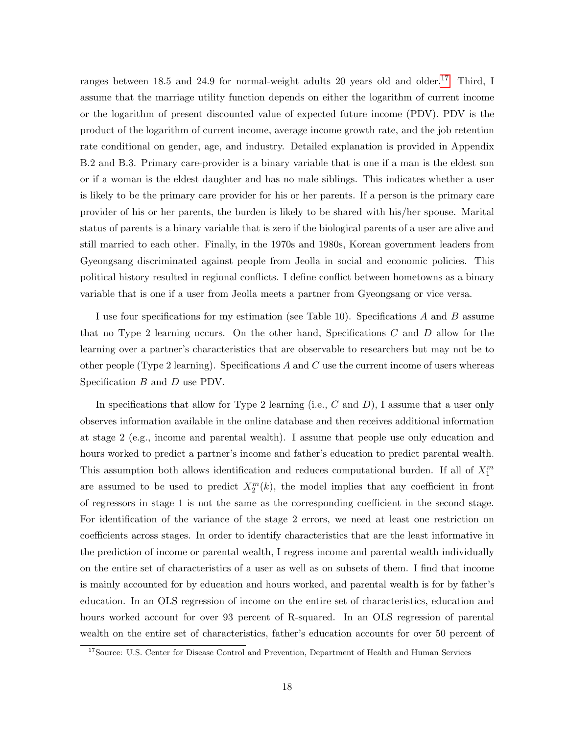ranges between 18.5 and 24.9 for normal-weight adults 20 years old and older.[17] Third, I assume that the marriage utility function depends on either the logarithm of current income or the logarithm of present discounted value of expected future income (PDV). PDV is the product of the logarithm of current income, average income growth rate, and the job retention rate conditional on gender, age, and industry. Detailed explanation is provided in Appendix B.2 and B.3. Primary care-provider is a binary variable that is one if a man is the eldest son or if a woman is the eldest daughter and has no male siblings. This indicates whether a user is likely to be the primary care provider for his or her parents. If a person is the primary care provider of his or her parents, the burden is likely to be shared with his/her spouse. Marital status of parents is a binary variable that is zero if the biological parents of a user are alive and still married to each other. Finally, in the 1970s and 1980s, Korean government leaders from Gyeongsang discriminated against people from Jeolla in social and economic policies. This political history resulted in regional conflicts. I define conflict between hometowns as a binary variable that is one if a user from Jeolla meets a partner from Gyeongsang or vice versa.

I use four specifications for my estimation (see Table 10). Specifications $A$ and $B$ assume that no Type 2 learning occurs. On the other hand, Specifications $C$ and $D$ allow for the learning over a partner's characteristics that are observable to researchers but may not be to other people (Type 2 learning). Specifications $A$ and $C$ use the current income of users whereas Specification $B$ and $D$ use PDV.

In specifications that allow for Type 2 learning (i.e., $C$ and $D$), I assume that a user only observes information available in the online database and then receives additional information at stage 2 (e.g., income and parental wealth). I assume that people use only education and hours worked to predict a partner's income and father's education to predict parental wealth. This assumption both allows identification and reduces computational burden. If all of $X_1^m$ are assumed to be used to predict $X_2^m(k)$, the model implies that any coefficient in front of regressors in stage 1 is not the same as the corresponding coefficient in the second stage. For identification of the variance of the stage 2 errors, we need at least one restriction on coefficients across stages. In order to identify characteristics that are the least informative in the prediction of income or parental wealth, I regress income and parental wealth individually on the entire set of characteristics of a user as well as on subsets of them. I find that income is mainly accounted for by education and hours worked, and parental wealth is for by father's education. In an OLS regression of income on the entire set of characteristics, education and hours worked account for over 93 percent of R-squared. In an OLS regression of parental wealth on the entire set of characteristics, father's education accounts for over 50 percent of

[17]Source: U.S. Center for Disease Control and Prevention, Department of Health and Human Services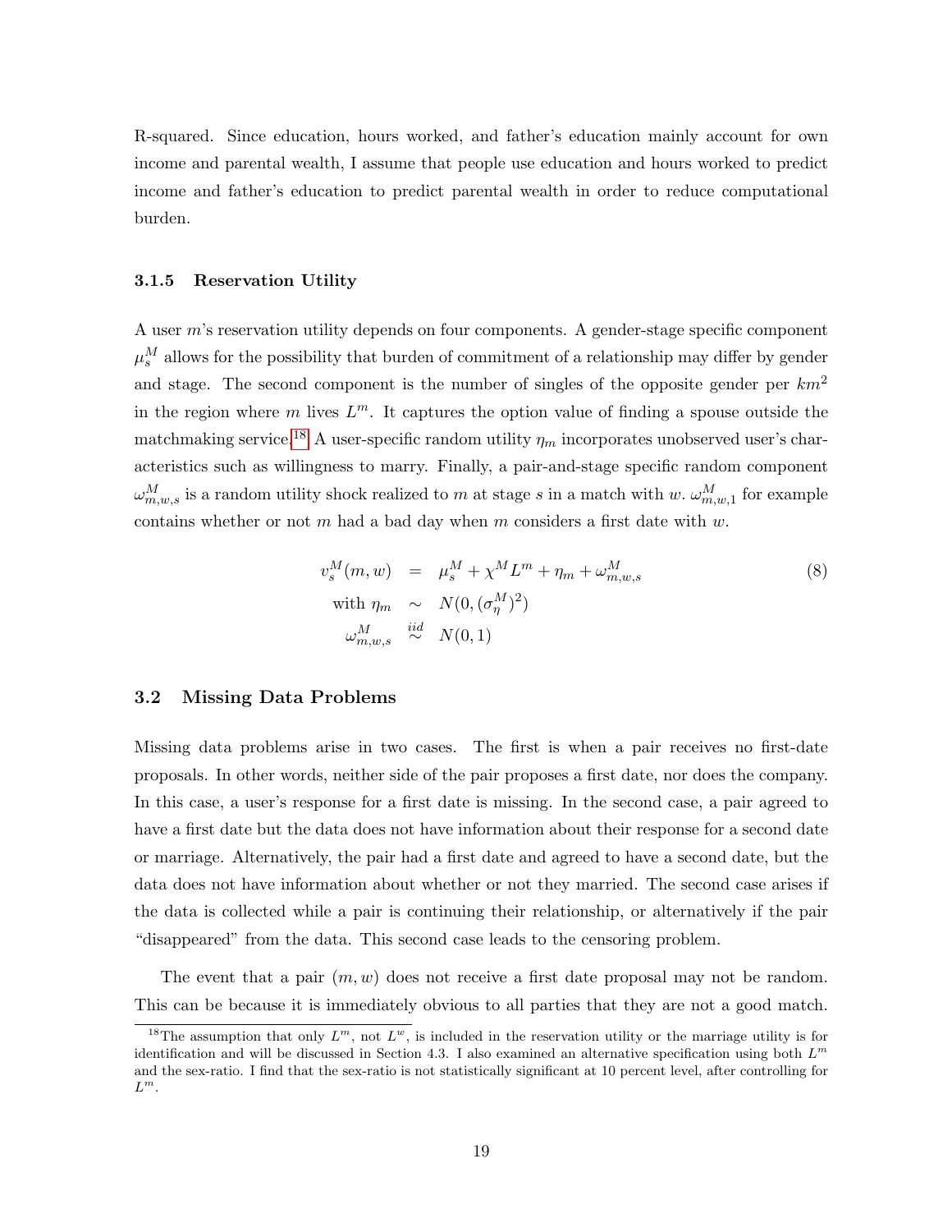R-squared. Since education, hours worked, and father's education mainly account for own income and parental wealth, I assume that people use education and hours worked to predict income and father's education to predict parental wealth in order to reduce computational burden.

### 3.1.5 Reservation Utility

A user $m$'s reservation utility depends on four components. A gender-stage specific component $\mu_s^M$ allows for the possibility that burden of commitment of a relationship may differ by gender and stage. The second component is the number of singles of the opposite gender per $km^2$ in the region where $m$ lives $L^m$. It captures the option value of finding a spouse outside the matchmaking service.[18] A user-specific random utility $\eta_m$ incorporates unobserved user's characteristics such as willingness to marry. Finally, a pair-and-stage specific random component $\omega_{m,w,s}^M$ is a random utility shock realized to $m$ at stage $s$ in a match with $w$. $\omega_{m,w,1}^M$ for example contains whether or not $m$ had a bad day when $m$ considers a first date with $w$.

$$
\begin{aligned}
v_s^M(m,w) &= \mu_s^M + \chi^M L^m + \eta_m + \omega_{m,w,s}^M \\
\text{with } \eta_m &\sim N(0, (\sigma_\eta^M)^2) \\
\omega_{m,w,s}^M &\overset{iid}{\sim} N(0,1)
\end{aligned}
\tag{8}
$$

## 3.2 Missing Data Problems

Missing data problems arise in two cases. The first is when a pair receives no first-date proposals. In other words, neither side of the pair proposes a first date, nor does the company. In this case, a user's response for a first date is missing. In the second case, a pair agreed to have a first date but the data does not have information about their response for a second date or marriage. Alternatively, the pair had a first date and agreed to have a second date, but the data does not have information about whether or not they married. The second case arises if the data is collected while a pair is continuing their relationship, or alternatively if the pair "disappeared" from the data. This second case leads to the censoring problem.

The event that a pair $(m,w)$ does not receive a first date proposal may not be random. This can be because it is immediately obvious to all parties that they are not a good match.

[18] The assumption that only $L^m$, not $L^w$, is included in the reservation utility or the marriage utility is for identification and will be discussed in Section 4.3. I also examined an alternative specification using both $L^m$ and the sex-ratio. I find that the sex-ratio is not statistically significant at 10 percent level, after controlling for $L^m$.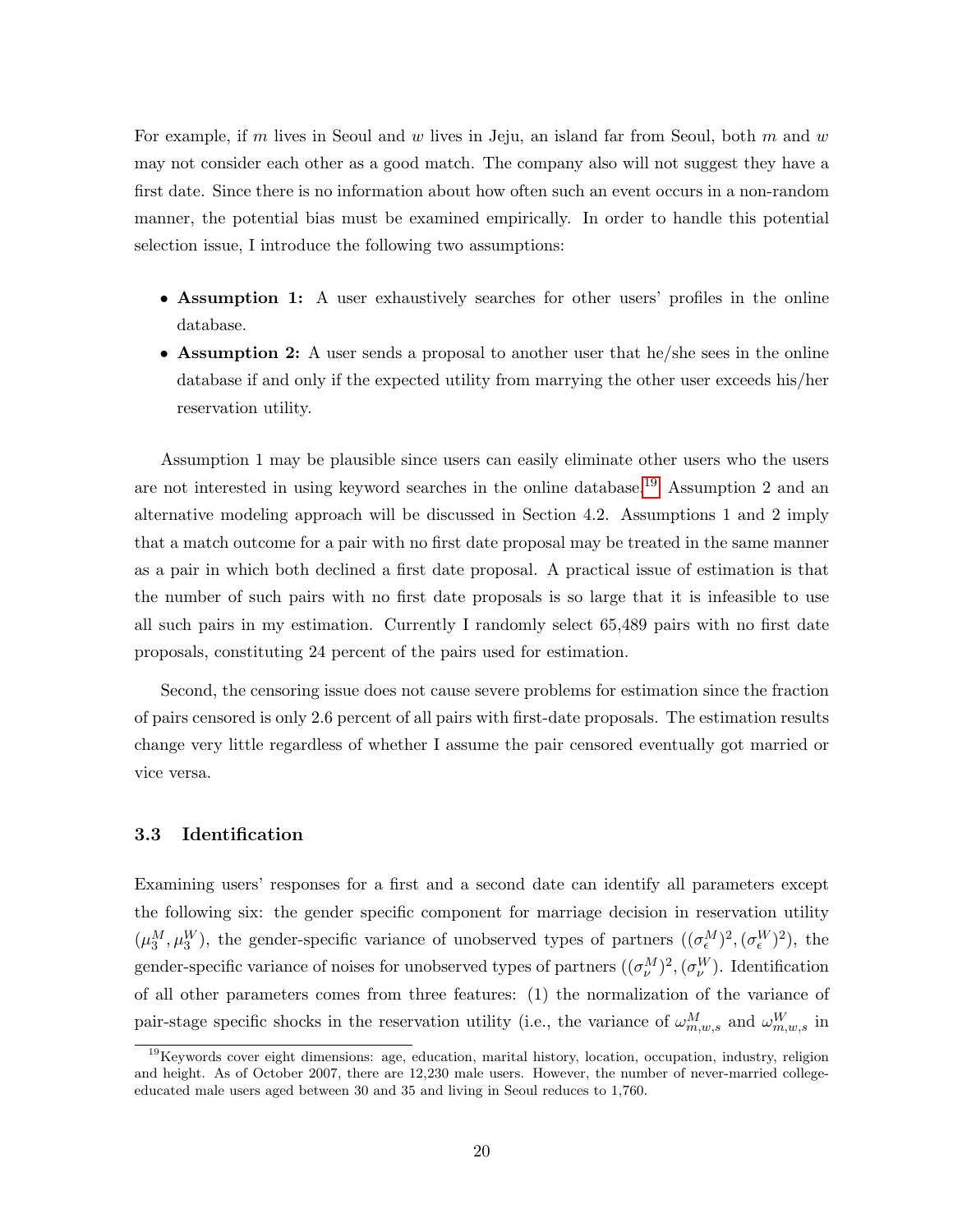For example, if $m$ lives in Seoul and $w$ lives in Jeju, an island far from Seoul, both $m$ and $w$ may not consider each other as a good match. The company also will not suggest they have a first date. Since there is no information about how often such an event occurs in a non-random manner, the potential bias must be examined empirically. In order to handle this potential selection issue, I introduce the following two assumptions:

- **Assumption 1:** A user exhaustively searches for other users' profiles in the online database.
- **Assumption 2:** A user sends a proposal to another user that he/she sees in the online database if and only if the expected utility from marrying the other user exceeds his/her reservation utility.

Assumption 1 may be plausible since users can easily eliminate other users who the users are not interested in using keyword searches in the online database.[19] Assumption 2 and an alternative modeling approach will be discussed in Section 4.2. Assumptions 1 and 2 imply that a match outcome for a pair with no first date proposal may be treated in the same manner as a pair in which both declined a first date proposal. A practical issue of estimation is that the number of such pairs with no first date proposals is so large that it is infeasible to use all such pairs in my estimation. Currently I randomly select 65,489 pairs with no first date proposals, constituting 24 percent of the pairs used for estimation.

Second, the censoring issue does not cause severe problems for estimation since the fraction of pairs censored is only 2.6 percent of all pairs with first-date proposals. The estimation results change very little regardless of whether I assume the pair censored eventually got married or vice versa.

### 3.3 Identification

Examining users' responses for a first and a second date can identify all parameters except the following six: the gender specific component for marriage decision in reservation utility ($\mu_3^M, \mu_3^W$), the gender-specific variance of unobserved types of partners ($(\sigma_\epsilon^M)^2, (\sigma_\epsilon^W)^2$), the gender-specific variance of noises for unobserved types of partners ($(\sigma_\nu^M)^2, (\sigma_\nu^W)$). Identification of all other parameters comes from three features: (1) the normalization of the variance of pair-stage specific shocks in the reservation utility (i.e., the variance of $\omega_{m,w,s}^M$ and $\omega_{m,w,s}^W$ in

[19] Keywords cover eight dimensions: age, education, marital history, location, occupation, industry, religion and height. As of October 2007, there are 12,230 male users. However, the number of never-married college-educated male users aged between 30 and 35 and living in Seoul reduces to 1,760.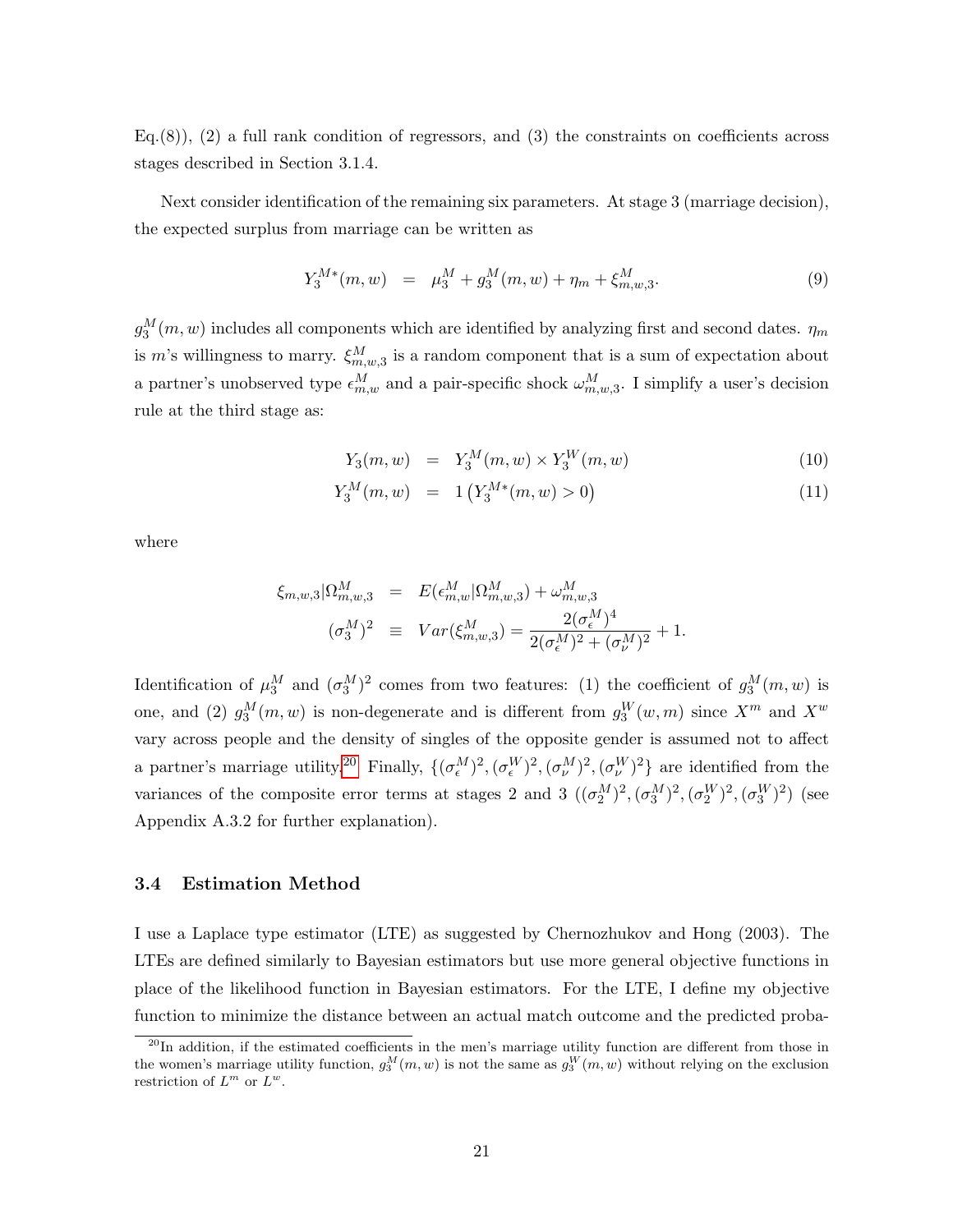Eq.(8)), (2) a full rank condition of regressors, and (3) the constraints on coefficients across stages described in Section 3.1.4.

Next consider identification of the remaining six parameters. At stage 3 (marriage decision), the expected surplus from marriage can be written as

$$Y_3^{M*}(m,w) = \mu_3^M + g_3^M(m,w) + \eta_m + \xi_{m,w,3}^M. \tag{9}$$

$g_3^M(m,w)$ includes all components which are identified by analyzing first and second dates. $\eta_m$ is $m$'s willingness to marry. $\xi_{m,w,3}^M$ is a random component that is a sum of expectation about a partner's unobserved type $\epsilon_{m,w}^M$ and a pair-specific shock $\omega_{m,w,3}^M$. I simplify a user's decision rule at the third stage as:

$$Y_3(m,w) = Y_3^M(m,w) \times Y_3^W(m,w) \tag{10}$$

$$Y_3^M(m,w) = 1\left(Y_3^{M*}(m,w) > 0\right) \tag{11}$$

where

$$\xi_{m,w,3}|\Omega_{m,w,3}^M = E(\epsilon_{m,w}^M|\Omega_{m,w,3}^M) + \omega_{m,w,3}^M$$

$$(\sigma_3^M)^2 \equiv Var(\xi_{m,w,3}^M) = \frac{2(\sigma_\epsilon^M)^4}{2(\sigma_\epsilon^M)^2 + (\sigma_\nu^M)^2} + 1.$$

Identification of $\mu_3^M$ and $(\sigma_3^M)^2$ comes from two features: (1) the coefficient of $g_3^M(m,w)$ is one, and (2) $g_3^M(m,w)$ is non-degenerate and is different from $g_3^W(w,m)$ since $X^m$ and $X^w$ vary across people and the density of singles of the opposite gender is assumed not to affect a partner's marriage utility.[20] Finally, $\{(\sigma_\epsilon^M)^2, (\sigma_\epsilon^W)^2, (\sigma_\nu^M)^2, (\sigma_\nu^W)^2\}$ are identified from the variances of the composite error terms at stages 2 and 3 ($(\sigma_2^M)^2, (\sigma_3^M)^2, (\sigma_2^W)^2, (\sigma_3^W)^2$) (see Appendix A.3.2 for further explanation).

### 3.4 Estimation Method

I use a Laplace type estimator (LTE) as suggested by Chernozhukov and Hong (2003). The LTEs are defined similarly to Bayesian estimators but use more general objective functions in place of the likelihood function in Bayesian estimators. For the LTE, I define my objective function to minimize the distance between an actual match outcome and the predicted proba-

[20] In addition, if the estimated coefficients in the men's marriage utility function are different from those in the women's marriage utility function, $g_3^M(m,w)$ is not the same as $g_3^W(m,w)$ without relying on the exclusion restriction of $L^m$ or $L^w$.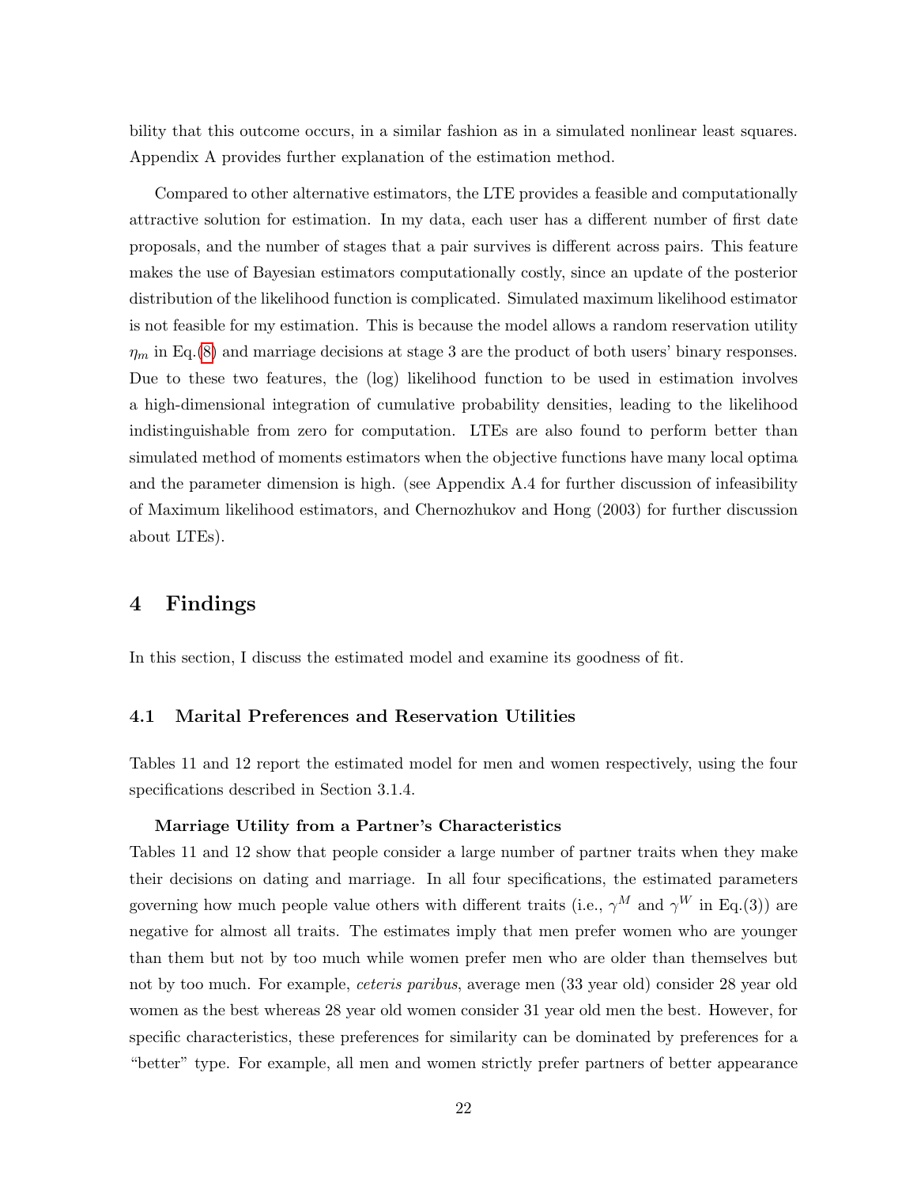bility that this outcome occurs, in a similar fashion as in a simulated nonlinear least squares. Appendix A provides further explanation of the estimation method.

Compared to other alternative estimators, the LTE provides a feasible and computationally attractive solution for estimation. In my data, each user has a different number of first date proposals, and the number of stages that a pair survives is different across pairs. This feature makes the use of Bayesian estimators computationally costly, since an update of the posterior distribution of the likelihood function is complicated. Simulated maximum likelihood estimator is not feasible for my estimation. This is because the model allows a random reservation utility $\eta_m$ in Eq.(8) and marriage decisions at stage 3 are the product of both users' binary responses. Due to these two features, the (log) likelihood function to be used in estimation involves a high-dimensional integration of cumulative probability densities, leading to the likelihood indistinguishable from zero for computation. LTEs are also found to perform better than simulated method of moments estimators when the objective functions have many local optima and the parameter dimension is high. (see Appendix A.4 for further discussion of infeasibility of Maximum likelihood estimators, and Chernozhukov and Hong (2003) for further discussion about LTEs).

# 4 Findings

In this section, I discuss the estimated model and examine its goodness of fit.

## 4.1 Marital Preferences and Reservation Utilities

Tables 11 and 12 report the estimated model for men and women respectively, using the four specifications described in Section 3.1.4.

**Marriage Utility from a Partner's Characteristics**

Tables 11 and 12 show that people consider a large number of partner traits when they make their decisions on dating and marriage. In all four specifications, the estimated parameters governing how much people value others with different traits (i.e., $\gamma^M$ and $\gamma^W$ in Eq.(3)) are negative for almost all traits. The estimates imply that men prefer women who are younger than them but not by too much while women prefer men who are older than themselves but not by too much. For example, *ceteris paribus*, average men (33 year old) consider 28 year old women as the best whereas 28 year old women consider 31 year old men the best. However, for specific characteristics, these preferences for similarity can be dominated by preferences for a "better" type. For example, all men and women strictly prefer partners of better appearance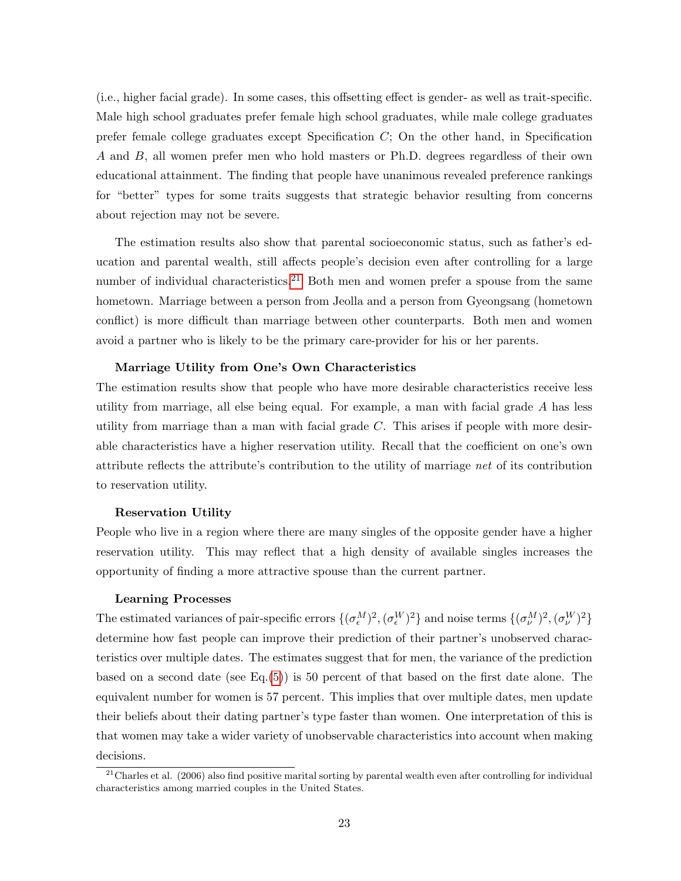(i.e., higher facial grade). In some cases, this offsetting effect is gender- as well as trait-specific. Male high school graduates prefer female high school graduates, while male college graduates prefer female college graduates except Specification $C$; On the other hand, in Specification $A$ and $B$, all women prefer men who hold masters or Ph.D. degrees regardless of their own educational attainment. The finding that people have unanimous revealed preference rankings for "better" types for some traits suggests that strategic behavior resulting from concerns about rejection may not be severe.

The estimation results also show that parental socioeconomic status, such as father's education and parental wealth, still affects people's decision even after controlling for a large number of individual characteristics.[21] Both men and women prefer a spouse from the same hometown. Marriage between a person from Jeolla and a person from Gyeongsang (hometown conflict) is more difficult than marriage between other counterparts. Both men and women avoid a partner who is likely to be the primary care-provider for his or her parents.

**Marriage Utility from One's Own Characteristics**

The estimation results show that people who have more desirable characteristics receive less utility from marriage, all else being equal. For example, a man with facial grade $A$ has less utility from marriage than a man with facial grade $C$. This arises if people with more desirable characteristics have a higher reservation utility. Recall that the coefficient on one's own attribute reflects the attribute's contribution to the utility of marriage *net* of its contribution to reservation utility.

**Reservation Utility**

People who live in a region where there are many singles of the opposite gender have a higher reservation utility. This may reflect that a high density of available singles increases the opportunity of finding a more attractive spouse than the current partner.

**Learning Processes**

The estimated variances of pair-specific errors $\{(\sigma_\epsilon^M)^2, (\sigma_\epsilon^W)^2\}$ and noise terms $\{(\sigma_\nu^M)^2, (\sigma_\nu^W)^2\}$ determine how fast people can improve their prediction of their partner's unobserved characteristics over multiple dates. The estimates suggest that for men, the variance of the prediction based on a second date (see Eq.(5)) is 50 percent of that based on the first date alone. The equivalent number for women is 57 percent. This implies that over multiple dates, men update their beliefs about their dating partner's type faster than women. One interpretation of this is that women may take a wider variety of unobservable characteristics into account when making decisions.

[21] Charles et al. (2006) also find positive marital sorting by parental wealth even after controlling for individual characteristics among married couples in the United States.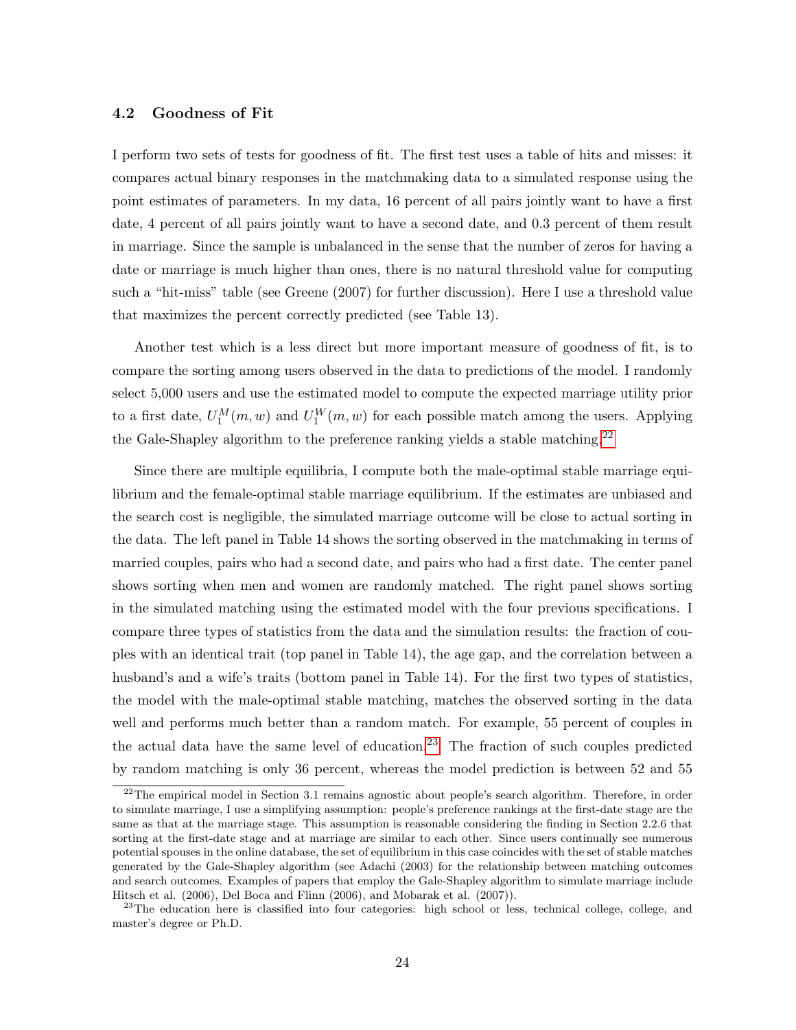### 4.2 Goodness of Fit

I perform two sets of tests for goodness of fit. The first test uses a table of hits and misses: it compares actual binary responses in the matchmaking data to a simulated response using the point estimates of parameters. In my data, 16 percent of all pairs jointly want to have a first date, 4 percent of all pairs jointly want to have a second date, and 0.3 percent of them result in marriage. Since the sample is unbalanced in the sense that the number of zeros for having a date or marriage is much higher than ones, there is no natural threshold value for computing such a "hit-miss" table (see Greene (2007) for further discussion). Here I use a threshold value that maximizes the percent correctly predicted (see Table 13).

Another test which is a less direct but more important measure of goodness of fit, is to compare the sorting among users observed in the data to predictions of the model. I randomly select 5,000 users and use the estimated model to compute the expected marriage utility prior to a first date, $U_1^M(m, w)$ and $U_1^W(m, w)$ for each possible match among the users. Applying the Gale-Shapley algorithm to the preference ranking yields a stable matching.[22]

Since there are multiple equilibria, I compute both the male-optimal stable marriage equilibrium and the female-optimal stable marriage equilibrium. If the estimates are unbiased and the search cost is negligible, the simulated marriage outcome will be close to actual sorting in the data. The left panel in Table 14 shows the sorting observed in the matchmaking in terms of married couples, pairs who had a second date, and pairs who had a first date. The center panel shows sorting when men and women are randomly matched. The right panel shows sorting in the simulated matching using the estimated model with the four previous specifications. I compare three types of statistics from the data and the simulation results: the fraction of couples with an identical trait (top panel in Table 14), the age gap, and the correlation between a husband's and a wife's traits (bottom panel in Table 14). For the first two types of statistics, the model with the male-optimal stable matching, matches the observed sorting in the data well and performs much better than a random match. For example, 55 percent of couples in the actual data have the same level of education.[23] The fraction of such couples predicted by random matching is only 36 percent, whereas the model prediction is between 52 and 55

[22] The empirical model in Section 3.1 remains agnostic about people's search algorithm. Therefore, in order to simulate marriage, I use a simplifying assumption: people's preference rankings at the first-date stage are the same as that at the marriage stage. This assumption is reasonable considering the finding in Section 2.2.6 that sorting at the first-date stage and at marriage are similar to each other. Since users continually see numerous potential spouses in the online database, the set of equilibrium in this case coincides with the set of stable matches generated by the Gale-Shapley algorithm (see Adachi (2003) for the relationship between matching outcomes and search outcomes. Examples of papers that employ the Gale-Shapley algorithm to simulate marriage include Hitsch et al. (2006), Del Boca and Flinn (2006), and Mobarak et al. (2007)).

[23] The education here is classified into four categories: high school or less, technical college, college, and master's degree or Ph.D.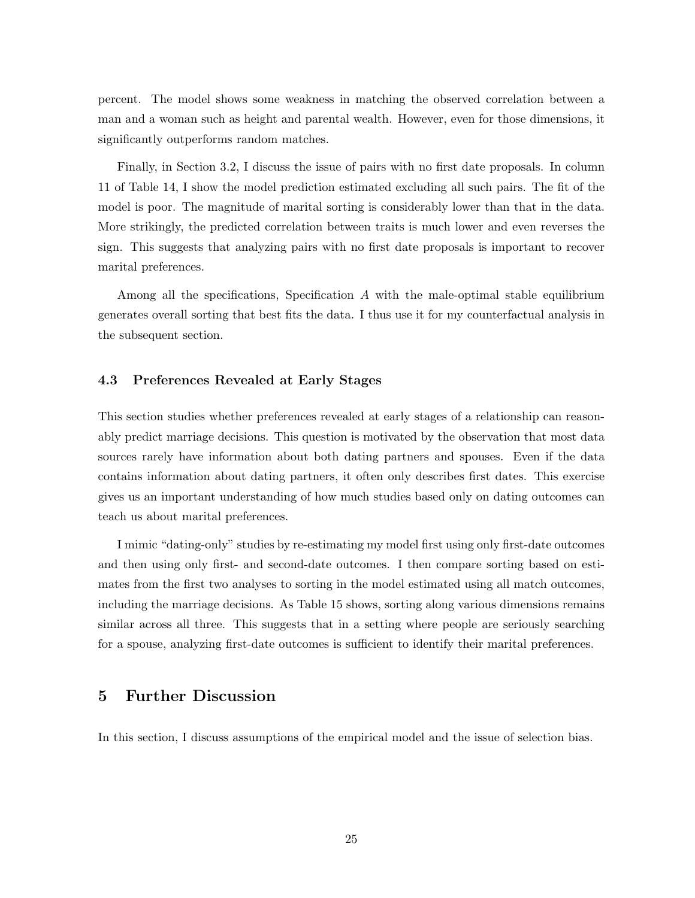percent. The model shows some weakness in matching the observed correlation between a man and a woman such as height and parental wealth. However, even for those dimensions, it significantly outperforms random matches.

Finally, in Section 3.2, I discuss the issue of pairs with no first date proposals. In column 11 of Table 14, I show the model prediction estimated excluding all such pairs. The fit of the model is poor. The magnitude of marital sorting is considerably lower than that in the data. More strikingly, the predicted correlation between traits is much lower and even reverses the sign. This suggests that analyzing pairs with no first date proposals is important to recover marital preferences.

Among all the specifications, Specification $A$ with the male-optimal stable equilibrium generates overall sorting that best fits the data. I thus use it for my counterfactual analysis in the subsequent section.

### 4.3 Preferences Revealed at Early Stages

This section studies whether preferences revealed at early stages of a relationship can reasonably predict marriage decisions. This question is motivated by the observation that most data sources rarely have information about both dating partners and spouses. Even if the data contains information about dating partners, it often only describes first dates. This exercise gives us an important understanding of how much studies based only on dating outcomes can teach us about marital preferences.

I mimic "dating-only" studies by re-estimating my model first using only first-date outcomes and then using only first- and second-date outcomes. I then compare sorting based on estimates from the first two analyses to sorting in the model estimated using all match outcomes, including the marriage decisions. As Table 15 shows, sorting along various dimensions remains similar across all three. This suggests that in a setting where people are seriously searching for a spouse, analyzing first-date outcomes is sufficient to identify their marital preferences.

## 5 Further Discussion

In this section, I discuss assumptions of the empirical model and the issue of selection bias.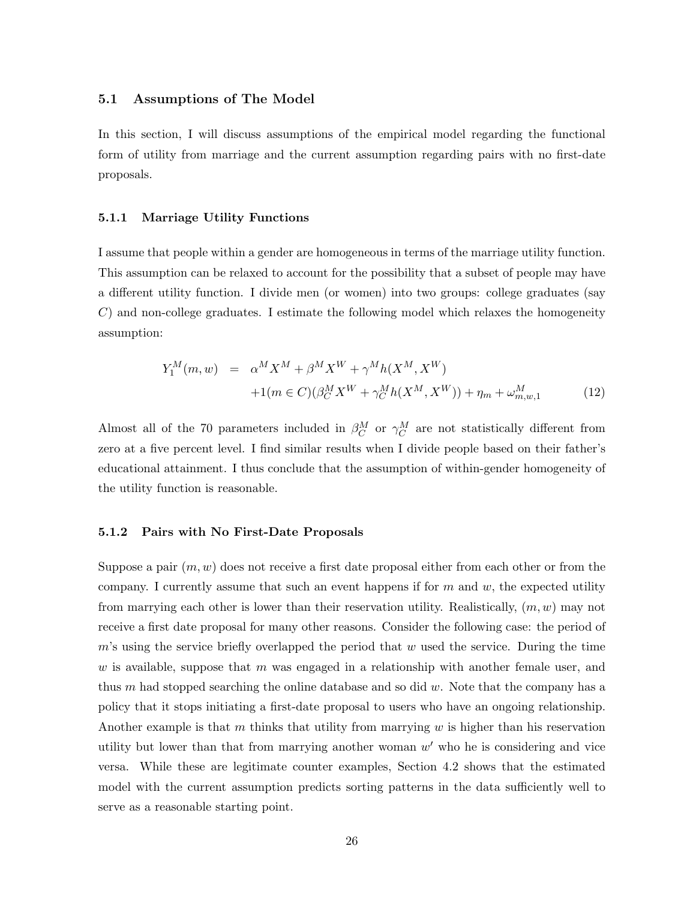### 5.1 Assumptions of The Model

In this section, I will discuss assumptions of the empirical model regarding the functional form of utility from marriage and the current assumption regarding pairs with no first-date proposals.

#### 5.1.1 Marriage Utility Functions

I assume that people within a gender are homogeneous in terms of the marriage utility function. This assumption can be relaxed to account for the possibility that a subset of people may have a different utility function. I divide men (or women) into two groups: college graduates (say $C$) and non-college graduates. I estimate the following model which relaxes the homogeneity assumption:

$$
\begin{aligned}
Y_1^M(m,w) &= \alpha^M X^M + \beta^M X^W + \gamma^M h(X^M, X^W) \\
&\quad + 1(m \in C)(\beta_C^M X^W + \gamma_C^M h(X^M, X^W)) + \eta_m + \omega_{m,w,1}^M \qquad (12)
\end{aligned}
$$

Almost all of the 70 parameters included in $\beta_C^M$ or $\gamma_C^M$ are not statistically different from zero at a five percent level. I find similar results when I divide people based on their father's educational attainment. I thus conclude that the assumption of within-gender homogeneity of the utility function is reasonable.

#### 5.1.2 Pairs with No First-Date Proposals

Suppose a pair $(m, w)$ does not receive a first date proposal either from each other or from the company. I currently assume that such an event happens if for $m$ and $w$, the expected utility from marrying each other is lower than their reservation utility. Realistically, $(m, w)$ may not receive a first date proposal for many other reasons. Consider the following case: the period of $m$'s using the service briefly overlapped the period that $w$ used the service. During the time $w$ is available, suppose that $m$ was engaged in a relationship with another female user, and thus $m$ had stopped searching the online database and so did $w$. Note that the company has a policy that it stops initiating a first-date proposal to users who have an ongoing relationship. Another example is that $m$ thinks that utility from marrying $w$ is higher than his reservation utility but lower than that from marrying another woman $w'$ who he is considering and vice versa. While these are legitimate counter examples, Section 4.2 shows that the estimated model with the current assumption predicts sorting patterns in the data sufficiently well to serve as a reasonable starting point.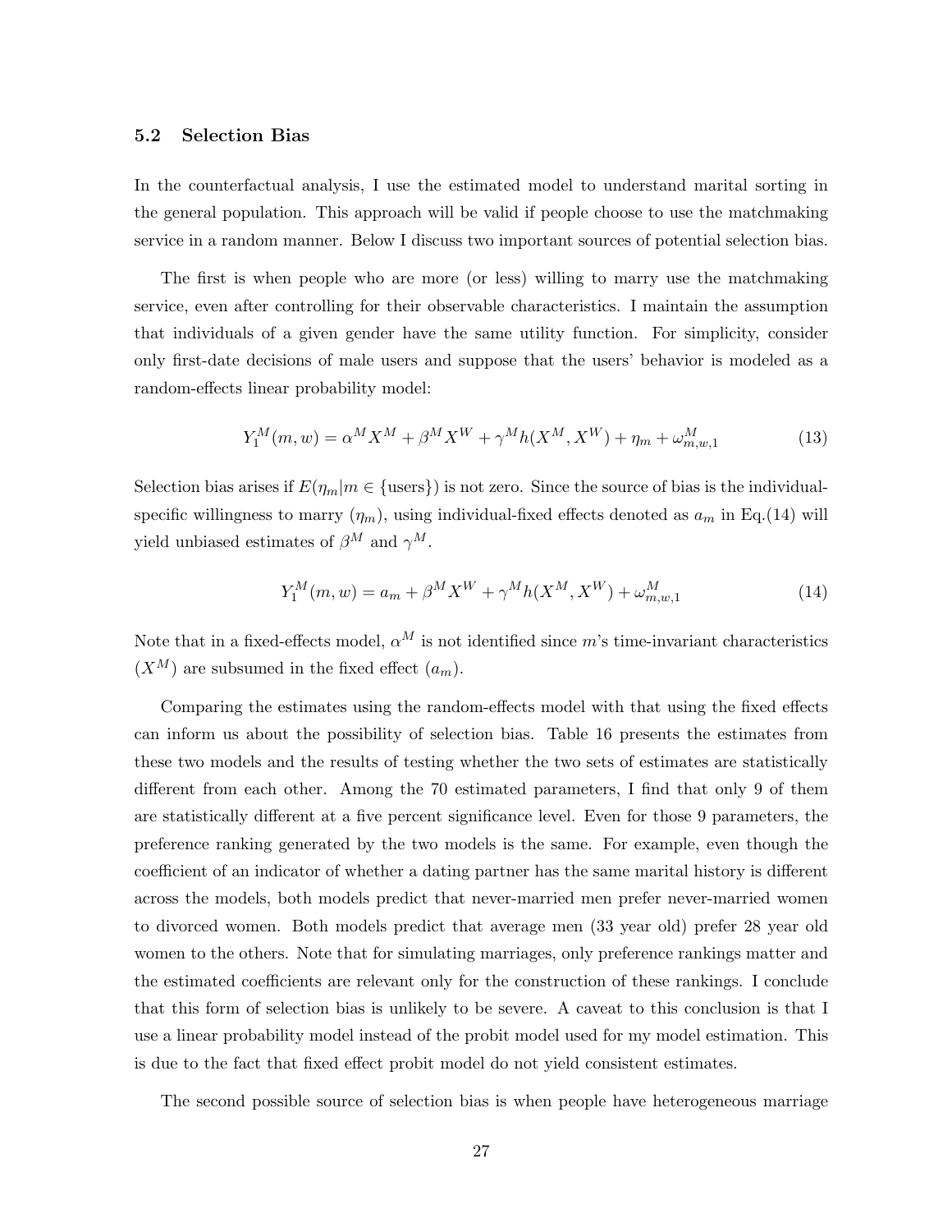### 5.2 Selection Bias

In the counterfactual analysis, I use the estimated model to understand marital sorting in the general population. This approach will be valid if people choose to use the matchmaking service in a random manner. Below I discuss two important sources of potential selection bias.

The first is when people who are more (or less) willing to marry use the matchmaking service, even after controlling for their observable characteristics. I maintain the assumption that individuals of a given gender have the same utility function. For simplicity, consider only first-date decisions of male users and suppose that the users' behavior is modeled as a random-effects linear probability model:

$$Y_1^M(m,w) = \alpha^M X^M + \beta^M X^W + \gamma^M h(X^M, X^W) + \eta_m + \omega_{m,w,1}^M \tag{13}$$

Selection bias arises if $E(\eta_m | m \in \{\text{users}\})$ is not zero. Since the source of bias is the individual-specific willingness to marry ($\eta_m$), using individual-fixed effects denoted as $a_m$ in Eq.(14) will yield unbiased estimates of $\beta^M$ and $\gamma^M$.

$$Y_1^M(m,w) = a_m + \beta^M X^W + \gamma^M h(X^M, X^W) + \omega_{m,w,1}^M \tag{14}$$

Note that in a fixed-effects model, $\alpha^M$ is not identified since $m$'s time-invariant characteristics ($X^M$) are subsumed in the fixed effect ($a_m$).

Comparing the estimates using the random-effects model with that using the fixed effects can inform us about the possibility of selection bias. Table 16 presents the estimates from these two models and the results of testing whether the two sets of estimates are statistically different from each other. Among the 70 estimated parameters, I find that only 9 of them are statistically different at a five percent significance level. Even for those 9 parameters, the preference ranking generated by the two models is the same. For example, even though the coefficient of an indicator of whether a dating partner has the same marital history is different across the models, both models predict that never-married men prefer never-married women to divorced women. Both models predict that average men (33 year old) prefer 28 year old women to the others. Note that for simulating marriages, only preference rankings matter and the estimated coefficients are relevant only for the construction of these rankings. I conclude that this form of selection bias is unlikely to be severe. A caveat to this conclusion is that I use a linear probability model instead of the probit model used for my model estimation. This is due to the fact that fixed effect probit model do not yield consistent estimates.

The second possible source of selection bias is when people have heterogeneous marriage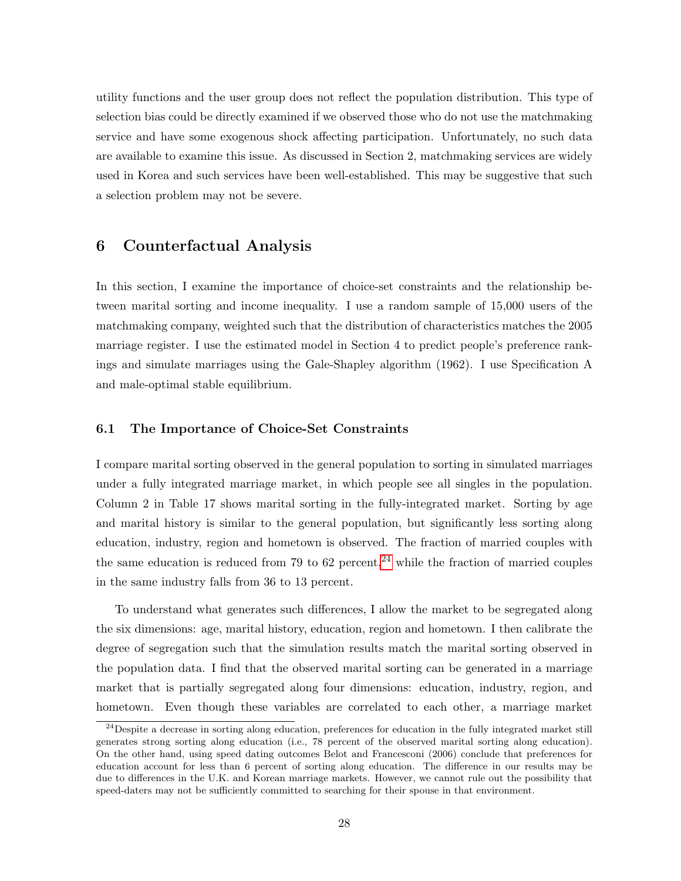utility functions and the user group does not reflect the population distribution. This type of selection bias could be directly examined if we observed those who do not use the matchmaking service and have some exogenous shock affecting participation. Unfortunately, no such data are available to examine this issue. As discussed in Section 2, matchmaking services are widely used in Korea and such services have been well-established. This may be suggestive that such a selection problem may not be severe.

## 6 Counterfactual Analysis

In this section, I examine the importance of choice-set constraints and the relationship between marital sorting and income inequality. I use a random sample of 15,000 users of the matchmaking company, weighted such that the distribution of characteristics matches the 2005 marriage register. I use the estimated model in Section 4 to predict people's preference rankings and simulate marriages using the Gale-Shapley algorithm (1962). I use Specification A and male-optimal stable equilibrium.

### 6.1 The Importance of Choice-Set Constraints

I compare marital sorting observed in the general population to sorting in simulated marriages under a fully integrated marriage market, in which people see all singles in the population. Column 2 in Table 17 shows marital sorting in the fully-integrated market. Sorting by age and marital history is similar to the general population, but significantly less sorting along education, industry, region and hometown is observed. The fraction of married couples with the same education is reduced from 79 to 62 percent,[24] while the fraction of married couples in the same industry falls from 36 to 13 percent.

To understand what generates such differences, I allow the market to be segregated along the six dimensions: age, marital history, education, region and hometown. I then calibrate the degree of segregation such that the simulation results match the marital sorting observed in the population data. I find that the observed marital sorting can be generated in a marriage market that is partially segregated along four dimensions: education, industry, region, and hometown. Even though these variables are correlated to each other, a marriage market

[24] Despite a decrease in sorting along education, preferences for education in the fully integrated market still generates strong sorting along education (i.e., 78 percent of the observed marital sorting along education). On the other hand, using speed dating outcomes Belot and Francesconi (2006) conclude that preferences for education account for less than 6 percent of sorting along education. The difference in our results may be due to differences in the U.K. and Korean marriage markets. However, we cannot rule out the possibility that speed-daters may not be sufficiently committed to searching for their spouse in that environment.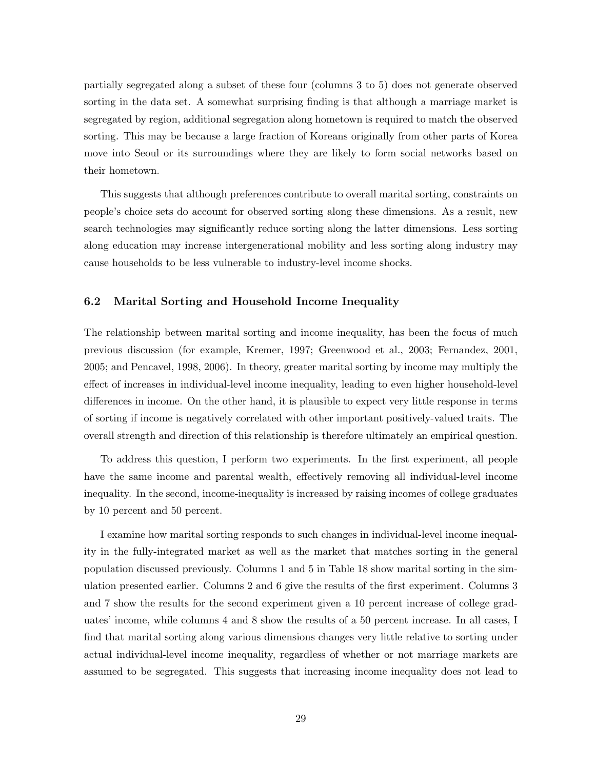partially segregated along a subset of these four (columns 3 to 5) does not generate observed sorting in the data set. A somewhat surprising finding is that although a marriage market is segregated by region, additional segregation along hometown is required to match the observed sorting. This may be because a large fraction of Koreans originally from other parts of Korea move into Seoul or its surroundings where they are likely to form social networks based on their hometown.

This suggests that although preferences contribute to overall marital sorting, constraints on people's choice sets do account for observed sorting along these dimensions. As a result, new search technologies may significantly reduce sorting along the latter dimensions. Less sorting along education may increase intergenerational mobility and less sorting along industry may cause households to be less vulnerable to industry-level income shocks.

### 6.2 Marital Sorting and Household Income Inequality

The relationship between marital sorting and income inequality, has been the focus of much previous discussion (for example, Kremer, 1997; Greenwood et al., 2003; Fernandez, 2001, 2005; and Pencavel, 1998, 2006). In theory, greater marital sorting by income may multiply the effect of increases in individual-level income inequality, leading to even higher household-level differences in income. On the other hand, it is plausible to expect very little response in terms of sorting if income is negatively correlated with other important positively-valued traits. The overall strength and direction of this relationship is therefore ultimately an empirical question.

To address this question, I perform two experiments. In the first experiment, all people have the same income and parental wealth, effectively removing all individual-level income inequality. In the second, income-inequality is increased by raising incomes of college graduates by 10 percent and 50 percent.

I examine how marital sorting responds to such changes in individual-level income inequality in the fully-integrated market as well as the market that matches sorting in the general population discussed previously. Columns 1 and 5 in Table 18 show marital sorting in the simulation presented earlier. Columns 2 and 6 give the results of the first experiment. Columns 3 and 7 show the results for the second experiment given a 10 percent increase of college graduates' income, while columns 4 and 8 show the results of a 50 percent increase. In all cases, I find that marital sorting along various dimensions changes very little relative to sorting under actual individual-level income inequality, regardless of whether or not marriage markets are assumed to be segregated. This suggests that increasing income inequality does not lead to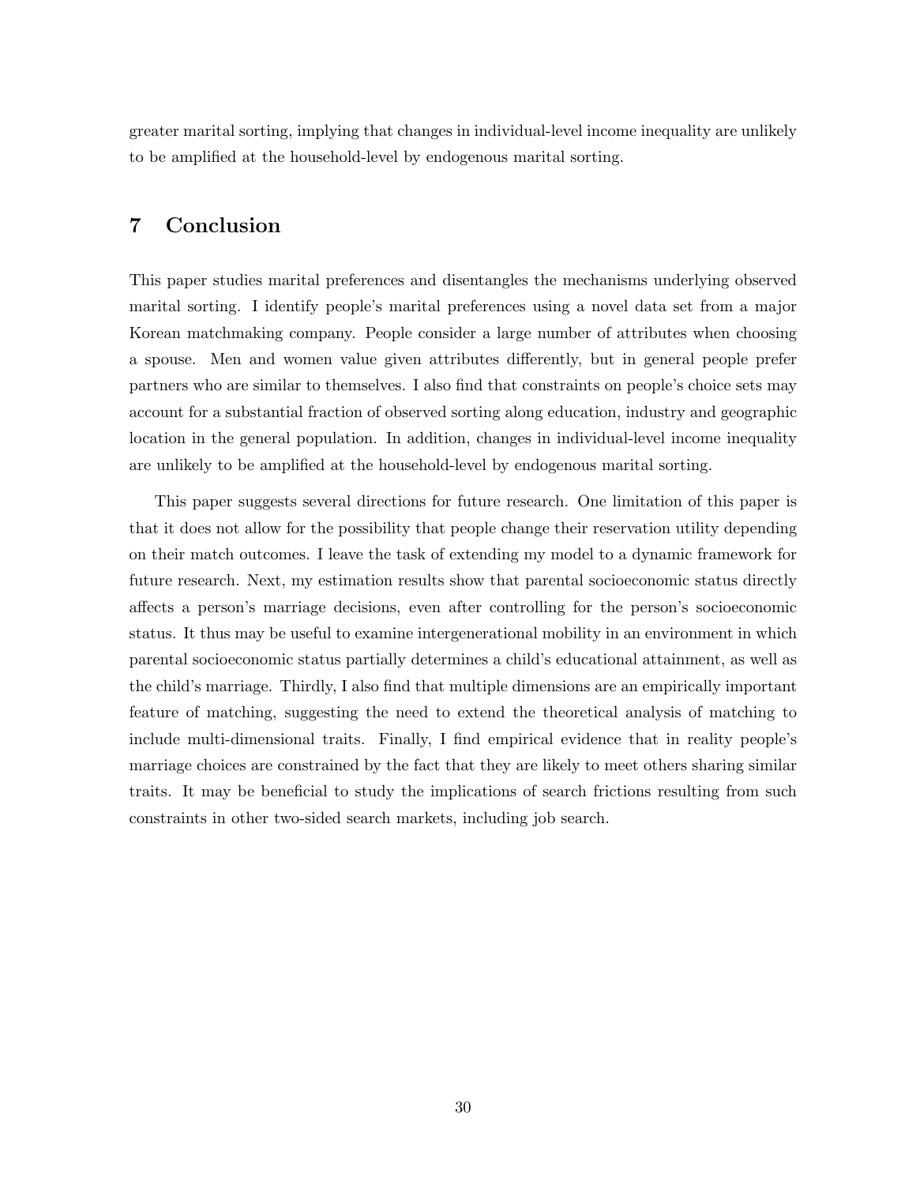greater marital sorting, implying that changes in individual-level income inequality are unlikely to be amplified at the household-level by endogenous marital sorting.

## 7 Conclusion

This paper studies marital preferences and disentangles the mechanisms underlying observed marital sorting. I identify people's marital preferences using a novel data set from a major Korean matchmaking company. People consider a large number of attributes when choosing a spouse. Men and women value given attributes differently, but in general people prefer partners who are similar to themselves. I also find that constraints on people's choice sets may account for a substantial fraction of observed sorting along education, industry and geographic location in the general population. In addition, changes in individual-level income inequality are unlikely to be amplified at the household-level by endogenous marital sorting.

This paper suggests several directions for future research. One limitation of this paper is that it does not allow for the possibility that people change their reservation utility depending on their match outcomes. I leave the task of extending my model to a dynamic framework for future research. Next, my estimation results show that parental socioeconomic status directly affects a person's marriage decisions, even after controlling for the person's socioeconomic status. It thus may be useful to examine intergenerational mobility in an environment in which parental socioeconomic status partially determines a child's educational attainment, as well as the child's marriage. Thirdly, I also find that multiple dimensions are an empirically important feature of matching, suggesting the need to extend the theoretical analysis of matching to include multi-dimensional traits. Finally, I find empirical evidence that in reality people's marriage choices are constrained by the fact that they are likely to meet others sharing similar traits. It may be beneficial to study the implications of search frictions resulting from such constraints in other two-sided search markets, including job search.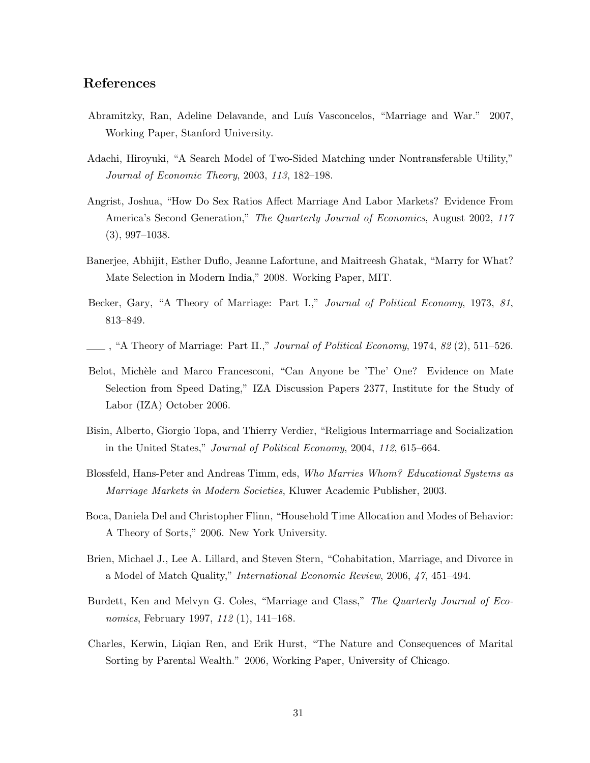## References

Abramitzky, Ran, Adeline Delavande, and Luís Vasconcelos, "Marriage and War." 2007, Working Paper, Stanford University.

Adachi, Hiroyuki, "A Search Model of Two-Sided Matching under Nontransferable Utility," *Journal of Economic Theory*, 2003, *113*, 182–198.

Angrist, Joshua, "How Do Sex Ratios Affect Marriage And Labor Markets? Evidence From America's Second Generation," *The Quarterly Journal of Economics*, August 2002, *117* (3), 997–1038.

Banerjee, Abhijit, Esther Duflo, Jeanne Lafortune, and Maitreesh Ghatak, "Marry for What? Mate Selection in Modern India," 2008. Working Paper, MIT.

Becker, Gary, "A Theory of Marriage: Part I.," *Journal of Political Economy*, 1973, *81*, 813–849.

\_\_\_\_ , "A Theory of Marriage: Part II.," *Journal of Political Economy*, 1974, *82* (2), 511–526.

Belot, Michèle and Marco Francesconi, "Can Anyone be 'The' One? Evidence on Mate Selection from Speed Dating," IZA Discussion Papers 2377, Institute for the Study of Labor (IZA) October 2006.

Bisin, Alberto, Giorgio Topa, and Thierry Verdier, "Religious Intermarriage and Socialization in the United States," *Journal of Political Economy*, 2004, *112*, 615–664.

Blossfeld, Hans-Peter and Andreas Timm, eds, *Who Marries Whom? Educational Systems as Marriage Markets in Modern Societies*, Kluwer Academic Publisher, 2003.

Boca, Daniela Del and Christopher Flinn, "Household Time Allocation and Modes of Behavior: A Theory of Sorts," 2006. New York University.

Brien, Michael J., Lee A. Lillard, and Steven Stern, "Cohabitation, Marriage, and Divorce in a Model of Match Quality," *International Economic Review*, 2006, *47*, 451–494.

Burdett, Ken and Melvyn G. Coles, "Marriage and Class," *The Quarterly Journal of Economics*, February 1997, *112* (1), 141–168.

Charles, Kerwin, Liqian Ren, and Erik Hurst, "The Nature and Consequences of Marital Sorting by Parental Wealth." 2006, Working Paper, University of Chicago.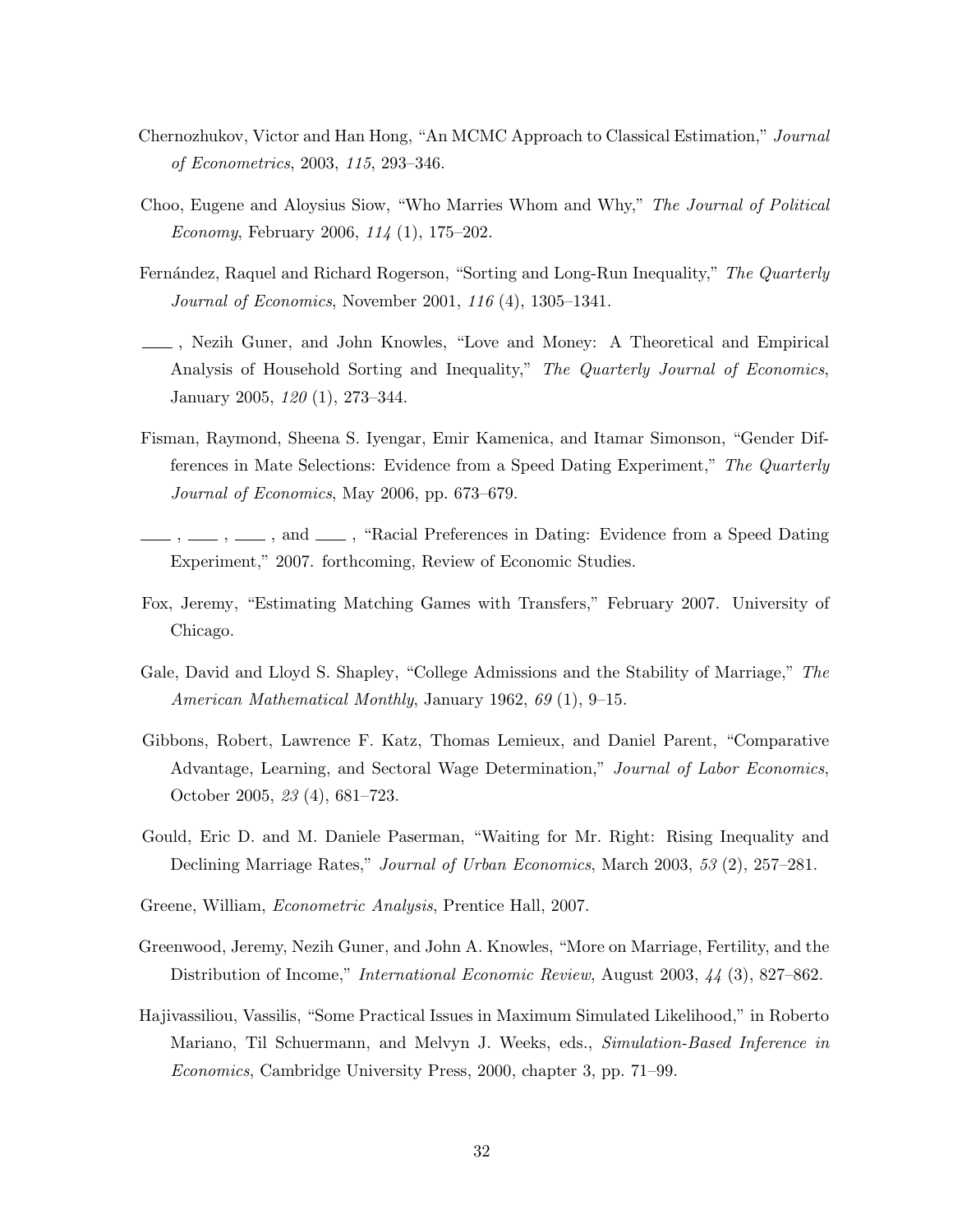Chernozhukov, Victor and Han Hong, "An MCMC Approach to Classical Estimation," *Journal of Econometrics*, 2003, *115*, 293–346.

Choo, Eugene and Aloysius Siow, "Who Marries Whom and Why," *The Journal of Political Economy*, February 2006, *114* (1), 175–202.

Fernández, Raquel and Richard Rogerson, "Sorting and Long-Run Inequality," *The Quarterly Journal of Economics*, November 2001, *116* (4), 1305–1341.

\_\_\_\_, Nezih Guner, and John Knowles, "Love and Money: A Theoretical and Empirical Analysis of Household Sorting and Inequality," *The Quarterly Journal of Economics*, January 2005, *120* (1), 273–344.

Fisman, Raymond, Sheena S. Iyengar, Emir Kamenica, and Itamar Simonson, "Gender Differences in Mate Selections: Evidence from a Speed Dating Experiment," *The Quarterly Journal of Economics*, May 2006, pp. 673–679.

\_\_\_\_, \_\_\_\_, \_\_\_\_, and \_\_\_\_, "Racial Preferences in Dating: Evidence from a Speed Dating Experiment," 2007. forthcoming, Review of Economic Studies.

Fox, Jeremy, "Estimating Matching Games with Transfers," February 2007. University of Chicago.

Gale, David and Lloyd S. Shapley, "College Admissions and the Stability of Marriage," *The American Mathematical Monthly*, January 1962, *69* (1), 9–15.

Gibbons, Robert, Lawrence F. Katz, Thomas Lemieux, and Daniel Parent, "Comparative Advantage, Learning, and Sectoral Wage Determination," *Journal of Labor Economics*, October 2005, *23* (4), 681–723.

Gould, Eric D. and M. Daniele Paserman, "Waiting for Mr. Right: Rising Inequality and Declining Marriage Rates," *Journal of Urban Economics*, March 2003, *53* (2), 257–281.

Greene, William, *Econometric Analysis*, Prentice Hall, 2007.

Greenwood, Jeremy, Nezih Guner, and John A. Knowles, "More on Marriage, Fertility, and the Distribution of Income," *International Economic Review*, August 2003, *44* (3), 827–862.

Hajivassiliou, Vassilis, "Some Practical Issues in Maximum Simulated Likelihood," in Roberto Mariano, Til Schuermann, and Melvyn J. Weeks, eds., *Simulation-Based Inference in Economics*, Cambridge University Press, 2000, chapter 3, pp. 71–99.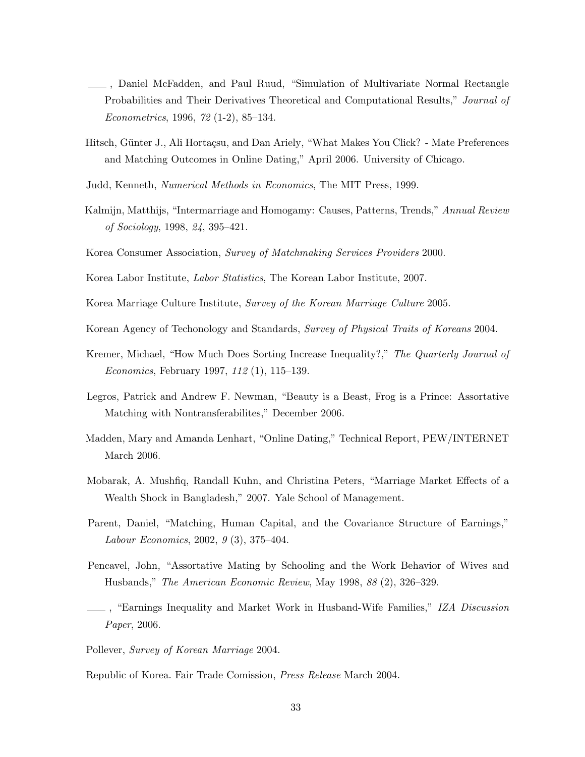——, Daniel McFadden, and Paul Ruud, "Simulation of Multivariate Normal Rectangle Probabilities and Their Derivatives Theoretical and Computational Results," *Journal of Econometrics*, 1996, *72* (1-2), 85–134.

Hitsch, Günter J., Ali Hortaçsu, and Dan Ariely, "What Makes You Click? - Mate Preferences and Matching Outcomes in Online Dating," April 2006. University of Chicago.

Judd, Kenneth, *Numerical Methods in Economics*, The MIT Press, 1999.

Kalmijn, Matthijs, "Intermarriage and Homogamy: Causes, Patterns, Trends," *Annual Review of Sociology*, 1998, *24*, 395–421.

Korea Consumer Association, *Survey of Matchmaking Services Providers* 2000.

Korea Labor Institute, *Labor Statistics*, The Korean Labor Institute, 2007.

Korea Marriage Culture Institute, *Survey of the Korean Marriage Culture* 2005.

Korean Agency of Techonology and Standards, *Survey of Physical Traits of Koreans* 2004.

Kremer, Michael, "How Much Does Sorting Increase Inequality?," *The Quarterly Journal of Economics*, February 1997, *112* (1), 115–139.

Legros, Patrick and Andrew F. Newman, "Beauty is a Beast, Frog is a Prince: Assortative Matching with Nontransferabilites," December 2006.

Madden, Mary and Amanda Lenhart, "Online Dating," Technical Report, PEW/INTERNET March 2006.

Mobarak, A. Mushfiq, Randall Kuhn, and Christina Peters, "Marriage Market Effects of a Wealth Shock in Bangladesh," 2007. Yale School of Management.

Parent, Daniel, "Matching, Human Capital, and the Covariance Structure of Earnings," *Labour Economics*, 2002, *9* (3), 375–404.

Pencavel, John, "Assortative Mating by Schooling and the Work Behavior of Wives and Husbands," *The American Economic Review*, May 1998, *88* (2), 326–329.

——, "Earnings Inequality and Market Work in Husband-Wife Families," *IZA Discussion Paper*, 2006.

Pollever, *Survey of Korean Marriage* 2004.

Republic of Korea. Fair Trade Comission, *Press Release* March 2004.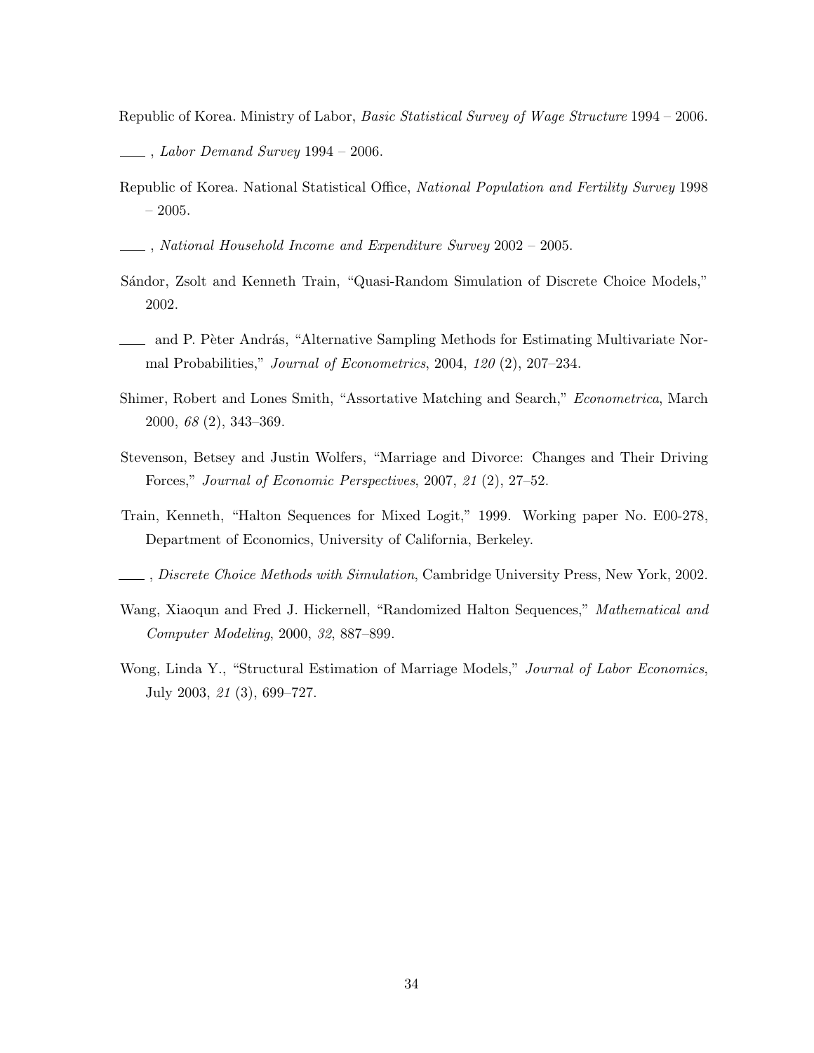Republic of Korea. Ministry of Labor, *Basic Statistical Survey of Wage Structure* 1994 – 2006.

\_\_\_\_ , *Labor Demand Survey* 1994 – 2006.

Republic of Korea. National Statistical Office, *National Population and Fertility Survey* 1998 – 2005.

\_\_\_\_ , *National Household Income and Expenditure Survey* 2002 – 2005.

Sándor, Zsolt and Kenneth Train, "Quasi-Random Simulation of Discrete Choice Models," 2002.

\_\_\_\_ and P. Pèter András, "Alternative Sampling Methods for Estimating Multivariate Normal Probabilities," *Journal of Econometrics*, 2004, *120* (2), 207–234.

Shimer, Robert and Lones Smith, "Assortative Matching and Search," *Econometrica*, March 2000, *68* (2), 343–369.

Stevenson, Betsey and Justin Wolfers, "Marriage and Divorce: Changes and Their Driving Forces," *Journal of Economic Perspectives*, 2007, *21* (2), 27–52.

Train, Kenneth, "Halton Sequences for Mixed Logit," 1999. Working paper No. E00-278, Department of Economics, University of California, Berkeley.

\_\_\_\_ , *Discrete Choice Methods with Simulation*, Cambridge University Press, New York, 2002.

Wang, Xiaoqun and Fred J. Hickernell, "Randomized Halton Sequences," *Mathematical and Computer Modeling*, 2000, *32*, 887–899.

Wong, Linda Y., "Structural Estimation of Marriage Models," *Journal of Labor Economics*, July 2003, *21* (3), 699–727.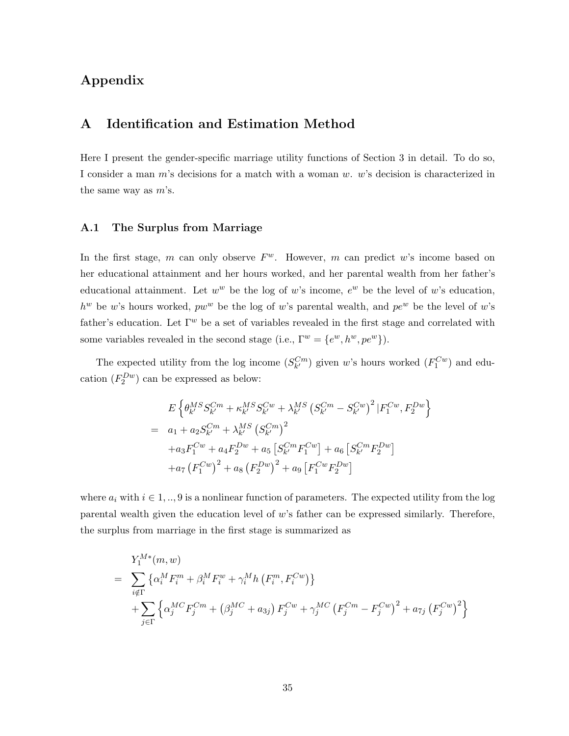# Appendix

## A Identification and Estimation Method

Here I present the gender-specific marriage utility functions of Section 3 in detail. To do so, I consider a man $m$'s decisions for a match with a woman $w$. $w$'s decision is characterized in the same way as $m$'s.

### A.1 The Surplus from Marriage

In the first stage, $m$ can only observe $F^w$. However, $m$ can predict $w$'s income based on her educational attainment and her hours worked, and her parental wealth from her father's educational attainment. Let $w^w$ be the log of $w$'s income, $e^w$ be the level of $w$'s education, $h^w$ be $w$'s hours worked, $pw^w$ be the log of $w$'s parental wealth, and $pe^w$ be the level of $w$'s father's education. Let $\Gamma^w$ be a set of variables revealed in the first stage and correlated with some variables revealed in the second stage (i.e., $\Gamma^w = \{e^w, h^w, pe^w\}$).

The expected utility from the log income ($S_{k'}^{Cm}$) given $w$'s hours worked ($F_1^{Cw}$) and education ($F_2^{Dw}$) can be expressed as below:

$$
\begin{aligned}
& E\left\{\theta_{k'}^{MS} S_{k'}^{Cm} + \kappa_{k'}^{MS} S_{k'}^{Cw} + \lambda_{k'}^{MS}\left(S_{k'}^{Cm} - S_{k'}^{Cw}\right)^2 | F_1^{Cw}, F_2^{Dw}\right\} \\
= \; & a_1 + a_2 S_{k'}^{Cm} + \lambda_{k'}^{MS}\left(S_{k'}^{Cm}\right)^2 \\
& + a_3 F_1^{Cw} + a_4 F_2^{Dw} + a_5\left[S_{k'}^{Cm} F_1^{Cw}\right] + a_6\left[S_{k'}^{Cm} F_2^{Dw}\right] \\
& + a_7\left(F_1^{Cw}\right)^2 + a_8\left(F_2^{Dw}\right)^2 + a_9\left[F_1^{Cw} F_2^{Dw}\right]
\end{aligned}
$$

where $a_i$ with $i \in 1,..,9$ is a nonlinear function of parameters. The expected utility from the log parental wealth given the education level of $w$'s father can be expressed similarly. Therefore, the surplus from marriage in the first stage is summarized as

$$
\begin{aligned}
& Y_1^{M*}(m,w) \\
= \; & \sum_{i \notin \Gamma}\left\{\alpha_i^M F_i^m + \beta_i^M F_i^w + \gamma_i^M h\left(F_i^m, F_i^{Cw}\right)\right\} \\
& + \sum_{j \in \Gamma}\left\{\alpha_j^{MC} F_j^{Cm} + \left(\beta_j^{MC} + a_{3j}\right) F_j^{Cw} + \gamma_j^{MC}\left(F_j^{Cm} - F_j^{Cw}\right)^2 + a_{7j}\left(F_j^{Cw}\right)^2\right\}
\end{aligned}
$$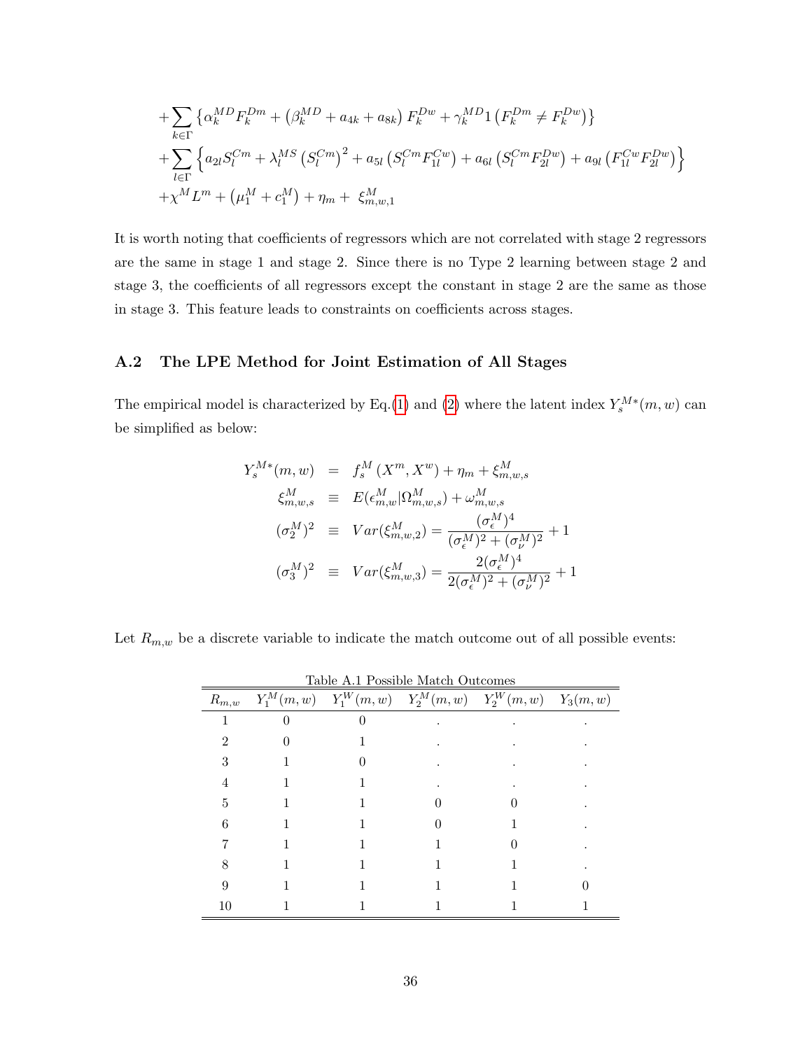$$
\begin{aligned}
&+\sum_{k\in\Gamma}\left\{\alpha_k^{MD}F_k^{Dm}+\left(\beta_k^{MD}+a_{4k}+a_{8k}\right)F_k^{Dw}+\gamma_k^{MD}1\left(F_k^{Dm}\neq F_k^{Dw}\right)\right\}\\
&+\sum_{l\in\Gamma}\left\{a_{2l}S_l^{Cm}+\lambda_l^{MS}\left(S_l^{Cm}\right)^2+a_{5l}\left(S_l^{Cm}F_{1l}^{Cw}\right)+a_{6l}\left(S_l^{Cm}F_{2l}^{Dw}\right)+a_{9l}\left(F_{1l}^{Cw}F_{2l}^{Dw}\right)\right\}\\
&+\chi^M L^m+\left(\mu_1^M+c_1^M\right)+\eta_m+\ \xi_{m,w,1}^M
\end{aligned}
$$

It is worth noting that coefficients of regressors which are not correlated with stage 2 regressors are the same in stage 1 and stage 2. Since there is no Type 2 learning between stage 2 and stage 3, the coefficients of all regressors except the constant in stage 2 are the same as those in stage 3. This feature leads to constraints on coefficients across stages.

## A.2 The LPE Method for Joint Estimation of All Stages

The empirical model is characterized by Eq.(1) and (2) where the latent index $Y_s^{M*}(m,w)$ can be simplified as below:

$$
\begin{aligned}
Y_s^{M*}(m,w) &= f_s^M\left(X^m,X^w\right)+\eta_m+\xi_{m,w,s}^M\\
\xi_{m,w,s}^M &\equiv E(\epsilon_{m,w}^M|\Omega_{m,w,s}^M)+\omega_{m,w,s}^M\\
(\sigma_2^M)^2 &\equiv Var(\xi_{m,w,2}^M)=\frac{(\sigma_\epsilon^M)^4}{(\sigma_\epsilon^M)^2+(\sigma_\nu^M)^2}+1\\
(\sigma_3^M)^2 &\equiv Var(\xi_{m,w,3}^M)=\frac{2(\sigma_\epsilon^M)^4}{2(\sigma_\epsilon^M)^2+(\sigma_\nu^M)^2}+1
\end{aligned}
$$

Let $R_{m,w}$ be a discrete variable to indicate the match outcome out of all possible events:

Table A.1 Possible Match Outcomes

| $R_{m,w}$ | $Y_1^M(m,w)$ | $Y_1^W(m,w)$ | $Y_2^M(m,w)$ | $Y_2^W(m,w)$ | $Y_3(m,w)$ |
|---|---|---|---|---|---|
| 1 | 0 | 0 | . | . | . |
| 2 | 0 | 1 | . | . | . |
| 3 | 1 | 0 | . | . | . |
| 4 | 1 | 1 | . | . | . |
| 5 | 1 | 1 | 0 | 0 | . |
| 6 | 1 | 1 | 0 | 1 | . |
| 7 | 1 | 1 | 1 | 0 | . |
| 8 | 1 | 1 | 1 | 1 | . |
| 9 | 1 | 1 | 1 | 1 | 0 |
| 10 | 1 | 1 | 1 | 1 | 1 |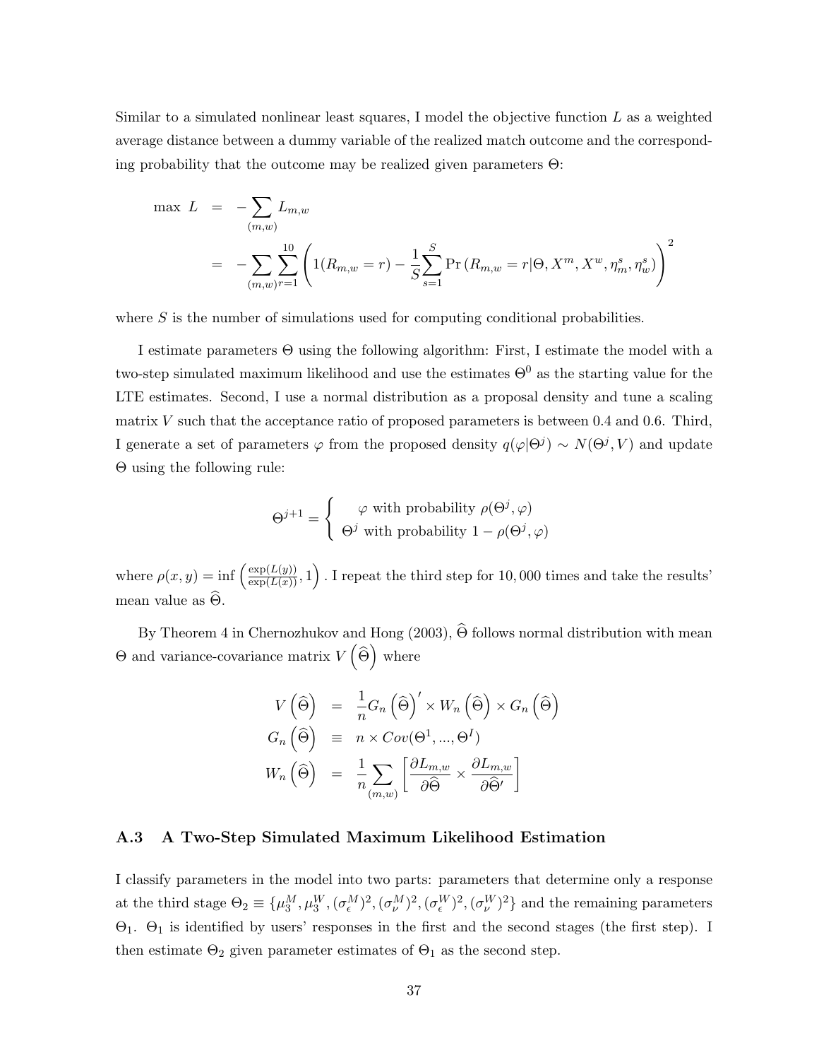Similar to a simulated nonlinear least squares, I model the objective function $L$ as a weighted average distance between a dummy variable of the realized match outcome and the corresponding probability that the outcome may be realized given parameters $\Theta$:

$$
\begin{aligned}
\max\ L &= -\sum_{(m,w)} L_{m,w} \\
&= -\sum_{(m,w)} \sum_{r=1}^{10} \left( 1(R_{m,w} = r) - \frac{1}{S} \sum_{s=1}^{S} \Pr\left(R_{m,w} = r | \Theta, X^m, X^w, \eta_m^s, \eta_w^s\right) \right)^2
\end{aligned}
$$

where $S$ is the number of simulations used for computing conditional probabilities.

I estimate parameters $\Theta$ using the following algorithm: First, I estimate the model with a two-step simulated maximum likelihood and use the estimates $\Theta^0$ as the starting value for the LTE estimates. Second, I use a normal distribution as a proposal density and tune a scaling matrix $V$ such that the acceptance ratio of proposed parameters is between 0.4 and 0.6. Third, I generate a set of parameters $\varphi$ from the proposed density $q(\varphi|\Theta^j) \sim N(\Theta^j, V)$ and update $\Theta$ using the following rule:

$$
\Theta^{j+1} = \begin{cases} \varphi \text{ with probability } \rho(\Theta^j, \varphi) \\ \Theta^j \text{ with probability } 1 - \rho(\Theta^j, \varphi) \end{cases}
$$

where $\rho(x, y) = \inf\left(\frac{\exp(L(y))}{\exp(L(x))}, 1\right)$. I repeat the third step for 10,000 times and take the results' mean value as $\widehat{\Theta}$.

By Theorem 4 in Chernozhukov and Hong (2003), $\widehat{\Theta}$ follows normal distribution with mean $\Theta$ and variance-covariance matrix $V\left(\widehat{\Theta}\right)$ where

$$
\begin{aligned}
V\left(\widehat{\Theta}\right) &= \frac{1}{n} G_n\left(\widehat{\Theta}\right)' \times W_n\left(\widehat{\Theta}\right) \times G_n\left(\widehat{\Theta}\right) \\
G_n\left(\widehat{\Theta}\right) &\equiv n \times Cov(\Theta^1, ..., \Theta^I) \\
W_n\left(\widehat{\Theta}\right) &= \frac{1}{n} \sum_{(m,w)} \left[ \frac{\partial L_{m,w}}{\partial \widehat{\Theta}} \times \frac{\partial L_{m,w}}{\partial \widehat{\Theta}'} \right]
\end{aligned}
$$

### A.3 A Two-Step Simulated Maximum Likelihood Estimation

I classify parameters in the model into two parts: parameters that determine only a response at the third stage $\Theta_2 \equiv \{\mu_3^M, \mu_3^W, (\sigma_\epsilon^M)^2, (\sigma_\nu^M)^2, (\sigma_\epsilon^W)^2, (\sigma_\nu^W)^2\}$ and the remaining parameters $\Theta_1$. $\Theta_1$ is identified by users' responses in the first and the second stages (the first step). I then estimate $\Theta_2$ given parameter estimates of $\Theta_1$ as the second step.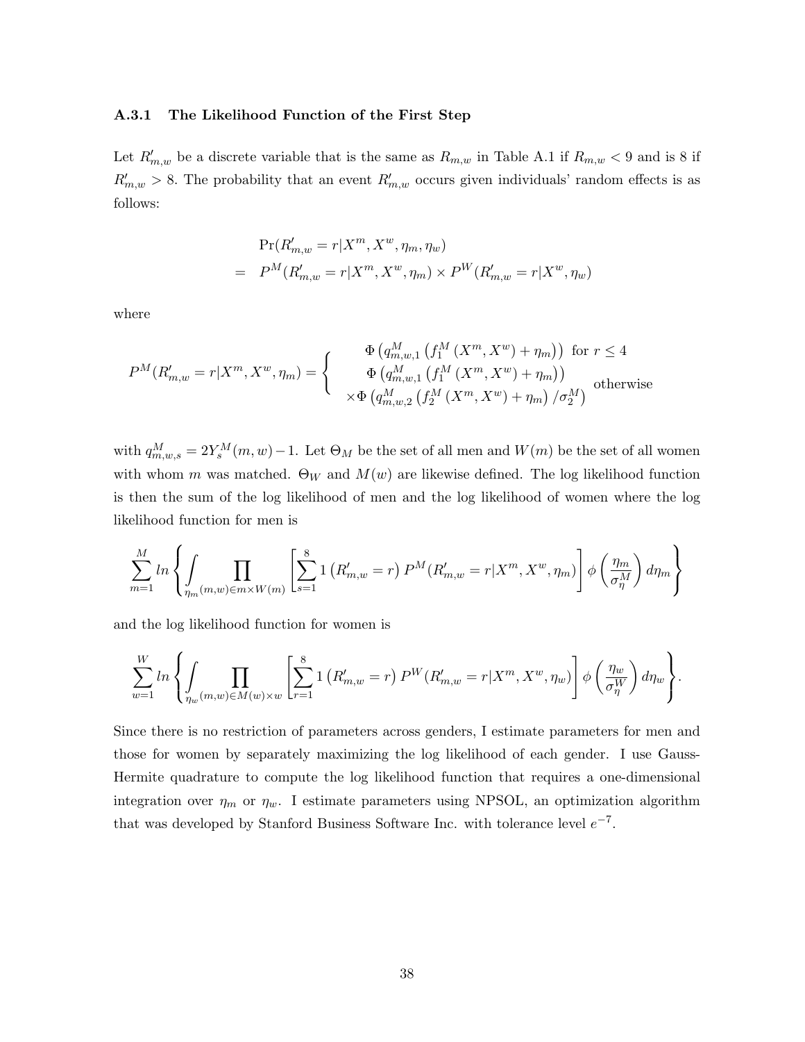### A.3.1 The Likelihood Function of the First Step

Let $R'_{m,w}$ be a discrete variable that is the same as $R_{m,w}$ in Table A.1 if $R_{m,w} < 9$ and is 8 if $R'_{m,w} > 8$. The probability that an event $R'_{m,w}$ occurs given individuals' random effects is as follows:

$$
\begin{aligned}
& \Pr(R'_{m,w} = r | X^m, X^w, \eta_m, \eta_w) \\
= \; & P^M(R'_{m,w} = r | X^m, X^w, \eta_m) \times P^W(R'_{m,w} = r | X^w, \eta_w)
\end{aligned}
$$

where

$$
P^M(R'_{m,w} = r | X^m, X^w, \eta_m) = \left\{ \begin{array}{cc} \Phi\left(q^M_{m,w,1}\left(f^M_1\left(X^m, X^w\right) + \eta_m\right)\right) & \text{for } r \leq 4 \\ \Phi\left(q^M_{m,w,1}\left(f^M_1\left(X^m, X^w\right) + \eta_m\right)\right) & \\ \times \Phi\left(q^M_{m,w,2}\left(f^M_2\left(X^m, X^w\right) + \eta_m\right) / \sigma^M_2\right) & \text{otherwise} \end{array} \right.
$$

with $q^M_{m,w,s} = 2Y^M_s(m,w) - 1$. Let $\Theta_M$ be the set of all men and $W(m)$ be the set of all women with whom $m$ was matched. $\Theta_W$ and $M(w)$ are likewise defined. The log likelihood function is then the sum of the log likelihood of men and the log likelihood of women where the log likelihood function for men is

$$
\sum_{m=1}^{M} ln \left\{ \int_{\eta_m} \prod_{(m,w) \in m \times W(m)} \left[ \sum_{s=1}^{8} 1\left(R'_{m,w} = r\right) P^M(R'_{m,w} = r | X^m, X^w, \eta_m) \right] \phi\left(\frac{\eta_m}{\sigma^M_\eta}\right) d\eta_m \right\}
$$

and the log likelihood function for women is

$$
\sum_{w=1}^{W} ln \left\{ \int_{\eta_w} \prod_{(m,w) \in M(w) \times w} \left[ \sum_{r=1}^{8} 1\left(R'_{m,w} = r\right) P^W(R'_{m,w} = r | X^m, X^w, \eta_w) \right] \phi\left(\frac{\eta_w}{\sigma^W_\eta}\right) d\eta_w \right\}.
$$

Since there is no restriction of parameters across genders, I estimate parameters for men and those for women by separately maximizing the log likelihood of each gender. I use Gauss-Hermite quadrature to compute the log likelihood function that requires a one-dimensional integration over $\eta_m$ or $\eta_w$. I estimate parameters using NPSOL, an optimization algorithm that was developed by Stanford Business Software Inc. with tolerance level $e^{-7}$.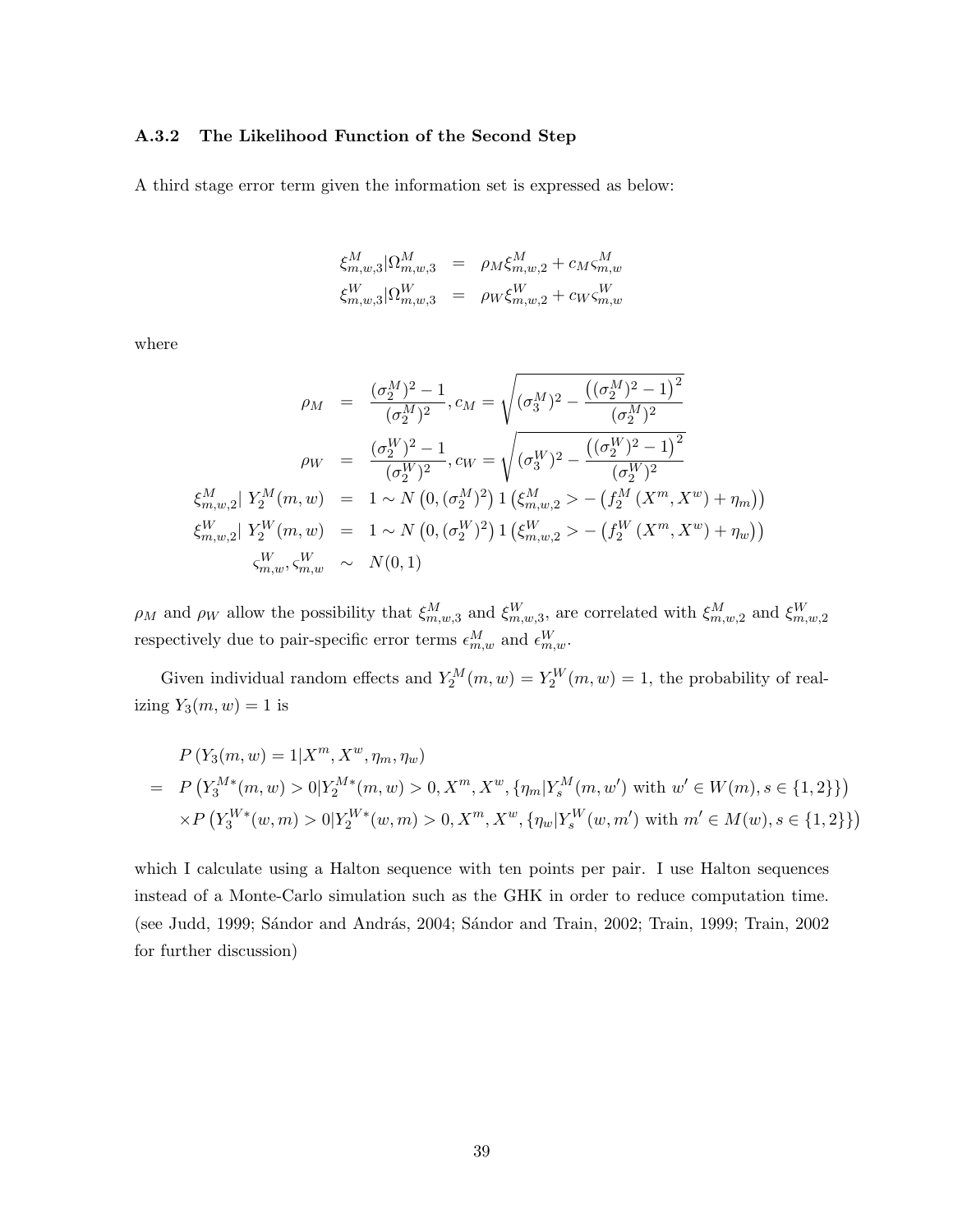### A.3.2 The Likelihood Function of the Second Step

A third stage error term given the information set is expressed as below:

$$
\begin{aligned}
\xi^M_{m,w,3}|\Omega^M_{m,w,3} &= \rho_M \xi^M_{m,w,2} + c_M \varsigma^M_{m,w} \\
\xi^W_{m,w,3}|\Omega^W_{m,w,3} &= \rho_W \xi^W_{m,w,2} + c_W \varsigma^W_{m,w}
\end{aligned}
$$

where

$$
\begin{aligned}
\rho_M &= \frac{(\sigma^M_2)^2 - 1}{(\sigma^M_2)^2}, c_M = \sqrt{(\sigma^M_3)^2 - \frac{\left((\sigma^M_2)^2 - 1\right)^2}{(\sigma^M_2)^2}} \\
\rho_W &= \frac{(\sigma^W_2)^2 - 1}{(\sigma^W_2)^2}, c_W = \sqrt{(\sigma^W_3)^2 - \frac{\left((\sigma^W_2)^2 - 1\right)^2}{(\sigma^W_2)^2}} \\
\xi^M_{m,w,2}|\ Y^M_2(m,w) &= 1 \sim N\left(0, (\sigma^M_2)^2\right) 1\left(\xi^M_{m,w,2} > -\left(f^M_2\left(X^m, X^w\right) + \eta_m\right)\right) \\
\xi^W_{m,w,2}|\ Y^W_2(m,w) &= 1 \sim N\left(0, (\sigma^W_2)^2\right) 1\left(\xi^W_{m,w,2} > -\left(f^W_2\left(X^m, X^w\right) + \eta_w\right)\right) \\
\varsigma^W_{m,w}, \varsigma^W_{m,w} &\sim N(0,1)
\end{aligned}
$$

$\rho_M$ and $\rho_W$ allow the possibility that $\xi^M_{m,w,3}$ and $\xi^W_{m,w,3}$, are correlated with $\xi^M_{m,w,2}$ and $\xi^W_{m,w,2}$ respectively due to pair-specific error terms $\epsilon^M_{m,w}$ and $\epsilon^W_{m,w}$.

Given individual random effects and $Y^M_2(m,w) = Y^W_2(m,w) = 1$, the probability of realizing $Y_3(m,w) = 1$ is

$$
\begin{aligned}
& P\left(Y_3(m,w) = 1 | X^m, X^w, \eta_m, \eta_w\right) \\
= \ & P\left(Y^{M*}_3(m,w) > 0 | Y^{M*}_2(m,w) > 0, X^m, X^w, \{\eta_m | Y^M_s(m,w') \text{ with } w' \in W(m), s \in \{1,2\}\}\right) \\
& \times P\left(Y^{W*}_3(w,m) > 0 | Y^{W*}_2(w,m) > 0, X^m, X^w, \{\eta_w | Y^W_s(w,m') \text{ with } m' \in M(w), s \in \{1,2\}\}\right)
\end{aligned}
$$

which I calculate using a Halton sequence with ten points per pair. I use Halton sequences instead of a Monte-Carlo simulation such as the GHK in order to reduce computation time. (see Judd, 1999; Sándor and András, 2004; Sándor and Train, 2002; Train, 1999; Train, 2002 for further discussion)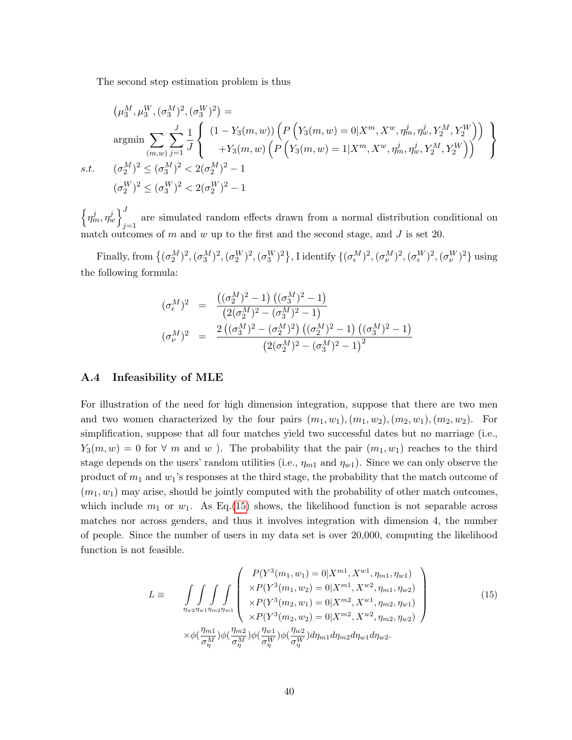The second step estimation problem is thus

$$
\begin{aligned}
&\left(\mu_3^M, \mu_3^W, (\sigma_3^M)^2, (\sigma_3^W)^2\right) = \\
&\operatorname{argmin} \sum_{(m,w)} \sum_{j=1}^{J} \frac{1}{J} \left\{ \begin{array}{l} (1 - Y_3(m,w)) \left( P\left(Y_3(m,w) = 0 | X^m, X^w, \eta_m^j, \eta_w^j, Y_2^M, Y_2^W\right)\right) \\ +Y_3(m,w) \left( P\left(Y_3(m,w) = 1 | X^m, X^w, \eta_m^j, \eta_w^j, Y_2^M, Y_2^W\right)\right) \end{array} \right\} \\
s.t. \quad & (\sigma_2^M)^2 \leq (\sigma_3^M)^2 < 2(\sigma_2^M)^2 - 1 \\
& (\sigma_2^W)^2 \leq (\sigma_3^W)^2 < 2(\sigma_2^W)^2 - 1
\end{aligned}
$$

$\left\{\eta_m^j, \eta_w^j\right\}_{j=1}^{J}$ are simulated random effects drawn from a normal distribution conditional on match outcomes of $m$ and $w$ up to the first and the second stage, and $J$ is set 20.

Finally, from $\left\{(\sigma_2^M)^2, (\sigma_3^M)^2, (\sigma_2^W)^2, (\sigma_3^W)^2\right\}$, I identify $\{(\sigma_\epsilon^M)^2, (\sigma_\nu^M)^2, (\sigma_\epsilon^W)^2, (\sigma_\nu^W)^2\}$ using the following formula:

$$
\begin{aligned}
(\sigma_\epsilon^M)^2 &= \frac{\left((\sigma_2^M)^2 - 1\right)\left((\sigma_3^M)^2 - 1\right)}{\left(2(\sigma_2^M)^2 - (\sigma_3^M)^2 - 1\right)} \\
(\sigma_\nu^M)^2 &= \frac{2\left((\sigma_3^M)^2 - (\sigma_2^M)^2\right)\left((\sigma_2^M)^2 - 1\right)\left((\sigma_3^M)^2 - 1\right)}{\left(2(\sigma_2^M)^2 - (\sigma_3^M)^2 - 1\right)^2}
\end{aligned}
$$

### A.4 Infeasibility of MLE

For illustration of the need for high dimension integration, suppose that there are two men and two women characterized by the four pairs $(m_1, w_1), (m_1, w_2), (m_2, w_1), (m_2, w_2)$. For simplification, suppose that all four matches yield two successful dates but no marriage (i.e., $Y_3(m,w) = 0$ for $\forall$ $m$ and $w$ ). The probability that the pair $(m_1, w_1)$ reaches to the third stage depends on the users' random utilities (i.e., $\eta_{m1}$ and $\eta_{w1}$). Since we can only observe the product of $m_1$ and $w_1$'s responses at the third stage, the probability that the match outcome of $(m_1, w_1)$ may arise, should be jointly computed with the probability of other match outcomes, which include $m_1$ or $w_1$. As Eq.(15) shows, the likelihood function is not separable across matches nor across genders, and thus it involves integration with dimension 4, the number of people. Since the number of users in my data set is over 20,000, computing the likelihood function is not feasible.

$$
\begin{aligned}
L \equiv \quad & \int_{\eta_{w2}}\int_{\eta_{w1}}\int_{\eta_{m2}}\int_{\eta_{m1}} \left( \begin{array}{c} P(Y^3(m_1, w_1) = 0 | X^{m1}, X^{w1}, \eta_{m1}, \eta_{w1}) \\ \times P(Y^3(m_1, w_2) = 0 | X^{m1}, X^{w2}, \eta_{m1}, \eta_{w2}) \\ \times P(Y^3(m_2, w_1) = 0 | X^{m2}, X^{w1}, \eta_{m2}, \eta_{w1}) \\ \times P(Y^3(m_2, w_2) = 0 | X^{m2}, X^{w2}, \eta_{m2}, \eta_{w2}) \end{array} \right) \\
& \times \phi(\frac{\eta_{m1}}{\sigma_\eta^M})\phi(\frac{\eta_{m2}}{\sigma_\eta^M})\phi(\frac{\eta_{w1}}{\sigma_\eta^W})\phi(\frac{\eta_{w2}}{\sigma_\eta^W}) d\eta_{m1} d\eta_{m2} d\eta_{w1} d\eta_{w2}.
\end{aligned} \tag{15}
$$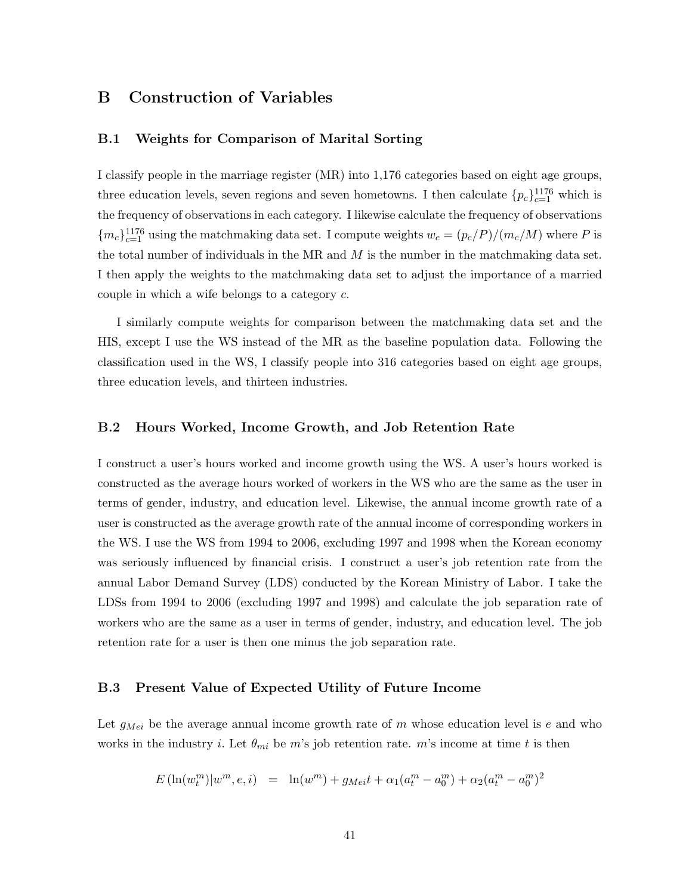# B Construction of Variables

## B.1 Weights for Comparison of Marital Sorting

I classify people in the marriage register (MR) into 1,176 categories based on eight age groups, three education levels, seven regions and seven hometowns. I then calculate $\{p_c\}_{c=1}^{1176}$ which is the frequency of observations in each category. I likewise calculate the frequency of observations $\{m_c\}_{c=1}^{1176}$ using the matchmaking data set. I compute weights $w_c = (p_c/P)/(m_c/M)$ where $P$ is the total number of individuals in the MR and $M$ is the number in the matchmaking data set. I then apply the weights to the matchmaking data set to adjust the importance of a married couple in which a wife belongs to a category $c$.

I similarly compute weights for comparison between the matchmaking data set and the HIS, except I use the WS instead of the MR as the baseline population data. Following the classification used in the WS, I classify people into 316 categories based on eight age groups, three education levels, and thirteen industries.

## B.2 Hours Worked, Income Growth, and Job Retention Rate

I construct a user's hours worked and income growth using the WS. A user's hours worked is constructed as the average hours worked of workers in the WS who are the same as the user in terms of gender, industry, and education level. Likewise, the annual income growth rate of a user is constructed as the average growth rate of the annual income of corresponding workers in the WS. I use the WS from 1994 to 2006, excluding 1997 and 1998 when the Korean economy was seriously influenced by financial crisis. I construct a user's job retention rate from the annual Labor Demand Survey (LDS) conducted by the Korean Ministry of Labor. I take the LDSs from 1994 to 2006 (excluding 1997 and 1998) and calculate the job separation rate of workers who are the same as a user in terms of gender, industry, and education level. The job retention rate for a user is then one minus the job separation rate.

## B.3 Present Value of Expected Utility of Future Income

Let $g_{Mei}$ be the average annual income growth rate of $m$ whose education level is $e$ and who works in the industry $i$. Let $\theta_{mi}$ be $m$'s job retention rate. $m$'s income at time $t$ is then

$$E\left(\ln(w_t^m)|w^m, e, i\right) = \ln(w^m) + g_{Mei}t + \alpha_1(a_t^m - a_0^m) + \alpha_2(a_t^m - a_0^m)^2$$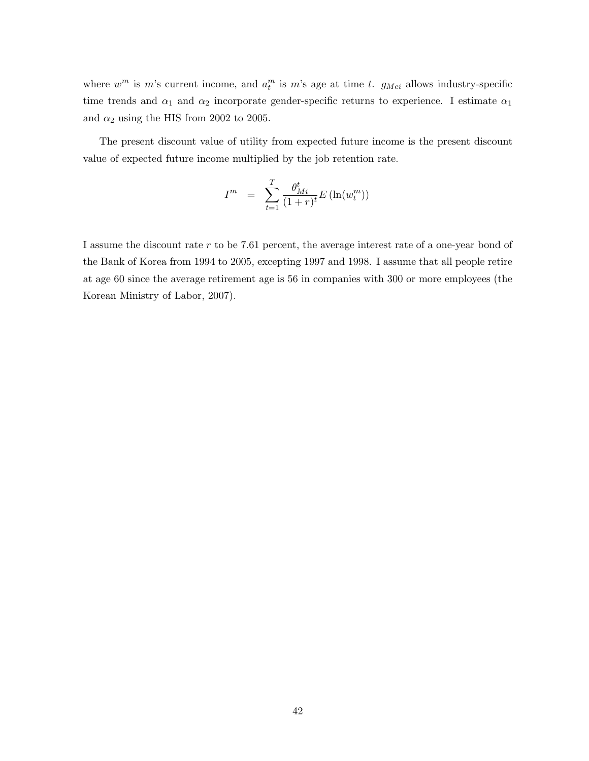where $w^m$ is $m$'s current income, and $a_t^m$ is $m$'s age at time $t$. $g_{Mei}$ allows industry-specific time trends and $\alpha_1$ and $\alpha_2$ incorporate gender-specific returns to experience. I estimate $\alpha_1$ and $\alpha_2$ using the HIS from 2002 to 2005.

The present discount value of utility from expected future income is the present discount value of expected future income multiplied by the job retention rate.

$$I^m = \sum_{t=1}^{T} \frac{\theta_{Mi}^t}{(1+r)^t} E\left(\ln(w_t^m)\right)$$

I assume the discount rate $r$ to be 7.61 percent, the average interest rate of a one-year bond of the Bank of Korea from 1994 to 2005, excepting 1997 and 1998. I assume that all people retire at age 60 since the average retirement age is 56 in companies with 300 or more employees (the Korean Ministry of Labor, 2007).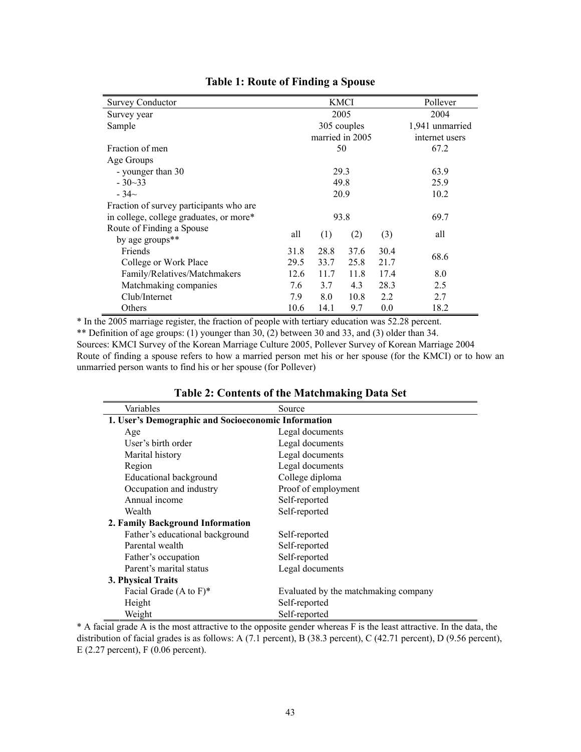**Table 1: Route of Finding a Spouse**

| Survey Conductor | KMCI | | | | Pollever |
|---|---|---|---|---|---|
| Survey year | 2005 | | | | 2004 |
| Sample | 305 couples married in 2005 | | | | 1,941 unmarried internet users |
| Fraction of men | 50 | | | | 67.2 |
| Age Groups | | | | | |
| - younger than 30 | 29.3 | | | | 63.9 |
| - 30~33 | 49.8 | | | | 25.9 |
| - 34~ | 20.9 | | | | 10.2 |
| Fraction of survey participants who are in college, college graduates, or more* | 93.8 | | | | 69.7 |
| Route of Finding a Spouse by age groups** | all | (1) | (2) | (3) | all |
| Friends | 31.8 | 28.8 | 37.6 | 30.4 | 68.6 |
| College or Work Place | 29.5 | 33.7 | 25.8 | 21.7 | |
| Family/Relatives/Matchmakers | 12.6 | 11.7 | 11.8 | 17.4 | 8.0 |
| Matchmaking companies | 7.6 | 3.7 | 4.3 | 28.3 | 2.5 |
| Club/Internet | 7.9 | 8.0 | 10.8 | 2.2 | 2.7 |
| Others | 10.6 | 14.1 | 9.7 | 0.0 | 18.2 |

* In the 2005 marriage register, the fraction of people with tertiary education was 52.28 percent.
** Definition of age groups: (1) younger than 30, (2) between 30 and 33, and (3) older than 34.
Sources: KMCI Survey of the Korean Marriage Culture 2005, Pollever Survey of Korean Marriage 2004
Route of finding a spouse refers to how a married person met his or her spouse (for the KMCI) or to how an unmarried person wants to find his or her spouse (for Pollever)

**Table 2: Contents of the Matchmaking Data Set**

| Variables | Source |
|---|---|
| **1. User's Demographic and Socioeconomic Information** | |
| Age | Legal documents |
| User's birth order | Legal documents |
| Marital history | Legal documents |
| Region | Legal documents |
| Educational background | College diploma |
| Occupation and industry | Proof of employment |
| Annual income | Self-reported |
| Wealth | Self-reported |
| **2. Family Background Information** | |
| Father's educational background | Self-reported |
| Parental wealth | Self-reported |
| Father's occupation | Self-reported |
| Parent's marital status | Legal documents |
| **3. Physical Traits** | |
| Facial Grade (A to F)* | Evaluated by the matchmaking company |
| Height | Self-reported |
| Weight | Self-reported |

* A facial grade A is the most attractive to the opposite gender whereas F is the least attractive. In the data, the distribution of facial grades is as follows: A (7.1 percent), B (38.3 percent), C (42.71 percent), D (9.56 percent), E (2.27 percent), F (0.06 percent).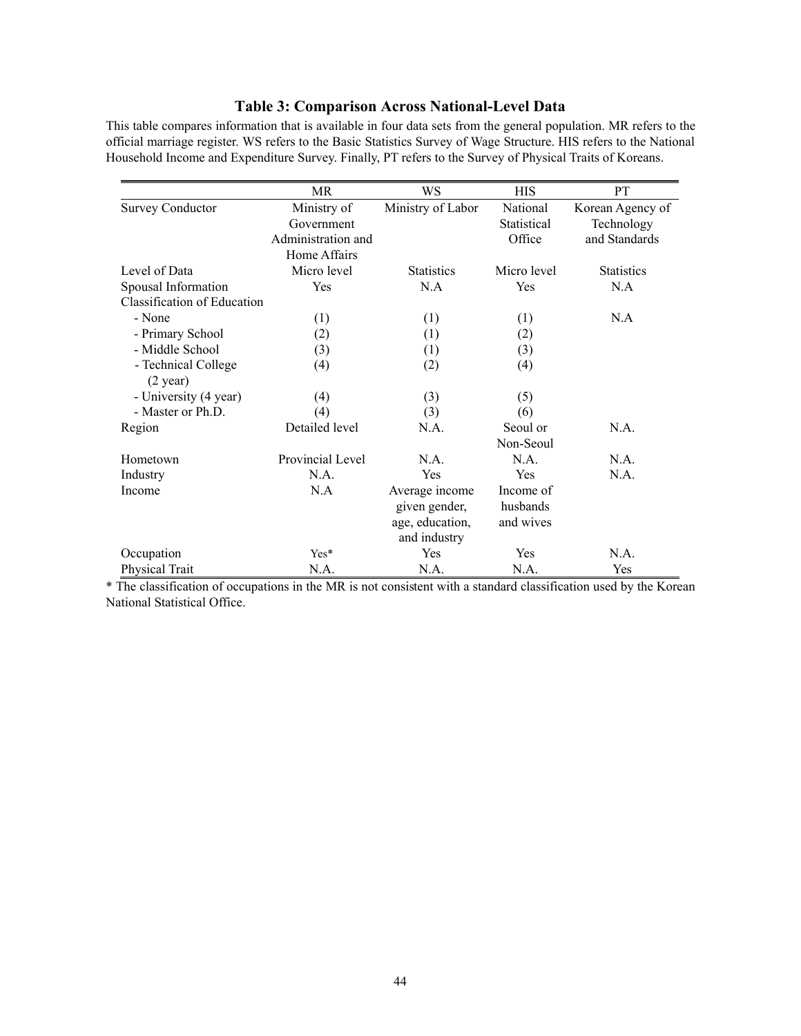### Table 3: Comparison Across National-Level Data

This table compares information that is available in four data sets from the general population. MR refers to the official marriage register. WS refers to the Basic Statistics Survey of Wage Structure. HIS refers to the National Household Income and Expenditure Survey. Finally, PT refers to the Survey of Physical Traits of Koreans.

| | MR | WS | HIS | PT |
|---|---|---|---|---|
| Survey Conductor | Ministry of Government Administration and Home Affairs | Ministry of Labor | National Statistical Office | Korean Agency of Technology and Standards |
| Level of Data | Micro level | Statistics | Micro level | Statistics |
| Spousal Information | Yes | N.A | Yes | N.A |
| Classification of Education | | | | |
| - None | (1) | (1) | (1) | N.A |
| - Primary School | (2) | (1) | (2) | |
| - Middle School | (3) | (1) | (3) | |
| - Technical College (2 year) | (4) | (2) | (4) | |
| - University (4 year) | (4) | (3) | (5) | |
| - Master or Ph.D. | (4) | (3) | (6) | |
| Region | Detailed level | N.A. | Seoul or Non-Seoul | N.A. |
| Hometown | Provincial Level | N.A. | N.A. | N.A. |
| Industry | N.A. | Yes | Yes | N.A. |
| Income | N.A | Average income given gender, age, education, and industry | Income of husbands and wives | |
| Occupation | Yes* | Yes | Yes | N.A. |
| Physical Trait | N.A. | N.A. | N.A. | Yes |

* The classification of occupations in the MR is not consistent with a standard classification used by the Korean National Statistical Office.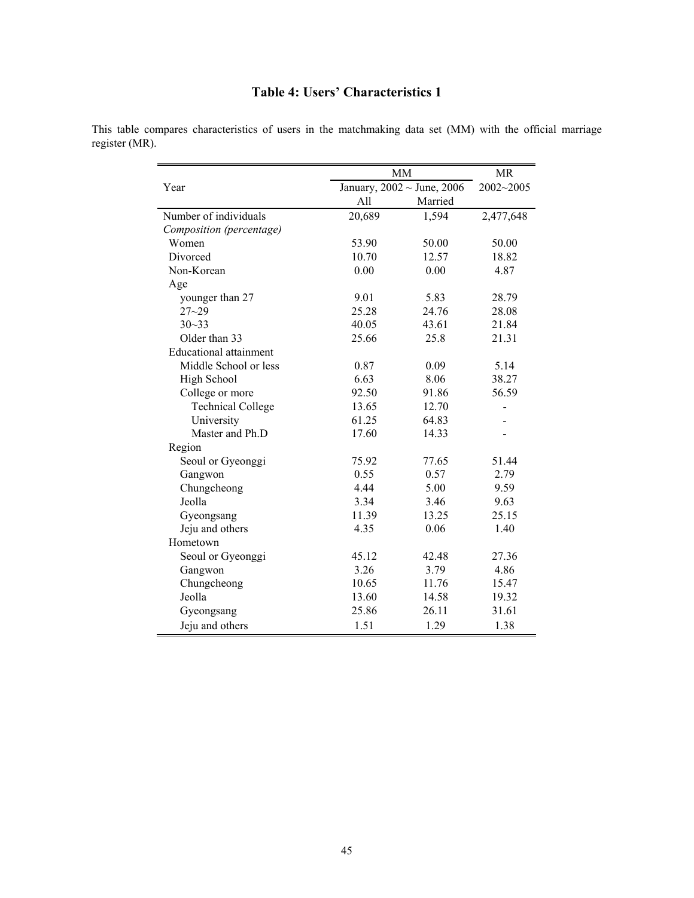# Table 4: Users' Characteristics 1

This table compares characteristics of users in the matchmaking data set (MM) with the official marriage register (MR).

| | MM | | MR |
|---|---|---|---|
| Year | January, 2002 ~ June, 2006 | | 2002~2005 |
| | All | Married | |
| Number of individuals | 20,689 | 1,594 | 2,477,648 |
| *Composition (percentage)* | | | |
| Women | 53.90 | 50.00 | 50.00 |
| Divorced | 10.70 | 12.57 | 18.82 |
| Non-Korean | 0.00 | 0.00 | 4.87 |
| Age | | | |
| younger than 27 | 9.01 | 5.83 | 28.79 |
| 27~29 | 25.28 | 24.76 | 28.08 |
| 30~33 | 40.05 | 43.61 | 21.84 |
| Older than 33 | 25.66 | 25.8 | 21.31 |
| Educational attainment | | | |
| Middle School or less | 0.87 | 0.09 | 5.14 |
| High School | 6.63 | 8.06 | 38.27 |
| College or more | 92.50 | 91.86 | 56.59 |
| Technical College | 13.65 | 12.70 | - |
| University | 61.25 | 64.83 | - |
| Master and Ph.D | 17.60 | 14.33 | - |
| Region | | | |
| Seoul or Gyeonggi | 75.92 | 77.65 | 51.44 |
| Gangwon | 0.55 | 0.57 | 2.79 |
| Chungcheong | 4.44 | 5.00 | 9.59 |
| Jeolla | 3.34 | 3.46 | 9.63 |
| Gyeongsang | 11.39 | 13.25 | 25.15 |
| Jeju and others | 4.35 | 0.06 | 1.40 |
| Hometown | | | |
| Seoul or Gyeonggi | 45.12 | 42.48 | 27.36 |
| Gangwon | 3.26 | 3.79 | 4.86 |
| Chungcheong | 10.65 | 11.76 | 15.47 |
| Jeolla | 13.60 | 14.58 | 19.32 |
| Gyeongsang | 25.86 | 26.11 | 31.61 |
| Jeju and others | 1.51 | 1.29 | 1.38 |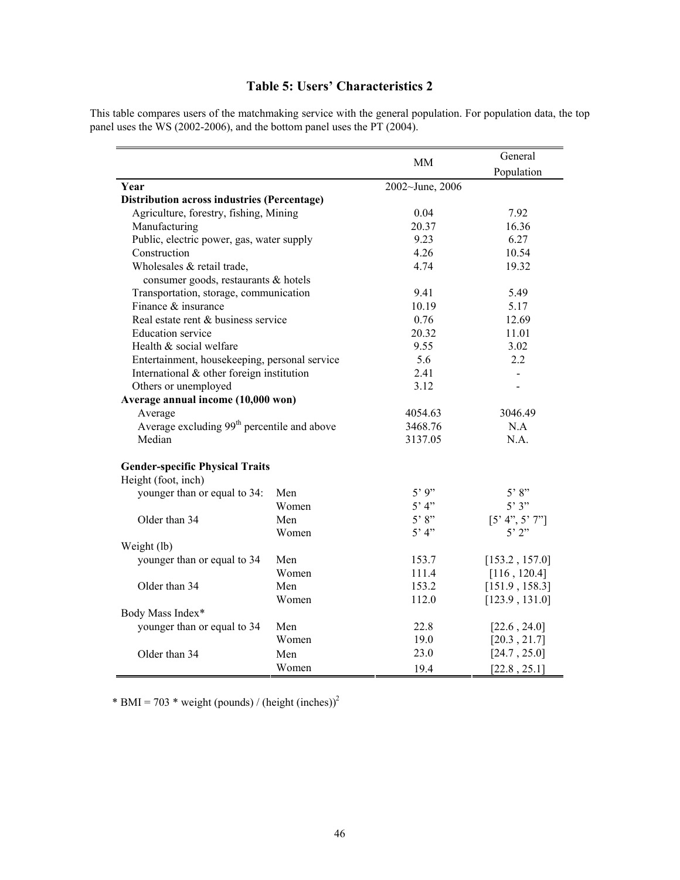# Table 5: Users' Characteristics 2

This table compares users of the matchmaking service with the general population. For population data, the top panel uses the WS (2002-2006), and the bottom panel uses the PT (2004).

| | | MM | General Population |
|---|---|---|---|
| **Year** | | 2002~June, 2006 | |
| **Distribution across industries (Percentage)** | | | |
| Agriculture, forestry, fishing, Mining | | 0.04 | 7.92 |
| Manufacturing | | 20.37 | 16.36 |
| Public, electric power, gas, water supply | | 9.23 | 6.27 |
| Construction | | 4.26 | 10.54 |
| Wholesales & retail trade, consumer goods, restaurants & hotels | | 4.74 | 19.32 |
| Transportation, storage, communication | | 9.41 | 5.49 |
| Finance & insurance | | 10.19 | 5.17 |
| Real estate rent & business service | | 0.76 | 12.69 |
| Education service | | 20.32 | 11.01 |
| Health & social welfare | | 9.55 | 3.02 |
| Entertainment, housekeeping, personal service | | 5.6 | 2.2 |
| International & other foreign institution | | 2.41 | - |
| Others or unemployed | | 3.12 | - |
| **Average annual income (10,000 won)** | | | |
| Average | | 4054.63 | 3046.49 |
| Average excluding 99th percentile and above | | 3468.76 | N.A |
| Median | | 3137.05 | N.A. |
| **Gender-specific Physical Traits** | | | |
| Height (foot, inch) | | | |
| younger than or equal to 34: | Men | 5' 9" | 5' 8" |
| | Women | 5' 4" | 5' 3" |
| Older than 34 | Men | 5' 8" | [5' 4", 5' 7"] |
| | Women | 5' 4" | 5' 2" |
| Weight (lb) | | | |
| younger than or equal to 34 | Men | 153.7 | [153.2 , 157.0] |
| | Women | 111.4 | [116 , 120.4] |
| Older than 34 | Men | 153.2 | [151.9 , 158.3] |
| | Women | 112.0 | [123.9 , 131.0] |
| Body Mass Index* | | | |
| younger than or equal to 34 | Men | 22.8 | [22.6 , 24.0] |
| | Women | 19.0 | [20.3 , 21.7] |
| Older than 34 | Men | 23.0 | [24.7 , 25.0] |
| | Women | 19.4 | [22.8 , 25.1] |

* BMI = 703 * weight (pounds) / $(\text{height (inches)})^2$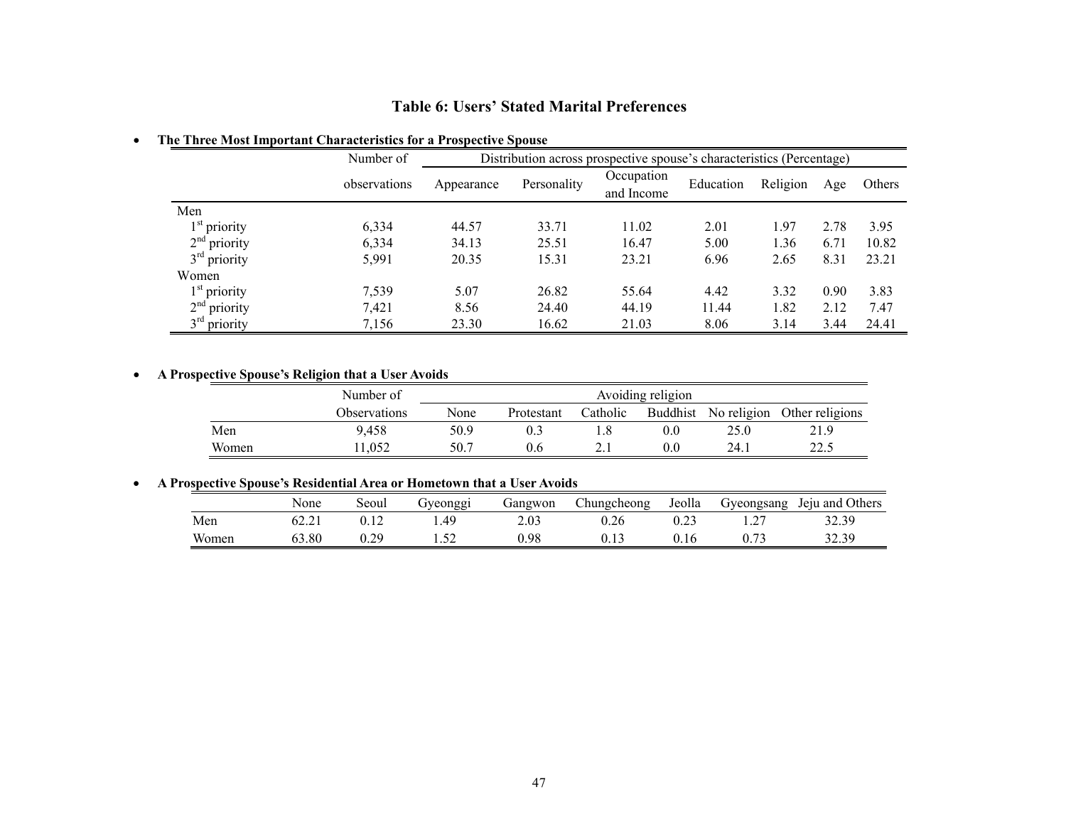# Table 6: Users' Stated Marital Preferences

- **The Three Most Important Characteristics for a Prospective Spouse**

| | Number of observations | Distribution across prospective spouse's characteristics (Percentage) | | | | | | |
|---|---|---|---|---|---|---|---|---|
| | | Appearance | Personality | Occupation and Income | Education | Religion | Age | Others |
| Men | | | | | | | | |
| 1st priority | 6,334 | 44.57 | 33.71 | 11.02 | 2.01 | 1.97 | 2.78 | 3.95 |
| 2nd priority | 6,334 | 34.13 | 25.51 | 16.47 | 5.00 | 1.36 | 6.71 | 10.82 |
| 3rd priority | 5,991 | 20.35 | 15.31 | 23.21 | 6.96 | 2.65 | 8.31 | 23.21 |
| Women | | | | | | | | |
| 1st priority | 7,539 | 5.07 | 26.82 | 55.64 | 4.42 | 3.32 | 0.90 | 3.83 |
| 2nd priority | 7,421 | 8.56 | 24.40 | 44.19 | 11.44 | 1.82 | 2.12 | 7.47 |
| 3rd priority | 7,156 | 23.30 | 16.62 | 21.03 | 8.06 | 3.14 | 3.44 | 24.41 |

- **A Prospective Spouse's Religion that a User Avoids**

| | Number of Observations | Avoiding religion | | | | | |
|---|---|---|---|---|---|---|---|
| | | None | Protestant | Catholic | Buddhist | No religion | Other religions |
| Men | 9,458 | 50.9 | 0.3 | 1.8 | 0.0 | 25.0 | 21.9 |
| Women | 11,052 | 50.7 | 0.6 | 2.1 | 0.0 | 24.1 | 22.5 |

- **A Prospective Spouse's Residential Area or Hometown that a User Avoids**

| | None | Seoul | Gyeonggi | Gangwon | Chungcheong | Jeolla | Gyeongsang | Jeju and Others |
|---|---|---|---|---|---|---|---|---|
| Men | 62.21 | 0.12 | 1.49 | 2.03 | 0.26 | 0.23 | 1.27 | 32.39 |
| Women | 63.80 | 0.29 | 1.52 | 0.98 | 0.13 | 0.16 | 0.73 | 32.39 |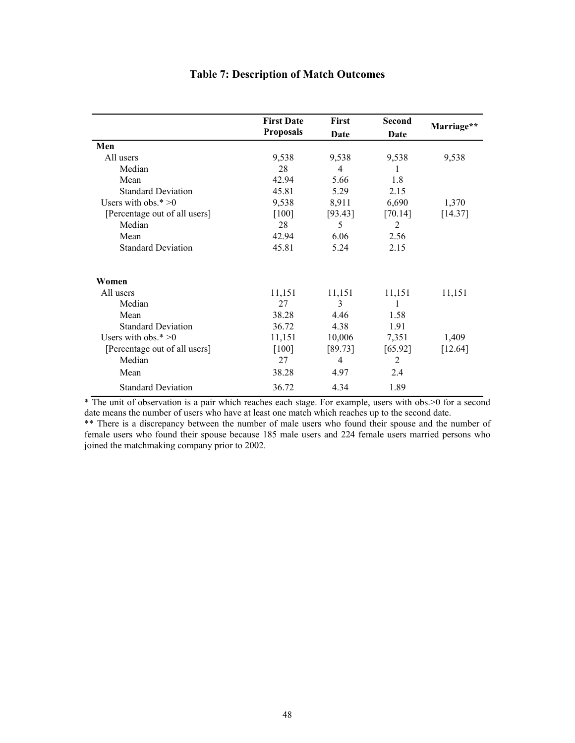# Table 7: Description of Match Outcomes

| | First Date Proposals | First Date | Second Date | Marriage** |
|---|---|---|---|---|
| **Men** | | | | |
| All users | 9,538 | 9,538 | 9,538 | 9,538 |
| Median | 28 | 4 | 1 | |
| Mean | 42.94 | 5.66 | 1.8 | |
| Standard Deviation | 45.81 | 5.29 | 2.15 | |
| Users with obs.* >0 | 9,538 | 8,911 | 6,690 | 1,370 |
| [Percentage out of all users] | [100] | [93.43] | [70.14] | [14.37] |
| Median | 28 | 5 | 2 | |
| Mean | 42.94 | 6.06 | 2.56 | |
| Standard Deviation | 45.81 | 5.24 | 2.15 | |
| **Women** | | | | |
| All users | 11,151 | 11,151 | 11,151 | 11,151 |
| Median | 27 | 3 | 1 | |
| Mean | 38.28 | 4.46 | 1.58 | |
| Standard Deviation | 36.72 | 4.38 | 1.91 | |
| Users with obs.* >0 | 11,151 | 10,006 | 7,351 | 1,409 |
| [Percentage out of all users] | [100] | [89.73] | [65.92] | [12.64] |
| Median | 27 | 4 | 2 | |
| Mean | 38.28 | 4.97 | 2.4 | |
| Standard Deviation | 36.72 | 4.34 | 1.89 | |

* The unit of observation is a pair which reaches each stage. For example, users with obs.>0 for a second date means the number of users who have at least one match which reaches up to the second date.

** There is a discrepancy between the number of male users who found their spouse and the number of female users who found their spouse because 185 male users and 224 female users married persons who joined the matchmaking company prior to 2002.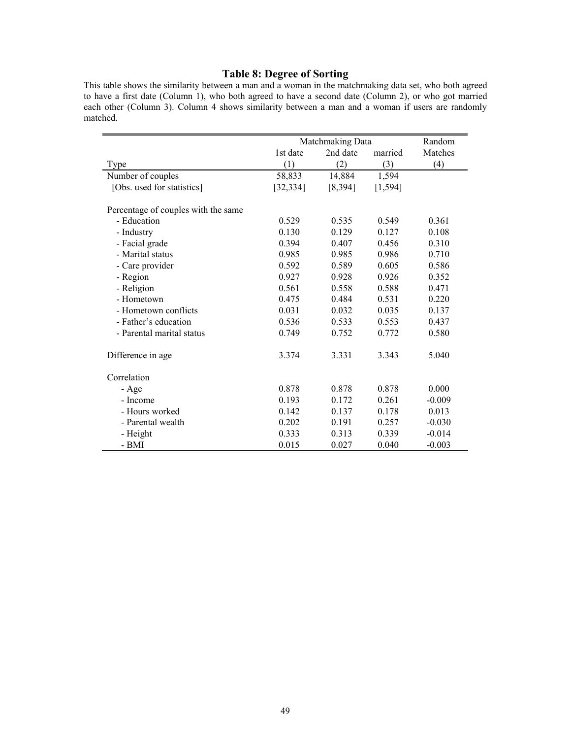# Table 8: Degree of Sorting

This table shows the similarity between a man and a woman in the matchmaking data set, who both agreed to have a first date (Column 1), who both agreed to have a second date (Column 2), or who got married each other (Column 3). Column 4 shows similarity between a man and a woman if users are randomly matched.

| | Matchmaking Data | | | Random |
|---|---|---|---|---|
| | 1st date | 2nd date | married | Matches |
| Type | (1) | (2) | (3) | (4) |
| Number of couples | 58,833 | 14,884 | 1,594 | |
| [Obs. used for statistics] | [32,334] | [8,394] | [1,594] | |
| Percentage of couples with the same | | | | |
| - Education | 0.529 | 0.535 | 0.549 | 0.361 |
| - Industry | 0.130 | 0.129 | 0.127 | 0.108 |
| - Facial grade | 0.394 | 0.407 | 0.456 | 0.310 |
| - Marital status | 0.985 | 0.985 | 0.986 | 0.710 |
| - Care provider | 0.592 | 0.589 | 0.605 | 0.586 |
| - Region | 0.927 | 0.928 | 0.926 | 0.352 |
| - Religion | 0.561 | 0.558 | 0.588 | 0.471 |
| - Hometown | 0.475 | 0.484 | 0.531 | 0.220 |
| - Hometown conflicts | 0.031 | 0.032 | 0.035 | 0.137 |
| - Father's education | 0.536 | 0.533 | 0.553 | 0.437 |
| - Parental marital status | 0.749 | 0.752 | 0.772 | 0.580 |
| Difference in age | 3.374 | 3.331 | 3.343 | 5.040 |
| Correlation | | | | |
| - Age | 0.878 | 0.878 | 0.878 | 0.000 |
| - Income | 0.193 | 0.172 | 0.261 | -0.009 |
| - Hours worked | 0.142 | 0.137 | 0.178 | 0.013 |
| - Parental wealth | 0.202 | 0.191 | 0.257 | -0.030 |
| - Height | 0.333 | 0.313 | 0.339 | -0.014 |
| - BMI | 0.015 | 0.027 | 0.040 | -0.003 |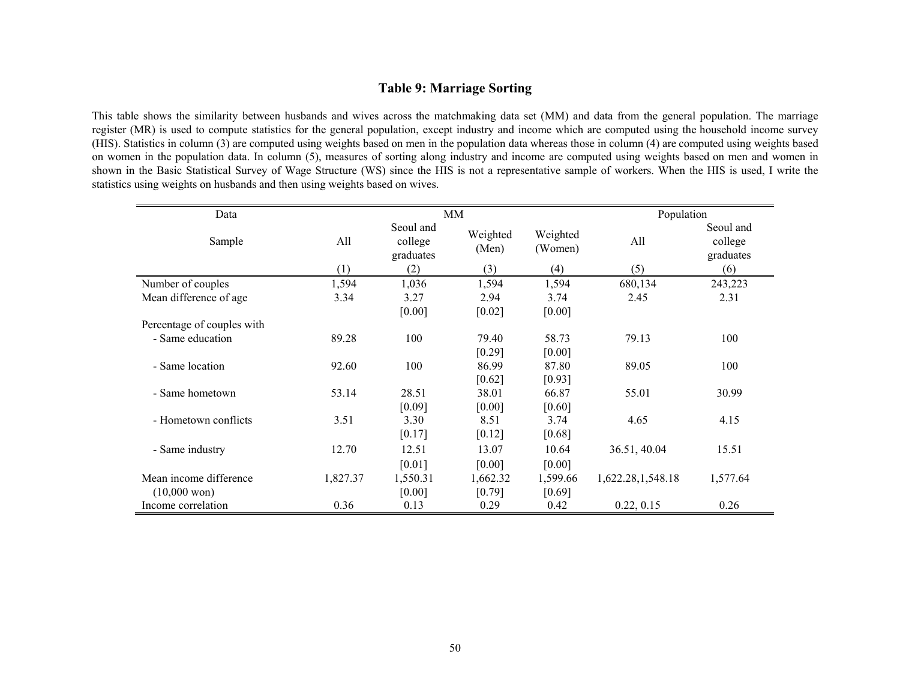## Table 9: Marriage Sorting

This table shows the similarity between husbands and wives across the matchmaking data set (MM) and data from the general population. The marriage register (MR) is used to compute statistics for the general population, except industry and income which are computed using the household income survey (HIS). Statistics in column (3) are computed using weights based on men in the population data whereas those in column (4) are computed using weights based on women in the population data. In column (5), measures of sorting along industry and income are computed using weights based on men and women in shown in the Basic Statistical Survey of Wage Structure (WS) since the HIS is not a representative sample of workers. When the HIS is used, I write the statistics using weights on husbands and then using weights based on wives.

| Data | MM | | | | Population | |
|---|---|---|---|---|---|---|
| Sample | All | Seoul and college graduates | Weighted (Men) | Weighted (Women) | All | Seoul and college graduates |
| | (1) | (2) | (3) | (4) | (5) | (6) |
| Number of couples | 1,594 | 1,036 | 1,594 | 1,594 | 680,134 | 243,223 |
| Mean difference of age | 3.34 | 3.27 | 2.94 | 3.74 | 2.45 | 2.31 |
| | | [0.00] | [0.02] | [0.00] | | |
| Percentage of couples with | | | | | | |
| - Same education | 89.28 | 100 | 79.40 | 58.73 | 79.13 | 100 |
| | | | [0.29] | [0.00] | | |
| - Same location | 92.60 | 100 | 86.99 | 87.80 | 89.05 | 100 |
| | | | [0.62] | [0.93] | | |
| - Same hometown | 53.14 | 28.51 | 38.01 | 66.87 | 55.01 | 30.99 |
| | | [0.09] | [0.00] | [0.60] | | |
| - Hometown conflicts | 3.51 | 3.30 | 8.51 | 3.74 | 4.65 | 4.15 |
| | | [0.17] | [0.12] | [0.68] | | |
| - Same industry | 12.70 | 12.51 | 13.07 | 10.64 | 36.51, 40.04 | 15.51 |
| | | [0.01] | [0.00] | [0.00] | | |
| Mean income difference (10,000 won) | 1,827.37 | 1,550.31 | 1,662.32 | 1,599.66 | 1,622.28,1,548.18 | 1,577.64 |
| | | [0.00] | [0.79] | [0.69] | | |
| Income correlation | 0.36 | 0.13 | 0.29 | 0.42 | 0.22, 0.15 | 0.26 |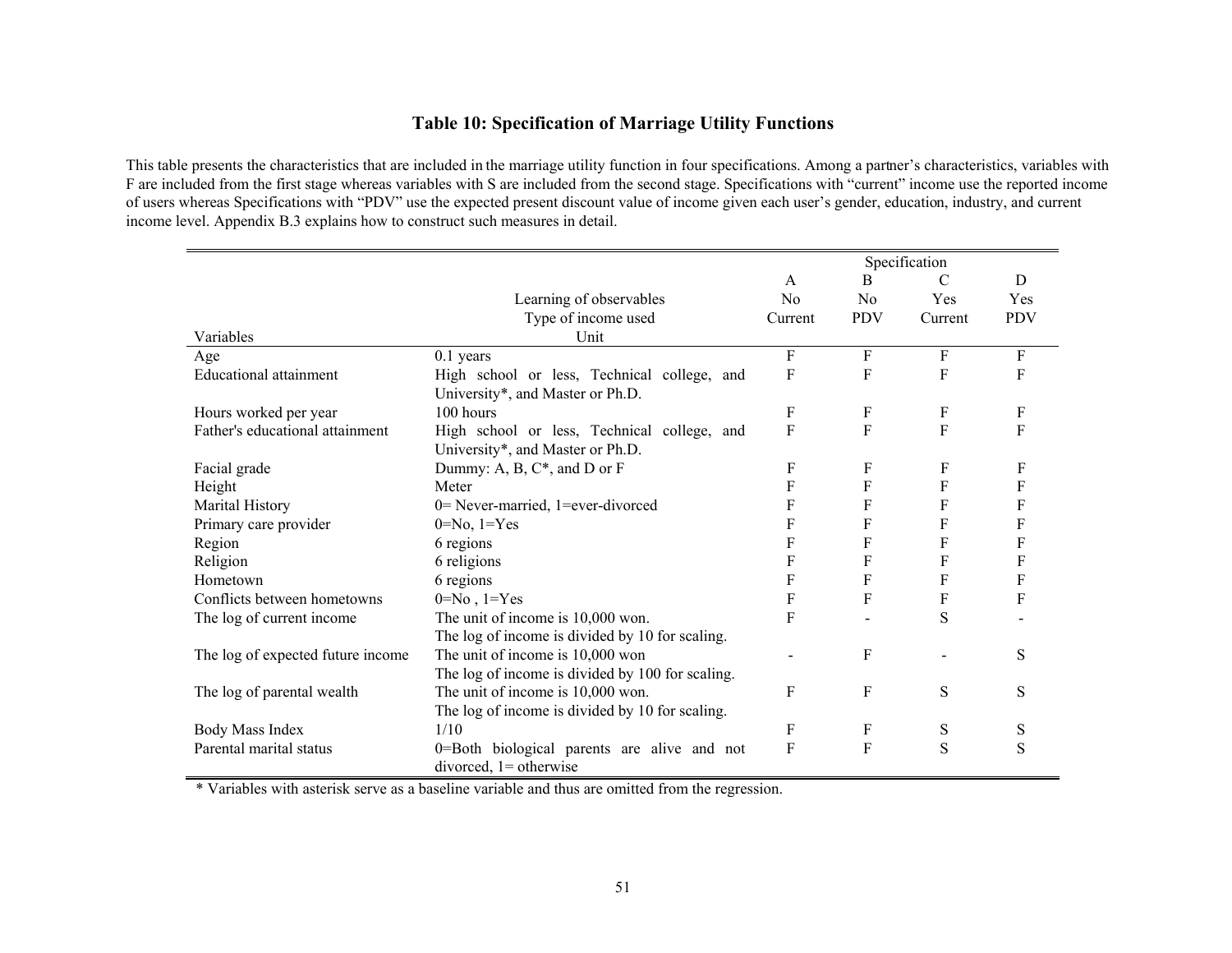**Table 10: Specification of Marriage Utility Functions**

This table presents the characteristics that are included in the marriage utility function in four specifications. Among a partner's characteristics, variables with F are included from the first stage whereas variables with S are included from the second stage. Specifications with "current" income use the reported income of users whereas Specifications with "PDV" use the expected present discount value of income given each user's gender, education, industry, and current income level. Appendix B.3 explains how to construct such measures in detail.

| | | Specification | | | |
|---|---|---|---|---|---|
| | | A | B | C | D |
| | Learning of observables | No | No | Yes | Yes |
| | Type of income used | Current | PDV | Current | PDV |
| Variables | Unit | | | | |
| Age | 0.1 years | F | F | F | F |
| Educational attainment | High school or less, Technical college, and University*, and Master or Ph.D. | F | F | F | F |
| Hours worked per year | 100 hours | F | F | F | F |
| Father's educational attainment | High school or less, Technical college, and University*, and Master or Ph.D. | F | F | F | F |
| Facial grade | Dummy: A, B, C*, and D or F | F | F | F | F |
| Height | Meter | F | F | F | F |
| Marital History | 0= Never-married, 1=ever-divorced | F | F | F | F |
| Primary care provider | 0=No, 1=Yes | F | F | F | F |
| Region | 6 regions | F | F | F | F |
| Religion | 6 religions | F | F | F | F |
| Hometown | 6 regions | F | F | F | F |
| Conflicts between hometowns | 0=No , 1=Yes | F | F | F | F |
| The log of current income | The unit of income is 10,000 won. The log of income is divided by 10 for scaling. | F | - | S | - |
| The log of expected future income | The unit of income is 10,000 won The log of income is divided by 100 for scaling. | - | F | - | S |
| The log of parental wealth | The unit of income is 10,000 won. The log of income is divided by 10 for scaling. | F | F | S | S |
| Body Mass Index | 1/10 | F | F | S | S |
| Parental marital status | 0=Both biological parents are alive and not divorced, 1= otherwise | F | F | S | S |

\* Variables with asterisk serve as a baseline variable and thus are omitted from the regression.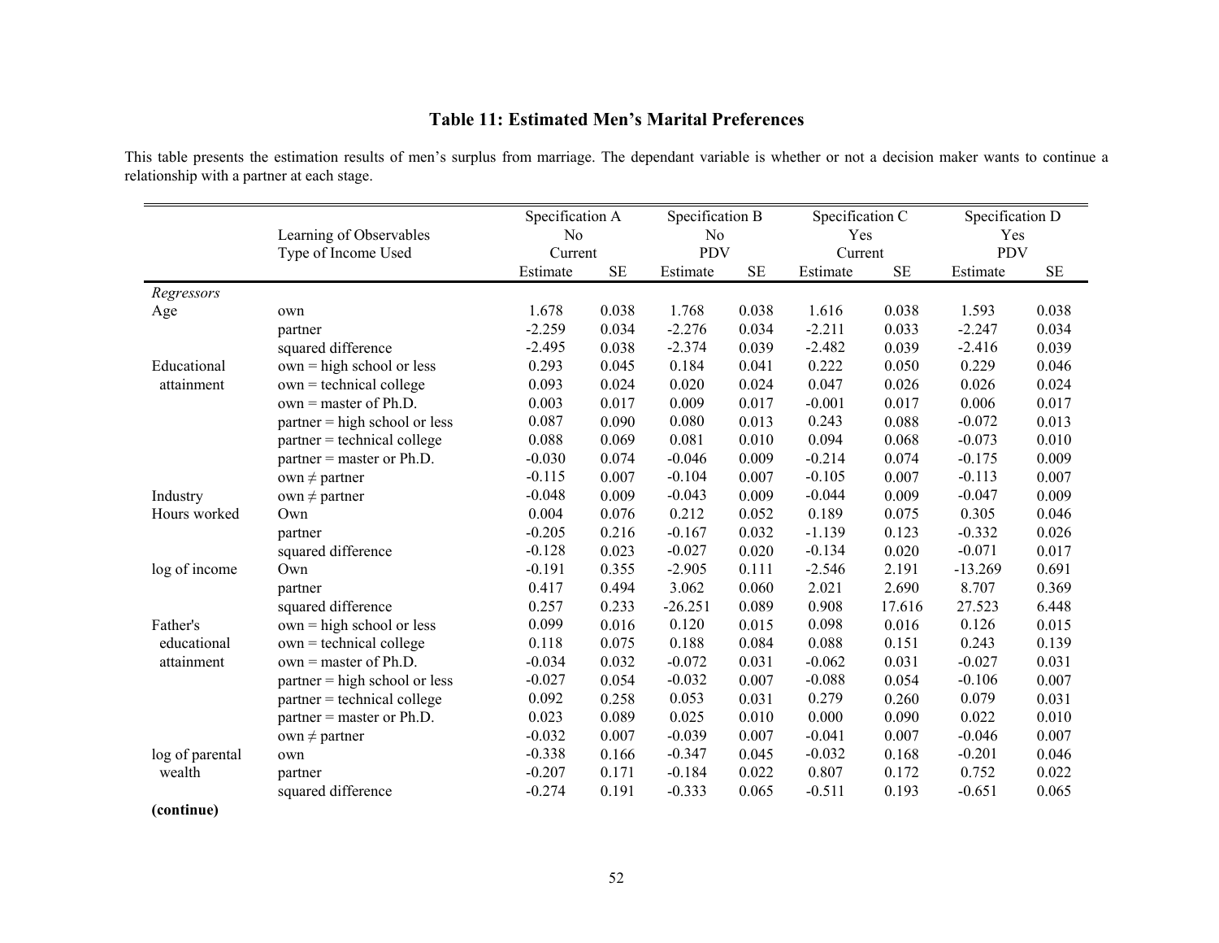## Table 11: Estimated Men's Marital Preferences

This table presents the estimation results of men's surplus from marriage. The dependant variable is whether or not a decision maker wants to continue a relationship with a partner at each stage.

| | Learning of Observables | Specification A | | Specification B | | Specification C | | Specification D | |
|---|---|---|---|---|---|---|---|---|---|
| | Learning of Observables | No | | No | | Yes | | Yes | |
| | Type of Income Used | Current | | PDV | | Current | | PDV | |
| | | Estimate | SE | Estimate | SE | Estimate | SE | Estimate | SE |
| *Regressors* | | | | | | | | | |
| Age | own | 1.678 | 0.038 | 1.768 | 0.038 | 1.616 | 0.038 | 1.593 | 0.038 |
| | partner | -2.259 | 0.034 | -2.276 | 0.034 | -2.211 | 0.033 | -2.247 | 0.034 |
| | squared difference | -2.495 | 0.038 | -2.374 | 0.039 | -2.482 | 0.039 | -2.416 | 0.039 |
| Educational attainment | own = high school or less | 0.293 | 0.045 | 0.184 | 0.041 | 0.222 | 0.050 | 0.229 | 0.046 |
| | own = technical college | 0.093 | 0.024 | 0.020 | 0.024 | 0.047 | 0.026 | 0.026 | 0.024 |
| | own = master of Ph.D. | 0.003 | 0.017 | 0.009 | 0.017 | -0.001 | 0.017 | 0.006 | 0.017 |
| | partner = high school or less | 0.087 | 0.090 | 0.080 | 0.013 | 0.243 | 0.088 | -0.072 | 0.013 |
| | partner = technical college | 0.088 | 0.069 | 0.081 | 0.010 | 0.094 | 0.068 | -0.073 | 0.010 |
| | partner = master or Ph.D. | -0.030 | 0.074 | -0.046 | 0.009 | -0.214 | 0.074 | -0.175 | 0.009 |
| | own ≠ partner | -0.115 | 0.007 | -0.104 | 0.007 | -0.105 | 0.007 | -0.113 | 0.007 |
| Industry | own ≠ partner | -0.048 | 0.009 | -0.043 | 0.009 | -0.044 | 0.009 | -0.047 | 0.009 |
| Hours worked | Own | 0.004 | 0.076 | 0.212 | 0.052 | 0.189 | 0.075 | 0.305 | 0.046 |
| | partner | -0.205 | 0.216 | -0.167 | 0.032 | -1.139 | 0.123 | -0.332 | 0.026 |
| | squared difference | -0.128 | 0.023 | -0.027 | 0.020 | -0.134 | 0.020 | -0.071 | 0.017 |
| log of income | Own | -0.191 | 0.355 | -2.905 | 0.111 | -2.546 | 2.191 | -13.269 | 0.691 |
| | partner | 0.417 | 0.494 | 3.062 | 0.060 | 2.021 | 2.690 | 8.707 | 0.369 |
| | squared difference | 0.257 | 0.233 | -26.251 | 0.089 | 0.908 | 17.616 | 27.523 | 6.448 |
| Father's educational attainment | own = high school or less | 0.099 | 0.016 | 0.120 | 0.015 | 0.098 | 0.016 | 0.126 | 0.015 |
| | own = technical college | 0.118 | 0.075 | 0.188 | 0.084 | 0.088 | 0.151 | 0.243 | 0.139 |
| | own = master of Ph.D. | -0.034 | 0.032 | -0.072 | 0.031 | -0.062 | 0.031 | -0.027 | 0.031 |
| | partner = high school or less | -0.027 | 0.054 | -0.032 | 0.007 | -0.088 | 0.054 | -0.106 | 0.007 |
| | partner = technical college | 0.092 | 0.258 | 0.053 | 0.031 | 0.279 | 0.260 | 0.079 | 0.031 |
| | partner = master or Ph.D. | 0.023 | 0.089 | 0.025 | 0.010 | 0.000 | 0.090 | 0.022 | 0.010 |
| | own ≠ partner | -0.032 | 0.007 | -0.039 | 0.007 | -0.041 | 0.007 | -0.046 | 0.007 |
| log of parental wealth | own | -0.338 | 0.166 | -0.347 | 0.045 | -0.032 | 0.168 | -0.201 | 0.046 |
| | partner | -0.207 | 0.171 | -0.184 | 0.022 | 0.807 | 0.172 | 0.752 | 0.022 |
| | squared difference | -0.274 | 0.191 | -0.333 | 0.065 | -0.511 | 0.193 | -0.651 | 0.065 |

**(continue)**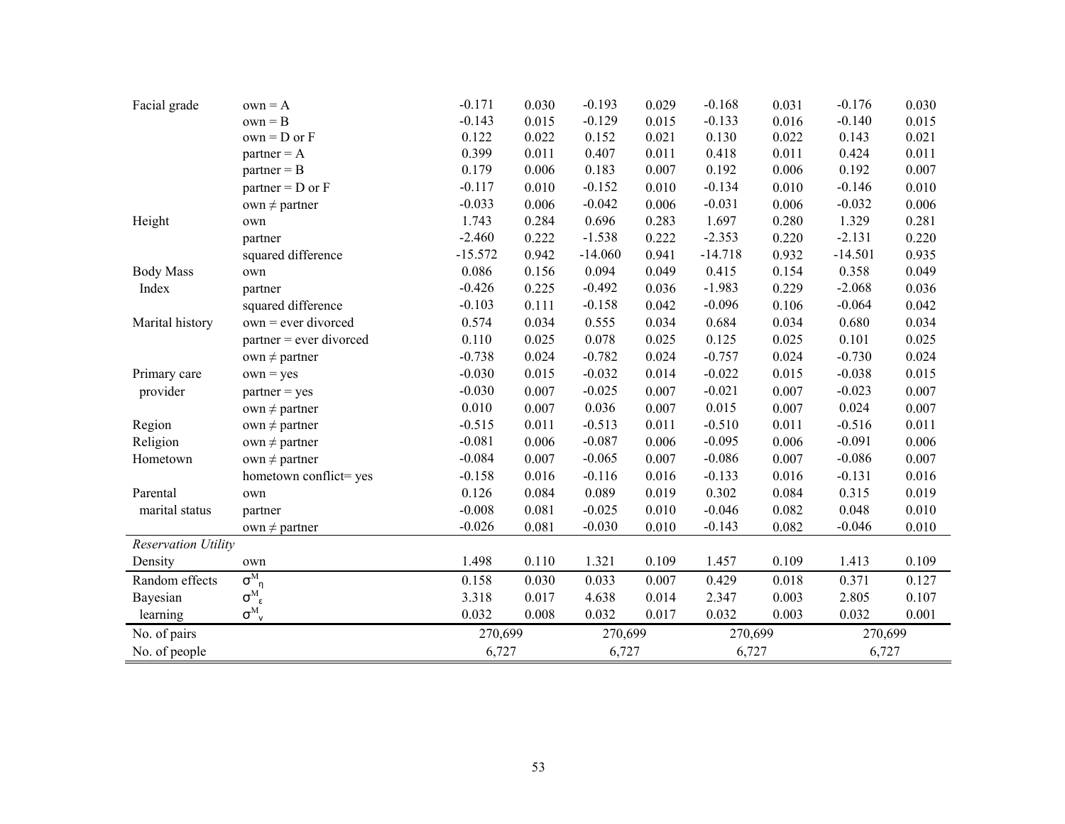| | | | | | | | | | |
|---|---|---|---|---|---|---|---|---|---|
| Facial grade | own = A | -0.171 | 0.030 | -0.193 | 0.029 | -0.168 | 0.031 | -0.176 | 0.030 |
| | own = B | -0.143 | 0.015 | -0.129 | 0.015 | -0.133 | 0.016 | -0.140 | 0.015 |
| | own = D or F | 0.122 | 0.022 | 0.152 | 0.021 | 0.130 | 0.022 | 0.143 | 0.021 |
| | partner = A | 0.399 | 0.011 | 0.407 | 0.011 | 0.418 | 0.011 | 0.424 | 0.011 |
| | partner = B | 0.179 | 0.006 | 0.183 | 0.007 | 0.192 | 0.006 | 0.192 | 0.007 |
| | partner = D or F | -0.117 | 0.010 | -0.152 | 0.010 | -0.134 | 0.010 | -0.146 | 0.010 |
| | own ≠ partner | -0.033 | 0.006 | -0.042 | 0.006 | -0.031 | 0.006 | -0.032 | 0.006 |
| Height | own | 1.743 | 0.284 | 0.696 | 0.283 | 1.697 | 0.280 | 1.329 | 0.281 |
| | partner | -2.460 | 0.222 | -1.538 | 0.222 | -2.353 | 0.220 | -2.131 | 0.220 |
| | squared difference | -15.572 | 0.942 | -14.060 | 0.941 | -14.718 | 0.932 | -14.501 | 0.935 |
| Body Mass Index | own | 0.086 | 0.156 | 0.094 | 0.049 | 0.415 | 0.154 | 0.358 | 0.049 |
| | partner | -0.426 | 0.225 | -0.492 | 0.036 | -1.983 | 0.229 | -2.068 | 0.036 |
| | squared difference | -0.103 | 0.111 | -0.158 | 0.042 | -0.096 | 0.106 | -0.064 | 0.042 |
| Marital history | own = ever divorced | 0.574 | 0.034 | 0.555 | 0.034 | 0.684 | 0.034 | 0.680 | 0.034 |
| | partner = ever divorced | 0.110 | 0.025 | 0.078 | 0.025 | 0.125 | 0.025 | 0.101 | 0.025 |
| | own ≠ partner | -0.738 | 0.024 | -0.782 | 0.024 | -0.757 | 0.024 | -0.730 | 0.024 |
| Primary care provider | own = yes | -0.030 | 0.015 | -0.032 | 0.014 | -0.022 | 0.015 | -0.038 | 0.015 |
| | partner = yes | -0.030 | 0.007 | -0.025 | 0.007 | -0.021 | 0.007 | -0.023 | 0.007 |
| | own ≠ partner | 0.010 | 0.007 | 0.036 | 0.007 | 0.015 | 0.007 | 0.024 | 0.007 |
| Region | own ≠ partner | -0.515 | 0.011 | -0.513 | 0.011 | -0.510 | 0.011 | -0.516 | 0.011 |
| Religion | own ≠ partner | -0.081 | 0.006 | -0.087 | 0.006 | -0.095 | 0.006 | -0.091 | 0.006 |
| Hometown | own ≠ partner | -0.084 | 0.007 | -0.065 | 0.007 | -0.086 | 0.007 | -0.086 | 0.007 |
| | hometown conflict= yes | -0.158 | 0.016 | -0.116 | 0.016 | -0.133 | 0.016 | -0.131 | 0.016 |
| Parental marital status | own | 0.126 | 0.084 | 0.089 | 0.019 | 0.302 | 0.084 | 0.315 | 0.019 |
| | partner | -0.008 | 0.081 | -0.025 | 0.010 | -0.046 | 0.082 | 0.048 | 0.010 |
| | own ≠ partner | -0.026 | 0.081 | -0.030 | 0.010 | -0.143 | 0.082 | -0.046 | 0.010 |
| *Reservation Utility* | | | | | | | | | |
| Density | own | 1.498 | 0.110 | 1.321 | 0.109 | 1.457 | 0.109 | 1.413 | 0.109 |
| Random effects | $\sigma^M_\eta$ | 0.158 | 0.030 | 0.033 | 0.007 | 0.429 | 0.018 | 0.371 | 0.127 |
| Bayesian learning | $\sigma^M_\varepsilon$ | 3.318 | 0.017 | 4.638 | 0.014 | 2.347 | 0.003 | 2.805 | 0.107 |
| | $\sigma^M_\nu$ | 0.032 | 0.008 | 0.032 | 0.017 | 0.032 | 0.003 | 0.032 | 0.001 |
| No. of pairs | | 270,699 | | 270,699 | | 270,699 | | 270,699 | |
| No. of people | | 6,727 | | 6,727 | | 6,727 | | 6,727 | |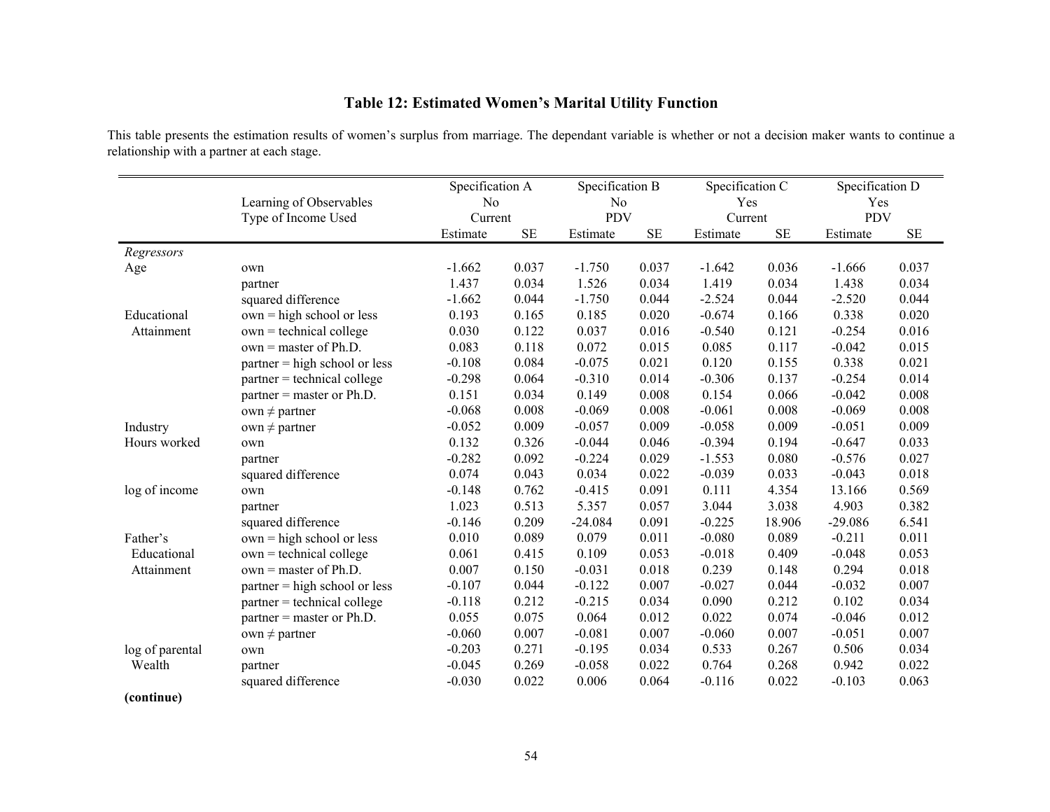## Table 12: Estimated Women's Marital Utility Function

This table presents the estimation results of women's surplus from marriage. The dependant variable is whether or not a decision maker wants to continue a relationship with a partner at each stage.

| | Learning of Observables | Specification A | | Specification B | | Specification C | | Specification D | |
|---|---|---|---|---|---|---|---|---|---|
| | Learning of Observables | No | | No | | Yes | | Yes | |
| | Type of Income Used | Current | | PDV | | Current | | PDV | |
| | | Estimate | SE | Estimate | SE | Estimate | SE | Estimate | SE |
| *Regressors* | | | | | | | | | |
| Age | own | -1.662 | 0.037 | -1.750 | 0.037 | -1.642 | 0.036 | -1.666 | 0.037 |
| | partner | 1.437 | 0.034 | 1.526 | 0.034 | 1.419 | 0.034 | 1.438 | 0.034 |
| | squared difference | -1.662 | 0.044 | -1.750 | 0.044 | -2.524 | 0.044 | -2.520 | 0.044 |
| Educational Attainment | own = high school or less | 0.193 | 0.165 | 0.185 | 0.020 | -0.674 | 0.166 | 0.338 | 0.020 |
| | own = technical college | 0.030 | 0.122 | 0.037 | 0.016 | -0.540 | 0.121 | -0.254 | 0.016 |
| | own = master of Ph.D. | 0.083 | 0.118 | 0.072 | 0.015 | 0.085 | 0.117 | -0.042 | 0.015 |
| | partner = high school or less | -0.108 | 0.084 | -0.075 | 0.021 | 0.120 | 0.155 | 0.338 | 0.021 |
| | partner = technical college | -0.298 | 0.064 | -0.310 | 0.014 | -0.306 | 0.137 | -0.254 | 0.014 |
| | partner = master or Ph.D. | 0.151 | 0.034 | 0.149 | 0.008 | 0.154 | 0.066 | -0.042 | 0.008 |
| | own ≠ partner | -0.068 | 0.008 | -0.069 | 0.008 | -0.061 | 0.008 | -0.069 | 0.008 |
| Industry | own ≠ partner | -0.052 | 0.009 | -0.057 | 0.009 | -0.058 | 0.009 | -0.051 | 0.009 |
| Hours worked | own | 0.132 | 0.326 | -0.044 | 0.046 | -0.394 | 0.194 | -0.647 | 0.033 |
| | partner | -0.282 | 0.092 | -0.224 | 0.029 | -1.553 | 0.080 | -0.576 | 0.027 |
| | squared difference | 0.074 | 0.043 | 0.034 | 0.022 | -0.039 | 0.033 | -0.043 | 0.018 |
| log of income | own | -0.148 | 0.762 | -0.415 | 0.091 | 0.111 | 4.354 | 13.166 | 0.569 |
| | partner | 1.023 | 0.513 | 5.357 | 0.057 | 3.044 | 3.038 | 4.903 | 0.382 |
| | squared difference | -0.146 | 0.209 | -24.084 | 0.091 | -0.225 | 18.906 | -29.086 | 6.541 |
| Father's Educational Attainment | own = high school or less | 0.010 | 0.089 | 0.079 | 0.011 | -0.080 | 0.089 | -0.211 | 0.011 |
| | own = technical college | 0.061 | 0.415 | 0.109 | 0.053 | -0.018 | 0.409 | -0.048 | 0.053 |
| | own = master of Ph.D. | 0.007 | 0.150 | -0.031 | 0.018 | 0.239 | 0.148 | 0.294 | 0.018 |
| | partner = high school or less | -0.107 | 0.044 | -0.122 | 0.007 | -0.027 | 0.044 | -0.032 | 0.007 |
| | partner = technical college | -0.118 | 0.212 | -0.215 | 0.034 | 0.090 | 0.212 | 0.102 | 0.034 |
| | partner = master or Ph.D. | 0.055 | 0.075 | 0.064 | 0.012 | 0.022 | 0.074 | -0.046 | 0.012 |
| | own ≠ partner | -0.060 | 0.007 | -0.081 | 0.007 | -0.060 | 0.007 | -0.051 | 0.007 |
| log of parental Wealth | own | -0.203 | 0.271 | -0.195 | 0.034 | 0.533 | 0.267 | 0.506 | 0.034 |
| | partner | -0.045 | 0.269 | -0.058 | 0.022 | 0.764 | 0.268 | 0.942 | 0.022 |
| | squared difference | -0.030 | 0.022 | 0.006 | 0.064 | -0.116 | 0.022 | -0.103 | 0.063 |

**(continue)**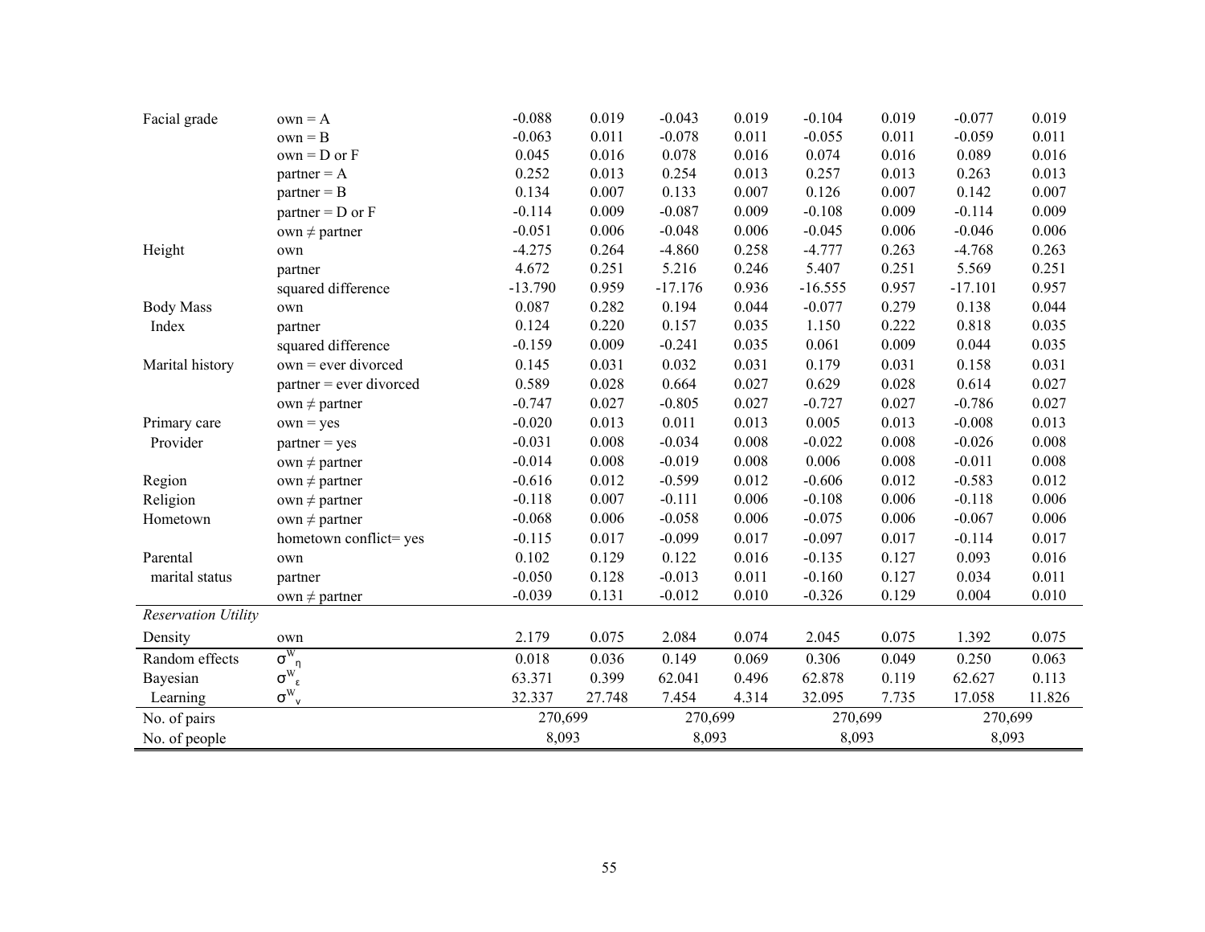| | | | | | | | | | |
|---|---|---|---|---|---|---|---|---|---|
| Facial grade | own = A | -0.088 | 0.019 | -0.043 | 0.019 | -0.104 | 0.019 | -0.077 | 0.019 |
| | own = B | -0.063 | 0.011 | -0.078 | 0.011 | -0.055 | 0.011 | -0.059 | 0.011 |
| | own = D or F | 0.045 | 0.016 | 0.078 | 0.016 | 0.074 | 0.016 | 0.089 | 0.016 |
| | partner = A | 0.252 | 0.013 | 0.254 | 0.013 | 0.257 | 0.013 | 0.263 | 0.013 |
| | partner = B | 0.134 | 0.007 | 0.133 | 0.007 | 0.126 | 0.007 | 0.142 | 0.007 |
| | partner = D or F | -0.114 | 0.009 | -0.087 | 0.009 | -0.108 | 0.009 | -0.114 | 0.009 |
| | own ≠ partner | -0.051 | 0.006 | -0.048 | 0.006 | -0.045 | 0.006 | -0.046 | 0.006 |
| Height | own | -4.275 | 0.264 | -4.860 | 0.258 | -4.777 | 0.263 | -4.768 | 0.263 |
| | partner | 4.672 | 0.251 | 5.216 | 0.246 | 5.407 | 0.251 | 5.569 | 0.251 |
| | squared difference | -13.790 | 0.959 | -17.176 | 0.936 | -16.555 | 0.957 | -17.101 | 0.957 |
| Body Mass Index | own | 0.087 | 0.282 | 0.194 | 0.044 | -0.077 | 0.279 | 0.138 | 0.044 |
| | partner | 0.124 | 0.220 | 0.157 | 0.035 | 1.150 | 0.222 | 0.818 | 0.035 |
| | squared difference | -0.159 | 0.009 | -0.241 | 0.035 | 0.061 | 0.009 | 0.044 | 0.035 |
| Marital history | own = ever divorced | 0.145 | 0.031 | 0.032 | 0.031 | 0.179 | 0.031 | 0.158 | 0.031 |
| | partner = ever divorced | 0.589 | 0.028 | 0.664 | 0.027 | 0.629 | 0.028 | 0.614 | 0.027 |
| | own ≠ partner | -0.747 | 0.027 | -0.805 | 0.027 | -0.727 | 0.027 | -0.786 | 0.027 |
| Primary care Provider | own = yes | -0.020 | 0.013 | 0.011 | 0.013 | 0.005 | 0.013 | -0.008 | 0.013 |
| | partner = yes | -0.031 | 0.008 | -0.034 | 0.008 | -0.022 | 0.008 | -0.026 | 0.008 |
| | own ≠ partner | -0.014 | 0.008 | -0.019 | 0.008 | 0.006 | 0.008 | -0.011 | 0.008 |
| Region | own ≠ partner | -0.616 | 0.012 | -0.599 | 0.012 | -0.606 | 0.012 | -0.583 | 0.012 |
| Religion | own ≠ partner | -0.118 | 0.007 | -0.111 | 0.006 | -0.108 | 0.006 | -0.118 | 0.006 |
| Hometown | own ≠ partner | -0.068 | 0.006 | -0.058 | 0.006 | -0.075 | 0.006 | -0.067 | 0.006 |
| | hometown conflict= yes | -0.115 | 0.017 | -0.099 | 0.017 | -0.097 | 0.017 | -0.114 | 0.017 |
| Parental marital status | own | 0.102 | 0.129 | 0.122 | 0.016 | -0.135 | 0.127 | 0.093 | 0.016 |
| | partner | -0.050 | 0.128 | -0.013 | 0.011 | -0.160 | 0.127 | 0.034 | 0.011 |
| | own ≠ partner | -0.039 | 0.131 | -0.012 | 0.010 | -0.326 | 0.129 | 0.004 | 0.010 |
| *Reservation Utility* | | | | | | | | | |
| Density | own | 2.179 | 0.075 | 2.084 | 0.074 | 2.045 | 0.075 | 1.392 | 0.075 |
| Random effects | $\sigma^W_\eta$ | 0.018 | 0.036 | 0.149 | 0.069 | 0.306 | 0.049 | 0.250 | 0.063 |
| Bayesian Learning | $\sigma^W_\varepsilon$ | 63.371 | 0.399 | 62.041 | 0.496 | 62.878 | 0.119 | 62.627 | 0.113 |
| | $\sigma^W_\nu$ | 32.337 | 27.748 | 7.454 | 4.314 | 32.095 | 7.735 | 17.058 | 11.826 |
| No. of pairs | | 270,699 | | 270,699 | | 270,699 | | 270,699 | |
| No. of people | | 8,093 | | 8,093 | | 8,093 | | 8,093 | |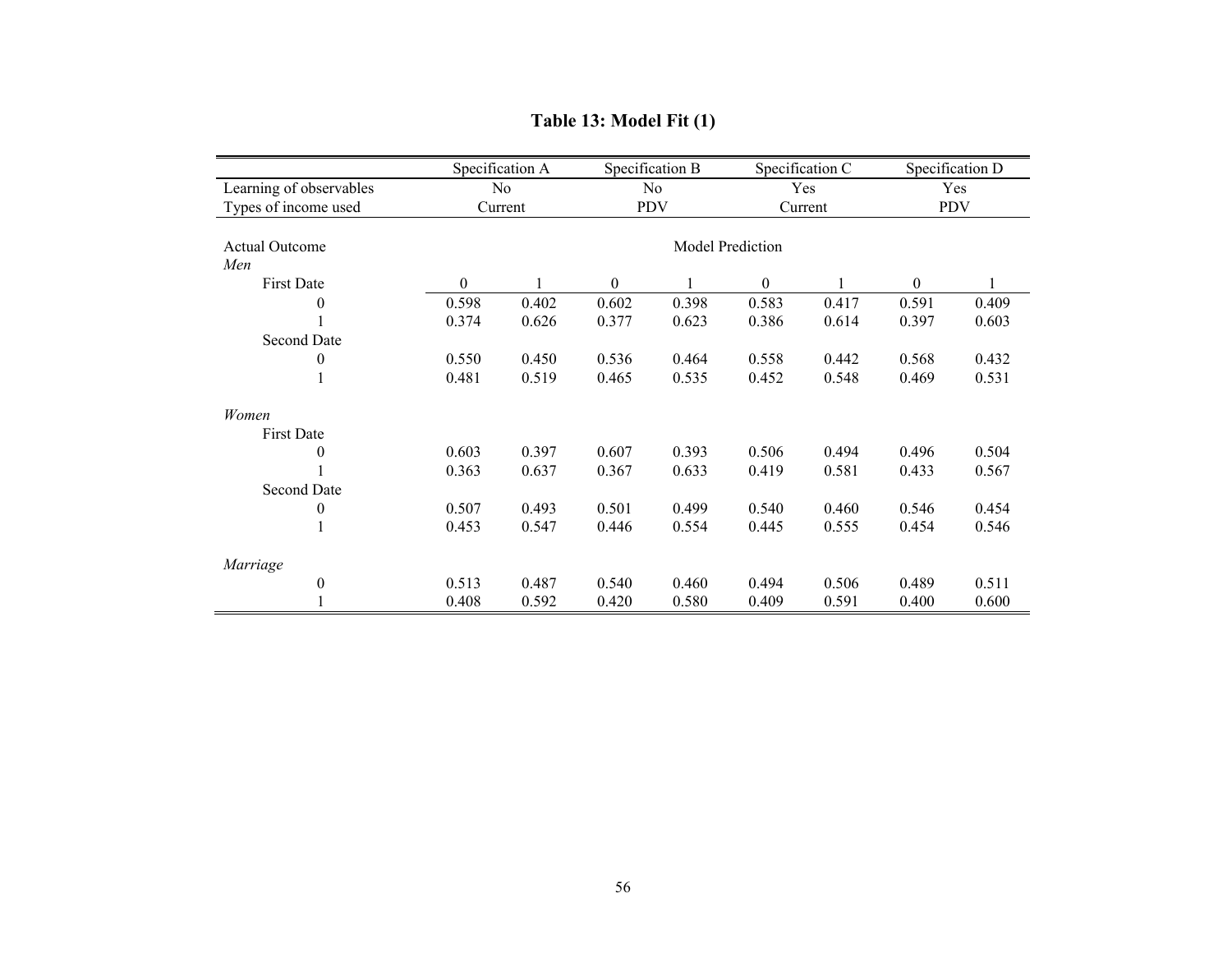# Table 13: Model Fit (1)

| | Specification A | | Specification B | | Specification C | | Specification D | |
|---|---|---|---|---|---|---|---|---|
| Learning of observables | No | | No | | Yes | | Yes | |
| Types of income used | Current | | PDV | | Current | | PDV | |
| Actual Outcome | Model Prediction | | | | | | | |
| *Men* | | | | | | | | |
| First Date | 0 | 1 | 0 | 1 | 0 | 1 | 0 | 1 |
| 0 | 0.598 | 0.402 | 0.602 | 0.398 | 0.583 | 0.417 | 0.591 | 0.409 |
| 1 | 0.374 | 0.626 | 0.377 | 0.623 | 0.386 | 0.614 | 0.397 | 0.603 |
| Second Date | | | | | | | | |
| 0 | 0.550 | 0.450 | 0.536 | 0.464 | 0.558 | 0.442 | 0.568 | 0.432 |
| 1 | 0.481 | 0.519 | 0.465 | 0.535 | 0.452 | 0.548 | 0.469 | 0.531 |
| *Women* | | | | | | | | |
| First Date | | | | | | | | |
| 0 | 0.603 | 0.397 | 0.607 | 0.393 | 0.506 | 0.494 | 0.496 | 0.504 |
| 1 | 0.363 | 0.637 | 0.367 | 0.633 | 0.419 | 0.581 | 0.433 | 0.567 |
| Second Date | | | | | | | | |
| 0 | 0.507 | 0.493 | 0.501 | 0.499 | 0.540 | 0.460 | 0.546 | 0.454 |
| 1 | 0.453 | 0.547 | 0.446 | 0.554 | 0.445 | 0.555 | 0.454 | 0.546 |
| *Marriage* | | | | | | | | |
| 0 | 0.513 | 0.487 | 0.540 | 0.460 | 0.494 | 0.506 | 0.489 | 0.511 |
| 1 | 0.408 | 0.592 | 0.420 | 0.580 | 0.409 | 0.591 | 0.400 | 0.600 |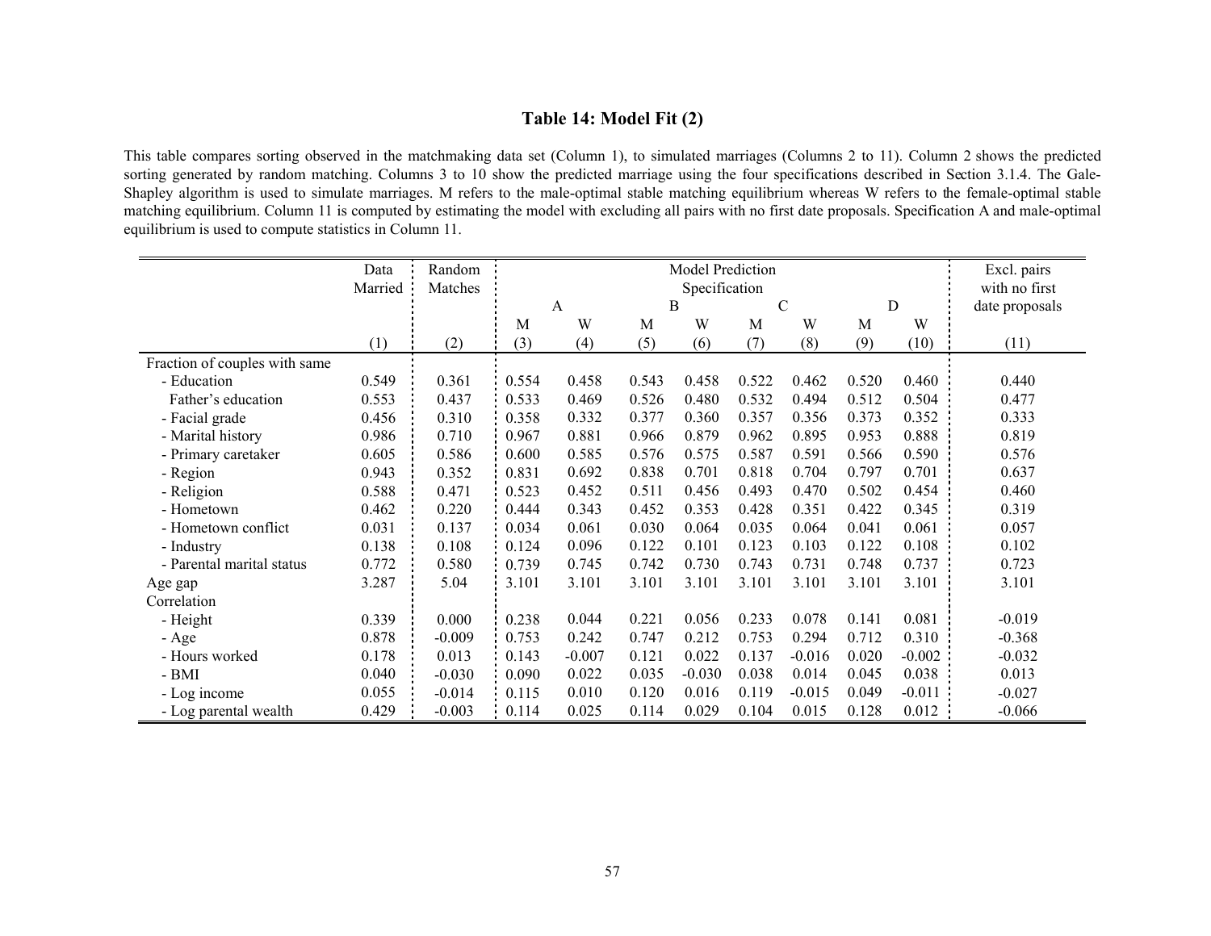## Table 14: Model Fit (2)

This table compares sorting observed in the matchmaking data set (Column 1), to simulated marriages (Columns 2 to 11). Column 2 shows the predicted sorting generated by random matching. Columns 3 to 10 show the predicted marriage using the four specifications described in Section 3.1.4. The Gale-Shapley algorithm is used to simulate marriages. M refers to the male-optimal stable matching equilibrium whereas W refers to the female-optimal stable matching equilibrium. Column 11 is computed by estimating the model with excluding all pairs with no first date proposals. Specification A and male-optimal equilibrium is used to compute statistics in Column 11.

| | Data Married | Random Matches | Model Prediction Specification | | | | | | | | Excl. pairs with no first date proposals |
|---|---|---|---|---|---|---|---|---|---|---|---|
| | | | A | | B | | C | | D | | |
| | | | M | W | M | W | M | W | M | W | |
| | (1) | (2) | (3) | (4) | (5) | (6) | (7) | (8) | (9) | (10) | (11) |
| Fraction of couples with same | | | | | | | | | | | |
| - Education | 0.549 | 0.361 | 0.554 | 0.458 | 0.543 | 0.458 | 0.522 | 0.462 | 0.520 | 0.460 | 0.440 |
| Father's education | 0.553 | 0.437 | 0.533 | 0.469 | 0.526 | 0.480 | 0.532 | 0.494 | 0.512 | 0.504 | 0.477 |
| - Facial grade | 0.456 | 0.310 | 0.358 | 0.332 | 0.377 | 0.360 | 0.357 | 0.356 | 0.373 | 0.352 | 0.333 |
| - Marital history | 0.986 | 0.710 | 0.967 | 0.881 | 0.966 | 0.879 | 0.962 | 0.895 | 0.953 | 0.888 | 0.819 |
| - Primary caretaker | 0.605 | 0.586 | 0.600 | 0.585 | 0.576 | 0.575 | 0.587 | 0.591 | 0.566 | 0.590 | 0.576 |
| - Region | 0.943 | 0.352 | 0.831 | 0.692 | 0.838 | 0.701 | 0.818 | 0.704 | 0.797 | 0.701 | 0.637 |
| - Religion | 0.588 | 0.471 | 0.523 | 0.452 | 0.511 | 0.456 | 0.493 | 0.470 | 0.502 | 0.454 | 0.460 |
| - Hometown | 0.462 | 0.220 | 0.444 | 0.343 | 0.452 | 0.353 | 0.428 | 0.351 | 0.422 | 0.345 | 0.319 |
| - Hometown conflict | 0.031 | 0.137 | 0.034 | 0.061 | 0.030 | 0.064 | 0.035 | 0.064 | 0.041 | 0.061 | 0.057 |
| - Industry | 0.138 | 0.108 | 0.124 | 0.096 | 0.122 | 0.101 | 0.123 | 0.103 | 0.122 | 0.108 | 0.102 |
| - Parental marital status | 0.772 | 0.580 | 0.739 | 0.745 | 0.742 | 0.730 | 0.743 | 0.731 | 0.748 | 0.737 | 0.723 |
| Age gap | 3.287 | 5.04 | 3.101 | 3.101 | 3.101 | 3.101 | 3.101 | 3.101 | 3.101 | 3.101 | 3.101 |
| Correlation | | | | | | | | | | | |
| - Height | 0.339 | 0.000 | 0.238 | 0.044 | 0.221 | 0.056 | 0.233 | 0.078 | 0.141 | 0.081 | -0.019 |
| - Age | 0.878 | -0.009 | 0.753 | 0.242 | 0.747 | 0.212 | 0.753 | 0.294 | 0.712 | 0.310 | -0.368 |
| - Hours worked | 0.178 | 0.013 | 0.143 | -0.007 | 0.121 | 0.022 | 0.137 | -0.016 | 0.020 | -0.002 | -0.032 |
| - BMI | 0.040 | -0.030 | 0.090 | 0.022 | 0.035 | -0.030 | 0.038 | 0.014 | 0.045 | 0.038 | 0.013 |
| - Log income | 0.055 | -0.014 | 0.115 | 0.010 | 0.120 | 0.016 | 0.119 | -0.015 | 0.049 | -0.011 | -0.027 |
| - Log parental wealth | 0.429 | -0.003 | 0.114 | 0.025 | 0.114 | 0.029 | 0.104 | 0.015 | 0.128 | 0.012 | -0.066 |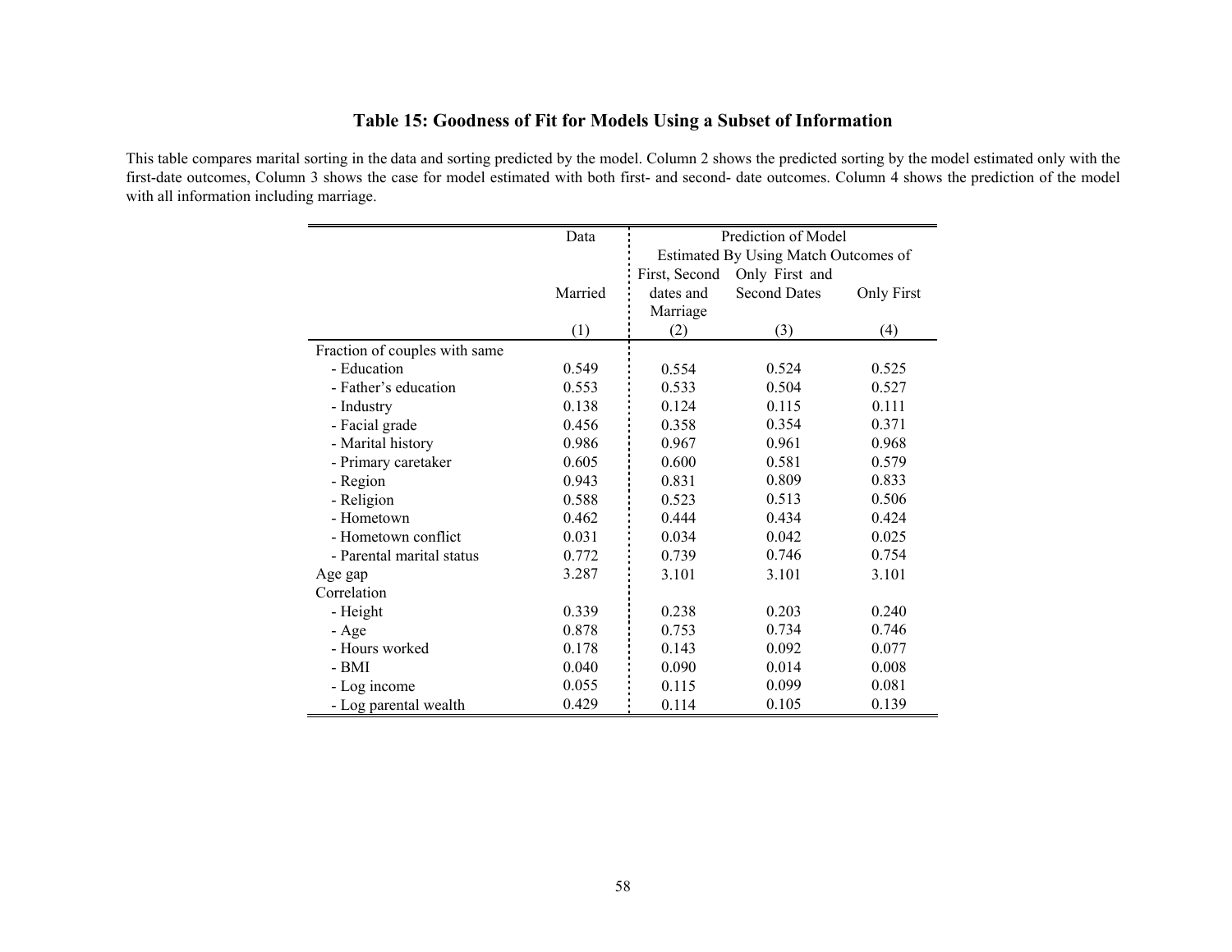### Table 15: Goodness of Fit for Models Using a Subset of Information

This table compares marital sorting in the data and sorting predicted by the model. Column 2 shows the predicted sorting by the model estimated only with the first-date outcomes, Column 3 shows the case for model estimated with both first- and second- date outcomes. Column 4 shows the prediction of the model with all information including marriage.

| | Data | Prediction of Model | | |
|---|---|---|---|---|
| | | Estimated By Using Match Outcomes of | | |
| | Married | First, Second dates and Marriage | Only First and Second Dates | Only First |
| | (1) | (2) | (3) | (4) |
| Fraction of couples with same | | | | |
| - Education | 0.549 | 0.554 | 0.524 | 0.525 |
| - Father's education | 0.553 | 0.533 | 0.504 | 0.527 |
| - Industry | 0.138 | 0.124 | 0.115 | 0.111 |
| - Facial grade | 0.456 | 0.358 | 0.354 | 0.371 |
| - Marital history | 0.986 | 0.967 | 0.961 | 0.968 |
| - Primary caretaker | 0.605 | 0.600 | 0.581 | 0.579 |
| - Region | 0.943 | 0.831 | 0.809 | 0.833 |
| - Religion | 0.588 | 0.523 | 0.513 | 0.506 |
| - Hometown | 0.462 | 0.444 | 0.434 | 0.424 |
| - Hometown conflict | 0.031 | 0.034 | 0.042 | 0.025 |
| - Parental marital status | 0.772 | 0.739 | 0.746 | 0.754 |
| Age gap | 3.287 | 3.101 | 3.101 | 3.101 |
| Correlation | | | | |
| - Height | 0.339 | 0.238 | 0.203 | 0.240 |
| - Age | 0.878 | 0.753 | 0.734 | 0.746 |
| - Hours worked | 0.178 | 0.143 | 0.092 | 0.077 |
| - BMI | 0.040 | 0.090 | 0.014 | 0.008 |
| - Log income | 0.055 | 0.115 | 0.099 | 0.081 |
| - Log parental wealth | 0.429 | 0.114 | 0.105 | 0.139 |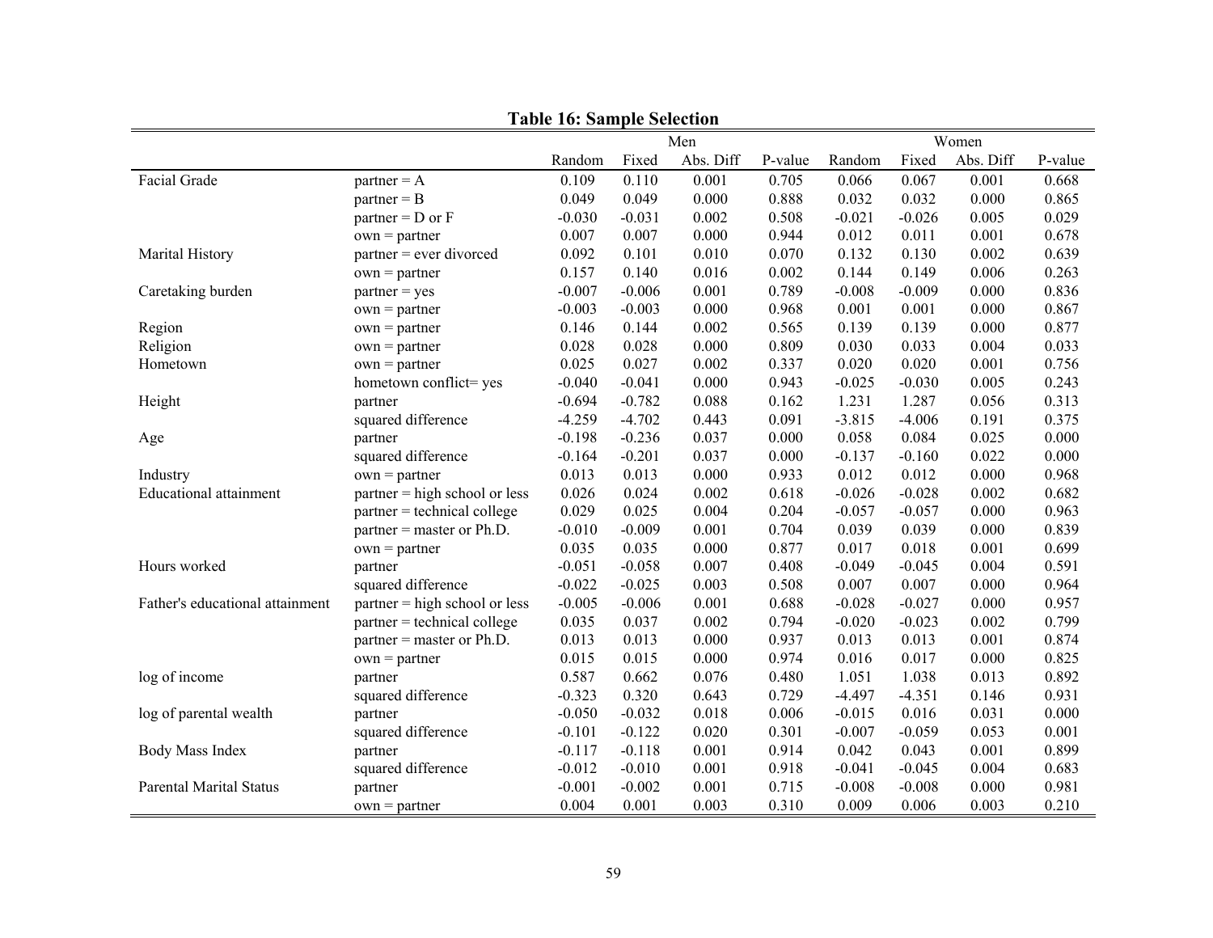**Table 16: Sample Selection**

| | | Men | | | | Women | | | |
|---|---|---|---|---|---|---|---|---|---|
| | | Random | Fixed | Abs. Diff | P-value | Random | Fixed | Abs. Diff | P-value |
| Facial Grade | partner = A | 0.109 | 0.110 | 0.001 | 0.705 | 0.066 | 0.067 | 0.001 | 0.668 |
| | partner = B | 0.049 | 0.049 | 0.000 | 0.888 | 0.032 | 0.032 | 0.000 | 0.865 |
| | partner = D or F | -0.030 | -0.031 | 0.002 | 0.508 | -0.021 | -0.026 | 0.005 | 0.029 |
| | own = partner | 0.007 | 0.007 | 0.000 | 0.944 | 0.012 | 0.011 | 0.001 | 0.678 |
| Marital History | partner = ever divorced | 0.092 | 0.101 | 0.010 | 0.070 | 0.132 | 0.130 | 0.002 | 0.639 |
| | own = partner | 0.157 | 0.140 | 0.016 | 0.002 | 0.144 | 0.149 | 0.006 | 0.263 |
| Caretaking burden | partner = yes | -0.007 | -0.006 | 0.001 | 0.789 | -0.008 | -0.009 | 0.000 | 0.836 |
| | own = partner | -0.003 | -0.003 | 0.000 | 0.968 | 0.001 | 0.001 | 0.000 | 0.867 |
| Region | own = partner | 0.146 | 0.144 | 0.002 | 0.565 | 0.139 | 0.139 | 0.000 | 0.877 |
| Religion | own = partner | 0.028 | 0.028 | 0.000 | 0.809 | 0.030 | 0.033 | 0.004 | 0.033 |
| Hometown | own = partner | 0.025 | 0.027 | 0.002 | 0.337 | 0.020 | 0.020 | 0.001 | 0.756 |
| | hometown conflict= yes | -0.040 | -0.041 | 0.000 | 0.943 | -0.025 | -0.030 | 0.005 | 0.243 |
| Height | partner | -0.694 | -0.782 | 0.088 | 0.162 | 1.231 | 1.287 | 0.056 | 0.313 |
| | squared difference | -4.259 | -4.702 | 0.443 | 0.091 | -3.815 | -4.006 | 0.191 | 0.375 |
| Age | partner | -0.198 | -0.236 | 0.037 | 0.000 | 0.058 | 0.084 | 0.025 | 0.000 |
| | squared difference | -0.164 | -0.201 | 0.037 | 0.000 | -0.137 | -0.160 | 0.022 | 0.000 |
| Industry | own = partner | 0.013 | 0.013 | 0.000 | 0.933 | 0.012 | 0.012 | 0.000 | 0.968 |
| Educational attainment | partner = high school or less | 0.026 | 0.024 | 0.002 | 0.618 | -0.026 | -0.028 | 0.002 | 0.682 |
| | partner = technical college | 0.029 | 0.025 | 0.004 | 0.204 | -0.057 | -0.057 | 0.000 | 0.963 |
| | partner = master or Ph.D. | -0.010 | -0.009 | 0.001 | 0.704 | 0.039 | 0.039 | 0.000 | 0.839 |
| | own = partner | 0.035 | 0.035 | 0.000 | 0.877 | 0.017 | 0.018 | 0.001 | 0.699 |
| Hours worked | partner | -0.051 | -0.058 | 0.007 | 0.408 | -0.049 | -0.045 | 0.004 | 0.591 |
| | squared difference | -0.022 | -0.025 | 0.003 | 0.508 | 0.007 | 0.007 | 0.000 | 0.964 |
| Father's educational attainment | partner = high school or less | -0.005 | -0.006 | 0.001 | 0.688 | -0.028 | -0.027 | 0.000 | 0.957 |
| | partner = technical college | 0.035 | 0.037 | 0.002 | 0.794 | -0.020 | -0.023 | 0.002 | 0.799 |
| | partner = master or Ph.D. | 0.013 | 0.013 | 0.000 | 0.937 | 0.013 | 0.013 | 0.001 | 0.874 |
| | own = partner | 0.015 | 0.015 | 0.000 | 0.974 | 0.016 | 0.017 | 0.000 | 0.825 |
| log of income | partner | 0.587 | 0.662 | 0.076 | 0.480 | 1.051 | 1.038 | 0.013 | 0.892 |
| | squared difference | -0.323 | 0.320 | 0.643 | 0.729 | -4.497 | -4.351 | 0.146 | 0.931 |
| log of parental wealth | partner | -0.050 | -0.032 | 0.018 | 0.006 | -0.015 | 0.016 | 0.031 | 0.000 |
| | squared difference | -0.101 | -0.122 | 0.020 | 0.301 | -0.007 | -0.059 | 0.053 | 0.001 |
| Body Mass Index | partner | -0.117 | -0.118 | 0.001 | 0.914 | 0.042 | 0.043 | 0.001 | 0.899 |
| | squared difference | -0.012 | -0.010 | 0.001 | 0.918 | -0.041 | -0.045 | 0.004 | 0.683 |
| Parental Marital Status | partner | -0.001 | -0.002 | 0.001 | 0.715 | -0.008 | -0.008 | 0.000 | 0.981 |
| | own = partner | 0.004 | 0.001 | 0.003 | 0.310 | 0.009 | 0.006 | 0.003 | 0.210 |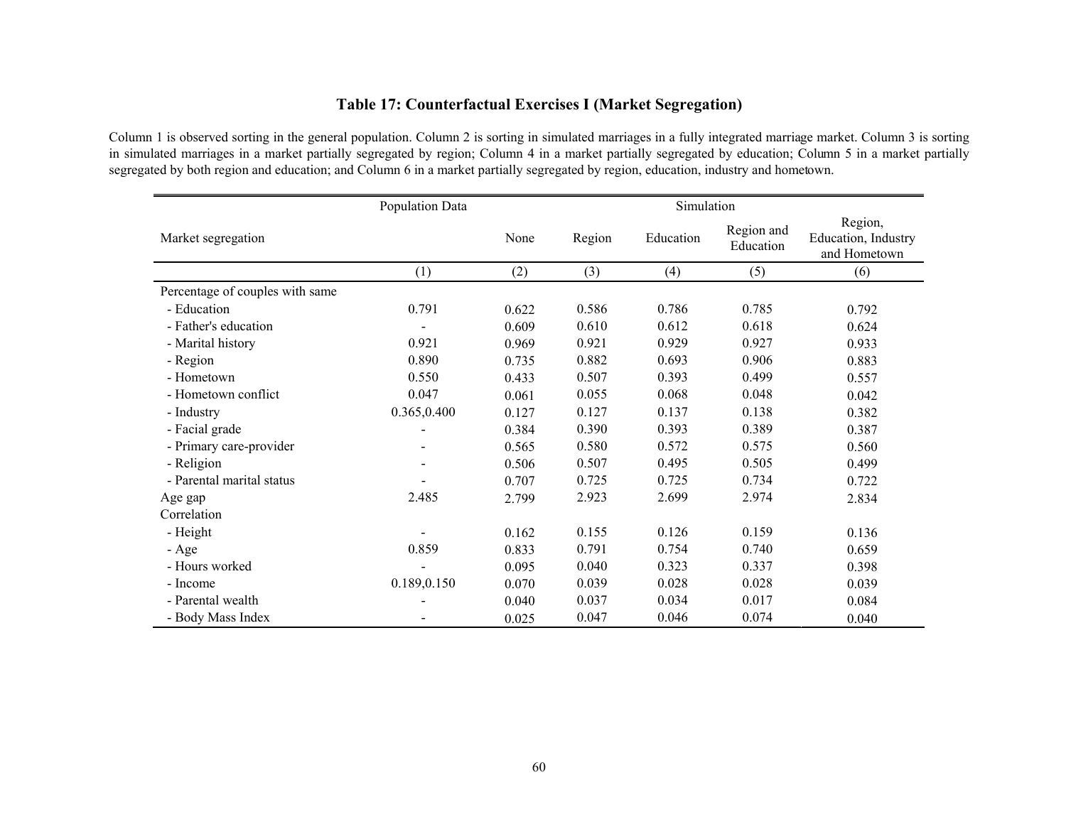### Table 17: Counterfactual Exercises I (Market Segregation)

Column 1 is observed sorting in the general population. Column 2 is sorting in simulated marriages in a fully integrated marriage market. Column 3 is sorting in simulated marriages in a market partially segregated by region; Column 4 in a market partially segregated by education; Column 5 in a market partially segregated by both region and education; and Column 6 in a market partially segregated by region, education, industry and hometown.

| | Population Data | Simulation | | | | |
|---|---|---|---|---|---|---|
| Market segregation | | None | Region | Education | Region and Education | Region, Education, Industry and Hometown |
| | (1) | (2) | (3) | (4) | (5) | (6) |
| Percentage of couples with same | | | | | | |
| - Education | 0.791 | 0.622 | 0.586 | 0.786 | 0.785 | 0.792 |
| - Father's education | - | 0.609 | 0.610 | 0.612 | 0.618 | 0.624 |
| - Marital history | 0.921 | 0.969 | 0.921 | 0.929 | 0.927 | 0.933 |
| - Region | 0.890 | 0.735 | 0.882 | 0.693 | 0.906 | 0.883 |
| - Hometown | 0.550 | 0.433 | 0.507 | 0.393 | 0.499 | 0.557 |
| - Hometown conflict | 0.047 | 0.061 | 0.055 | 0.068 | 0.048 | 0.042 |
| - Industry | 0.365,0.400 | 0.127 | 0.127 | 0.137 | 0.138 | 0.382 |
| - Facial grade | - | 0.384 | 0.390 | 0.393 | 0.389 | 0.387 |
| - Primary care-provider | - | 0.565 | 0.580 | 0.572 | 0.575 | 0.560 |
| - Religion | - | 0.506 | 0.507 | 0.495 | 0.505 | 0.499 |
| - Parental marital status | - | 0.707 | 0.725 | 0.725 | 0.734 | 0.722 |
| Age gap | 2.485 | 2.799 | 2.923 | 2.699 | 2.974 | 2.834 |
| Correlation | | | | | | |
| - Height | - | 0.162 | 0.155 | 0.126 | 0.159 | 0.136 |
| - Age | 0.859 | 0.833 | 0.791 | 0.754 | 0.740 | 0.659 |
| - Hours worked | - | 0.095 | 0.040 | 0.323 | 0.337 | 0.398 |
| - Income | 0.189,0.150 | 0.070 | 0.039 | 0.028 | 0.028 | 0.039 |
| - Parental wealth | - | 0.040 | 0.037 | 0.034 | 0.017 | 0.084 |
| - Body Mass Index | - | 0.025 | 0.047 | 0.046 | 0.074 | 0.040 |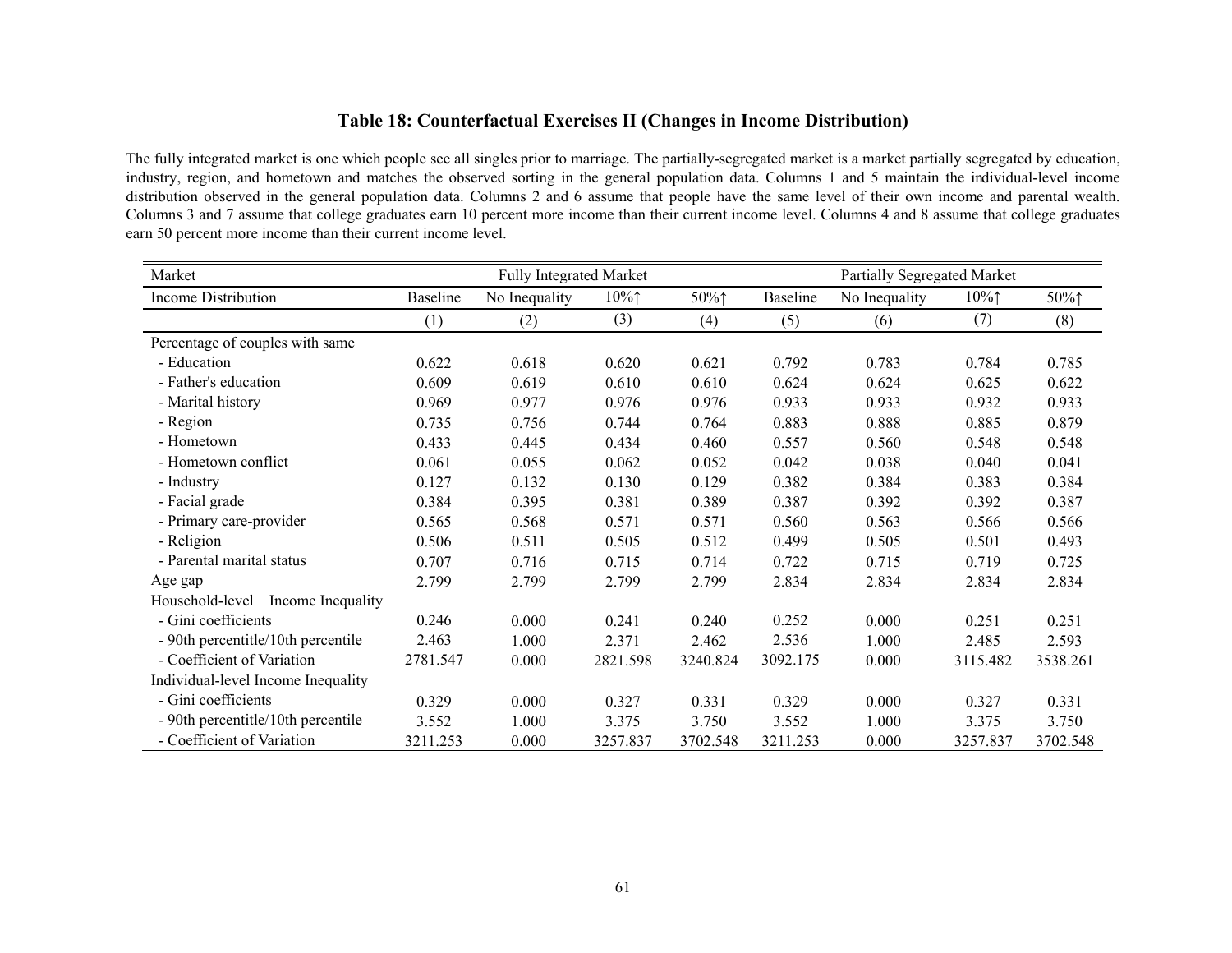# Table 18: Counterfactual Exercises II (Changes in Income Distribution)

The fully integrated market is one which people see all singles prior to marriage. The partially-segregated market is a market partially segregated by education, industry, region, and hometown and matches the observed sorting in the general population data. Columns 1 and 5 maintain the individual-level income distribution observed in the general population data. Columns 2 and 6 assume that people have the same level of their own income and parental wealth. Columns 3 and 7 assume that college graduates earn 10 percent more income than their current income level. Columns 4 and 8 assume that college graduates earn 50 percent more income than their current income level.

| Market | Fully Integrated Market | | | | Partially Segregated Market | | | |
|---|---|---|---|---|---|---|---|---|
| Income Distribution | Baseline | No Inequality | 10%↑ | 50%↑ | Baseline | No Inequality | 10%↑ | 50%↑ |
| | (1) | (2) | (3) | (4) | (5) | (6) | (7) | (8) |
| Percentage of couples with same | | | | | | | | |
| - Education | 0.622 | 0.618 | 0.620 | 0.621 | 0.792 | 0.783 | 0.784 | 0.785 |
| - Father's education | 0.609 | 0.619 | 0.610 | 0.610 | 0.624 | 0.624 | 0.625 | 0.622 |
| - Marital history | 0.969 | 0.977 | 0.976 | 0.976 | 0.933 | 0.933 | 0.932 | 0.933 |
| - Region | 0.735 | 0.756 | 0.744 | 0.764 | 0.883 | 0.888 | 0.885 | 0.879 |
| - Hometown | 0.433 | 0.445 | 0.434 | 0.460 | 0.557 | 0.560 | 0.548 | 0.548 |
| - Hometown conflict | 0.061 | 0.055 | 0.062 | 0.052 | 0.042 | 0.038 | 0.040 | 0.041 |
| - Industry | 0.127 | 0.132 | 0.130 | 0.129 | 0.382 | 0.384 | 0.383 | 0.384 |
| - Facial grade | 0.384 | 0.395 | 0.381 | 0.389 | 0.387 | 0.392 | 0.392 | 0.387 |
| - Primary care-provider | 0.565 | 0.568 | 0.571 | 0.571 | 0.560 | 0.563 | 0.566 | 0.566 |
| - Religion | 0.506 | 0.511 | 0.505 | 0.512 | 0.499 | 0.505 | 0.501 | 0.493 |
| - Parental marital status | 0.707 | 0.716 | 0.715 | 0.714 | 0.722 | 0.715 | 0.719 | 0.725 |
| Age gap | 2.799 | 2.799 | 2.799 | 2.799 | 2.834 | 2.834 | 2.834 | 2.834 |
| Household-level Income Inequality | | | | | | | | |
| - Gini coefficients | 0.246 | 0.000 | 0.241 | 0.240 | 0.252 | 0.000 | 0.251 | 0.251 |
| - 90th percentile/10th percentile | 2.463 | 1.000 | 2.371 | 2.462 | 2.536 | 1.000 | 2.485 | 2.593 |
| - Coefficient of Variation | 2781.547 | 0.000 | 2821.598 | 3240.824 | 3092.175 | 0.000 | 3115.482 | 3538.261 |
| Individual-level Income Inequality | | | | | | | | |
| - Gini coefficients | 0.329 | 0.000 | 0.327 | 0.331 | 0.329 | 0.000 | 0.327 | 0.331 |
| - 90th percentitle/10th percentile | 3.552 | 1.000 | 3.375 | 3.750 | 3.552 | 1.000 | 3.375 | 3.750 |
| - Coefficient of Variation | 3211.253 | 0.000 | 3257.837 | 3702.548 | 3211.253 | 0.000 | 3257.837 | 3702.548 |